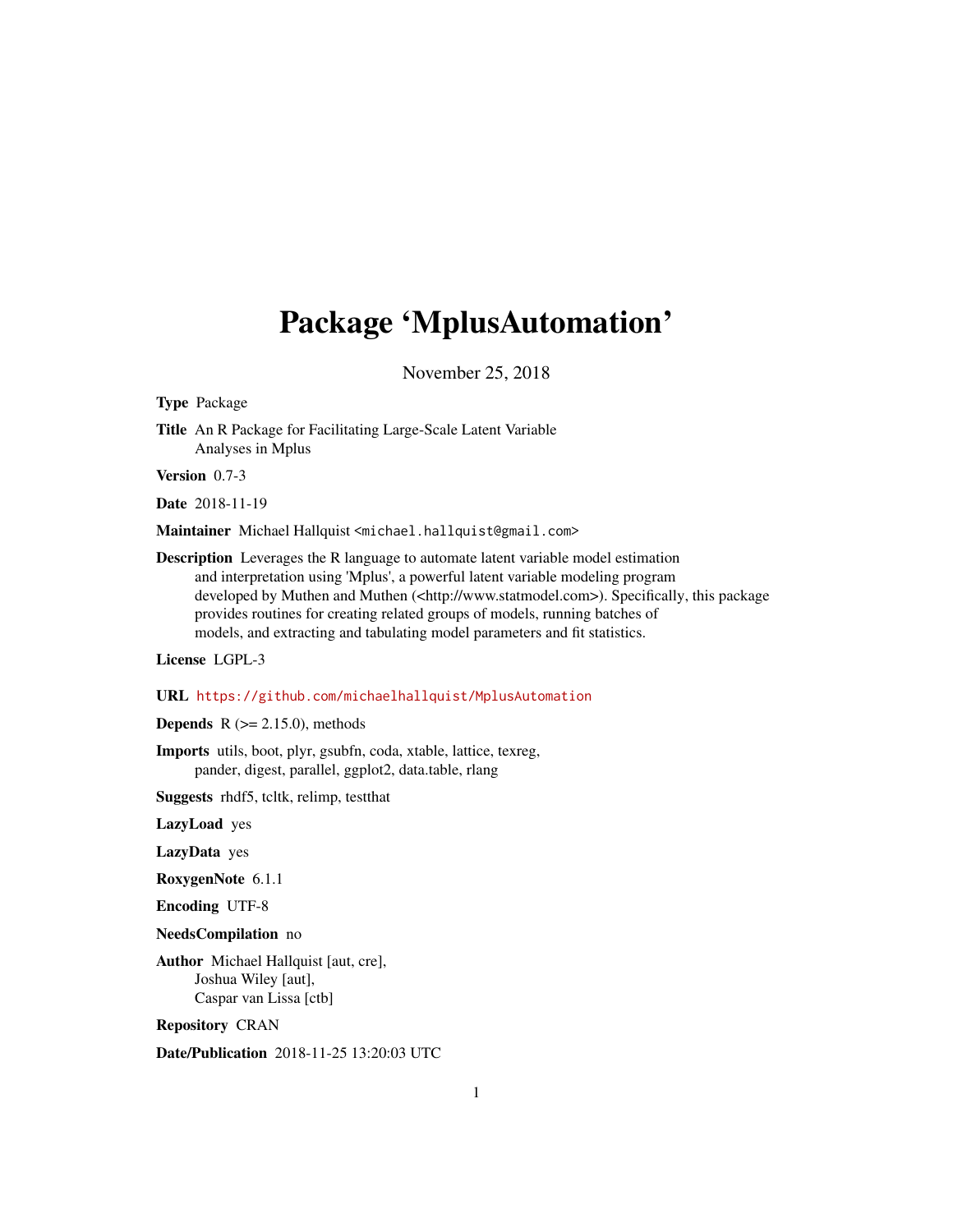# Package 'MplusAutomation'

November 25, 2018

**Type** Package

**Title** An R Package for Facilitating Large-Scale Latent Variable Analyses in Mplus

**Version** 0.7-3

**Date** 2018-11-19

**Maintainer** Michael Hallquist <michael.hallquist@gmail.com>

**Description** Leverages the R language to automate latent variable model estimation and interpretation using 'Mplus', a powerful latent variable modeling program developed by Muthen and Muthen (<http://www.statmodel.com>). Specifically, this package provides routines for creating related groups of models, running batches of models, and extracting and tabulating model parameters and fit statistics.

**License** LGPL-3

**URL** https://github.com/michaelhallquist/MplusAutomation

**Depends** R (>= 2.15.0), methods

**Imports** utils, boot, plyr, gsubfn, coda, xtable, lattice, texreg, pander, digest, parallel, ggplot2, data.table, rlang

**Suggests** rhdf5, tcltk, relimp, testthat

**LazyLoad** yes

**LazyData** yes

**RoxygenNote** 6.1.1

**Encoding** UTF-8

**NeedsCompilation** no

**Author** Michael Hallquist [aut, cre],
Joshua Wiley [aut],
Caspar van Lissa [ctb]

**Repository** CRAN

**Date/Publication** 2018-11-25 13:20:03 UTC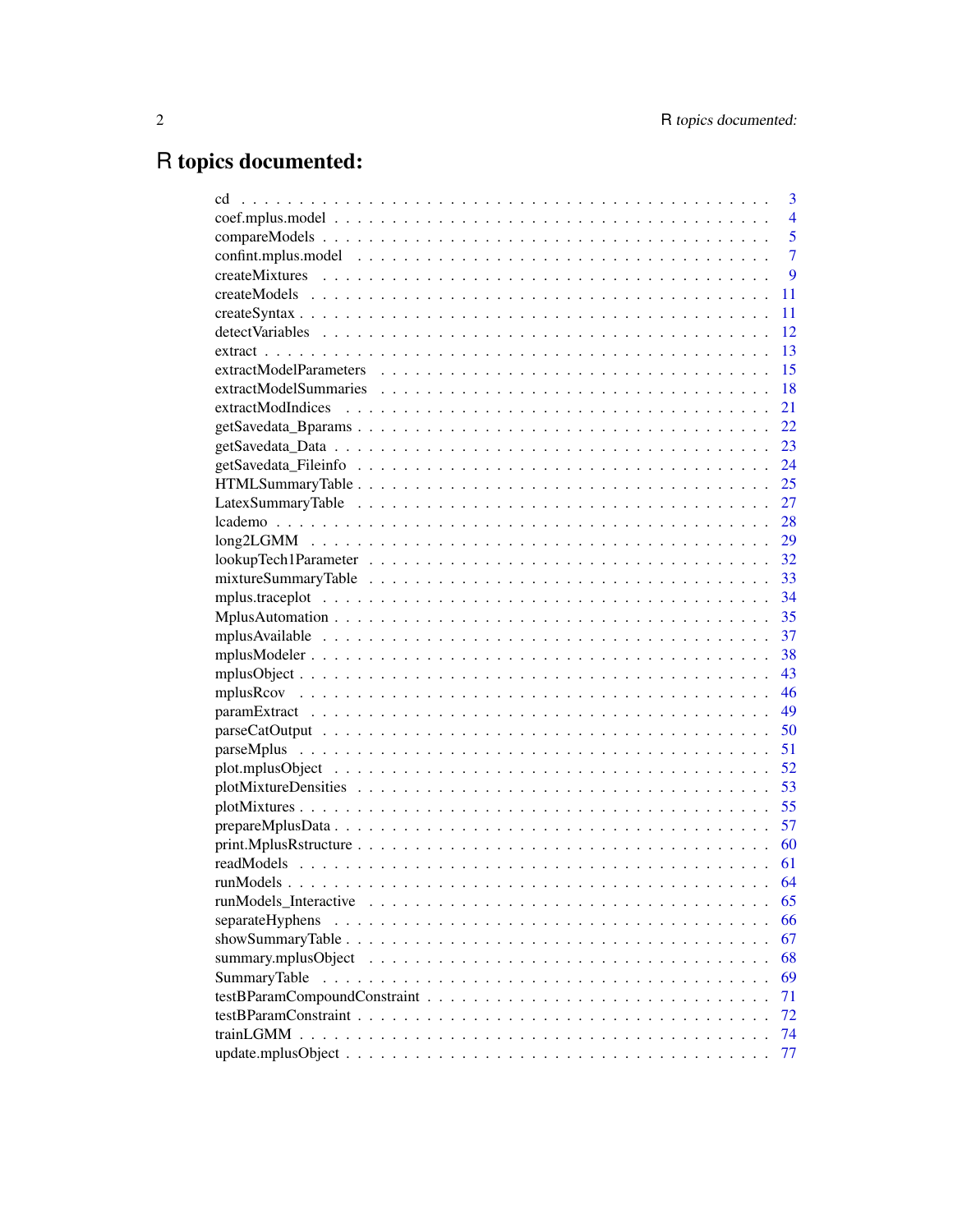# R topics documented:

| | |
|---|---|
| cd | 3 |
| coef.mplus.model | 4 |
| compareModels | 5 |
| confint.mplus.model | 7 |
| createMixtures | 9 |
| createModels | 11 |
| createSyntax | 11 |
| detectVariables | 12 |
| extract | 13 |
| extractModelParameters | 15 |
| extractModelSummaries | 18 |
| extractModIndices | 21 |
| getSavedata_Bparams | 22 |
| getSavedata_Data | 23 |
| getSavedata_Fileinfo | 24 |
| HTMLSummaryTable | 25 |
| LatexSummaryTable | 27 |
| lcademo | 28 |
| long2LGMM | 29 |
| lookupTech1Parameter | 32 |
| mixtureSummaryTable | 33 |
| mplus.traceplot | 34 |
| MplusAutomation | 35 |
| mplusAvailable | 37 |
| mplusModeler | 38 |
| mplusObject | 43 |
| mplusRcov | 46 |
| paramExtract | 49 |
| parseCatOutput | 50 |
| parseMplus | 51 |
| plot.mplusObject | 52 |
| plotMixtureDensities | 53 |
| plotMixtures | 55 |
| prepareMplusData | 57 |
| print.MplusRstructure | 60 |
| readModels | 61 |
| runModels | 64 |
| runModels_Interactive | 65 |
| separateHyphens | 66 |
| showSummaryTable | 67 |
| summary.mplusObject | 68 |
| SummaryTable | 69 |
| testBParamCompoundConstraint | 71 |
| testBParamConstraint | 72 |
| trainLGMM | 74 |
| update.mplusObject | 77 |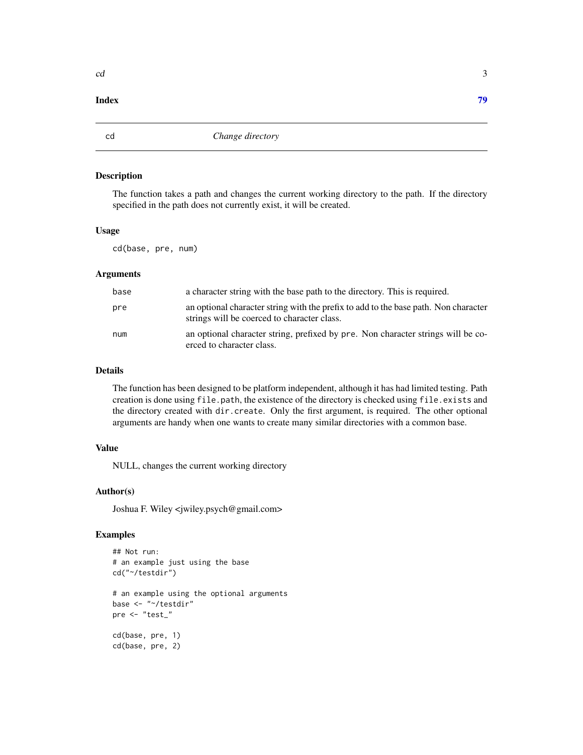**Index** **79**

---

`cd` *Change directory*

---

## Description

The function takes a path and changes the current working directory to the path. If the directory specified in the path does not currently exist, it will be created.

## Usage

```
cd(base, pre, num)
```

## Arguments

| | |
|---|---|
| `base` | a character string with the base path to the directory. This is required. |
| `pre` | an optional character string with the prefix to add to the base path. Non character strings will be coerced to character class. |
| `num` | an optional character string, prefixed by `pre`. Non character strings will be coerced to character class. |

## Details

The function has been designed to be platform independent, although it has had limited testing. Path creation is done using `file.path`, the existence of the directory is checked using `file.exists` and the directory created with `dir.create`. Only the first argument, is required. The other optional arguments are handy when one wants to create many similar directories with a common base.

## Value

NULL, changes the current working directory

## Author(s)

Joshua F. Wiley <jwiley.psych@gmail.com>

## Examples

```
## Not run:
# an example just using the base
cd("~/testdir")

# an example using the optional arguments
base <- "~/testdir"
pre <- "test_"

cd(base, pre, 1)
cd(base, pre, 2)
```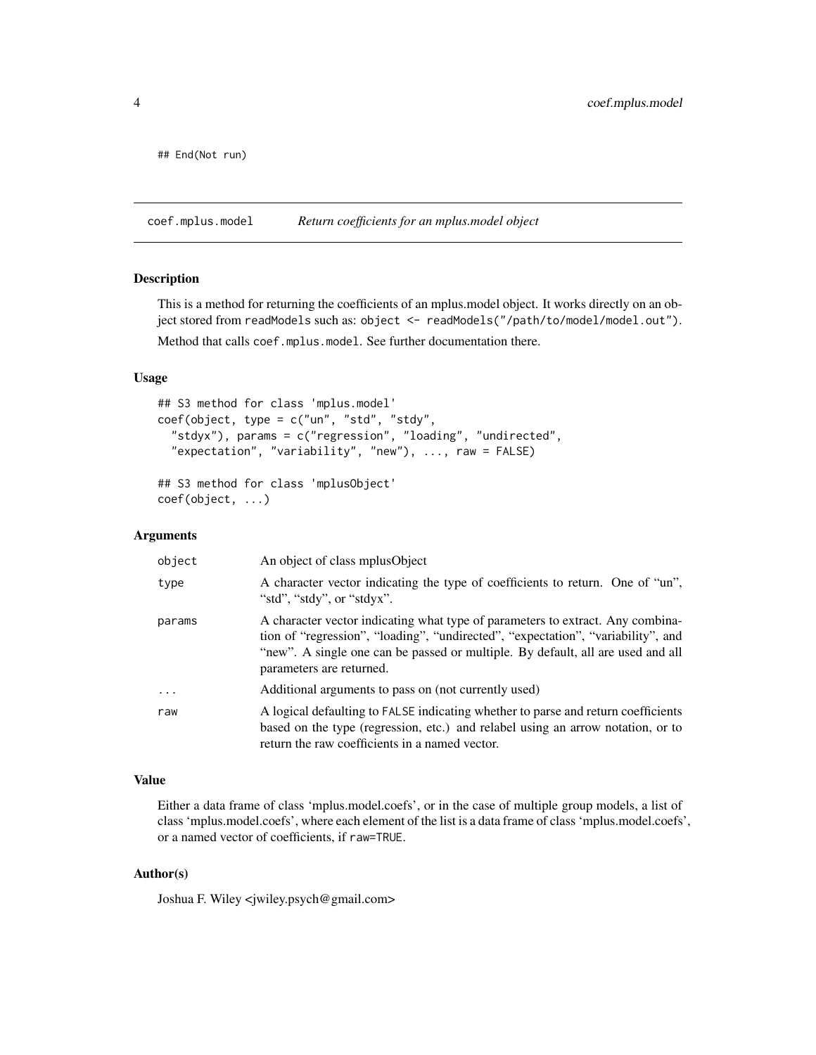```
## End(Not run)
```

## coef.mplus.model — *Return coefficients for an mplus.model object*

### Description

This is a method for returning the coefficients of an mplus.model object. It works directly on an object stored from `readModels` such as: `object <- readModels("/path/to/model/model.out")`.

Method that calls `coef.mplus.model`. See further documentation there.

### Usage

```
## S3 method for class 'mplus.model'
coef(object, type = c("un", "std", "stdy",
  "stdyx"), params = c("regression", "loading", "undirected",
  "expectation", "variability", "new"), ..., raw = FALSE)

## S3 method for class 'mplusObject'
coef(object, ...)
```

### Arguments

| | |
|---|---|
| `object` | An object of class mplusObject |
| `type` | A character vector indicating the type of coefficients to return. One of "un", "std", "stdy", or "stdyx". |
| `params` | A character vector indicating what type of parameters to extract. Any combination of "regression", "loading", "undirected", "expectation", "variability", and "new". A single one can be passed or multiple. By default, all are used and all parameters are returned. |
| `...` | Additional arguments to pass on (not currently used) |
| `raw` | A logical defaulting to `FALSE` indicating whether to parse and return coefficients based on the type (regression, etc.) and relabel using an arrow notation, or to return the raw coefficients in a named vector. |

### Value

Either a data frame of class 'mplus.model.coefs', or in the case of multiple group models, a list of class 'mplus.model.coefs', where each element of the list is a data frame of class 'mplus.model.coefs', or a named vector of coefficients, if `raw=TRUE`.

### Author(s)

Joshua F. Wiley <jwiley.psych@gmail.com>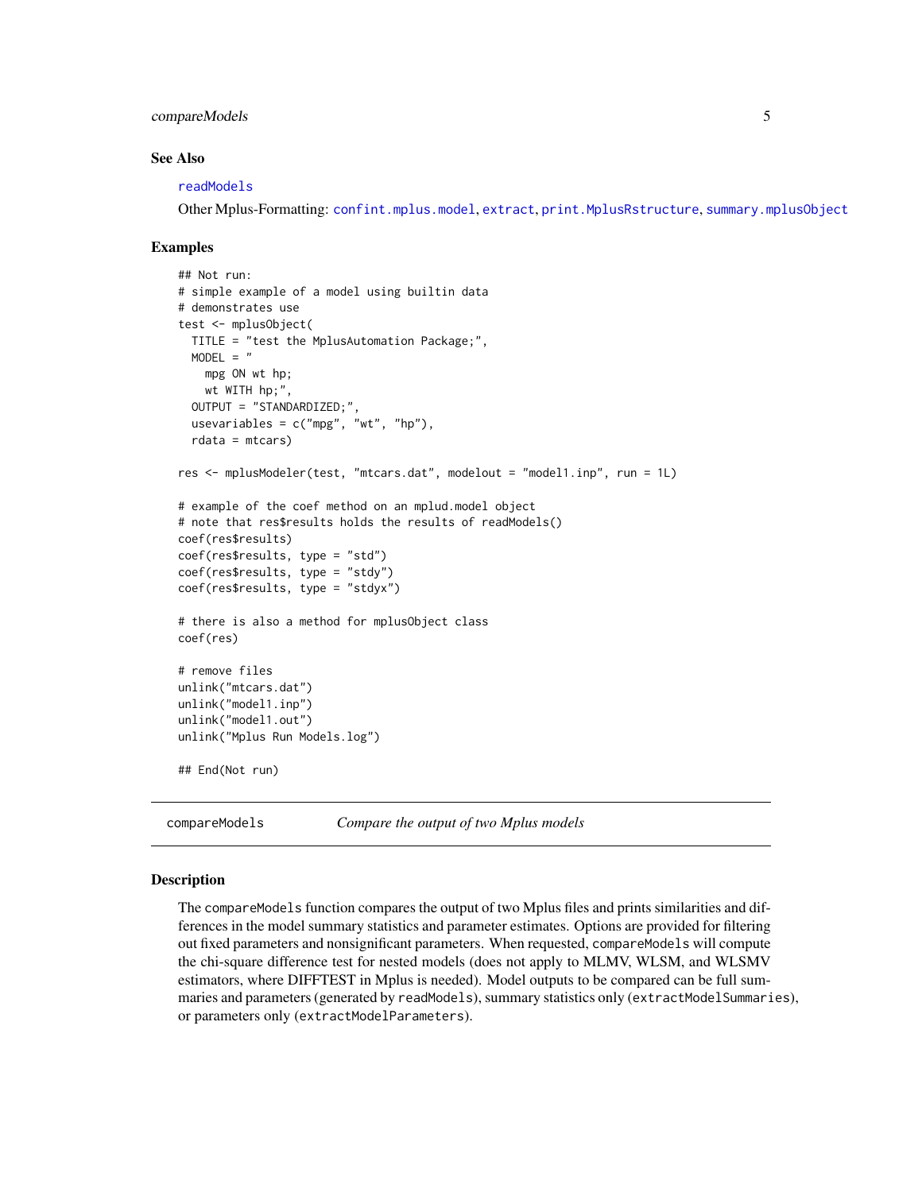### See Also

readModels

Other Mplus-Formatting: confint.mplus.model, extract, print.MplusRstructure, summary.mplusObject

### Examples

```
## Not run:
# simple example of a model using builtin data
# demonstrates use
test <- mplusObject(
  TITLE = "test the MplusAutomation Package;",
  MODEL = "
    mpg ON wt hp;
    wt WITH hp;",
  OUTPUT = "STANDARDIZED;",
  usevariables = c("mpg", "wt", "hp"),
  rdata = mtcars)

res <- mplusModeler(test, "mtcars.dat", modelout = "model1.inp", run = 1L)

# example of the coef method on an mplud.model object
# note that res$results holds the results of readModels()
coef(res$results)
coef(res$results, type = "std")
coef(res$results, type = "stdy")
coef(res$results, type = "stdyx")

# there is also a method for mplusObject class
coef(res)

# remove files
unlink("mtcars.dat")
unlink("model1.inp")
unlink("model1.out")
unlink("Mplus Run Models.log")

## End(Not run)
```

---

## compareModels *Compare the output of two Mplus models*

### Description

The compareModels function compares the output of two Mplus files and prints similarities and differences in the model summary statistics and parameter estimates. Options are provided for filtering out fixed parameters and nonsignificant parameters. When requested, compareModels will compute the chi-square difference test for nested models (does not apply to MLMV, WLSM, and WLSMV estimators, where DIFFTEST in Mplus is needed). Model outputs to be compared can be full summaries and parameters (generated by readModels), summary statistics only (extractModelSummaries), or parameters only (extractModelParameters).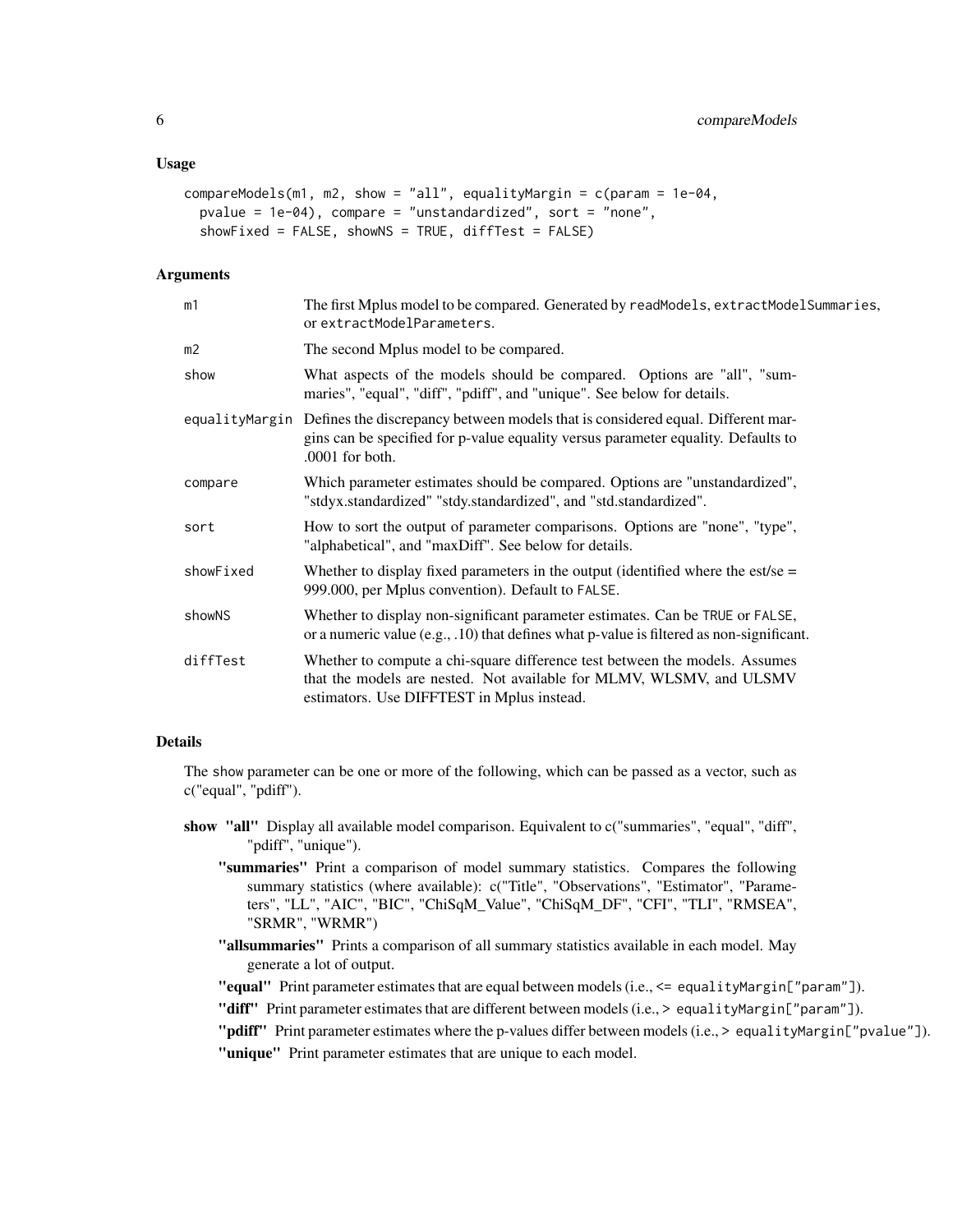## Usage

```
compareModels(m1, m2, show = "all", equalityMargin = c(param = 1e-04,
  pvalue = 1e-04), compare = "unstandardized", sort = "none",
  showFixed = FALSE, showNS = TRUE, diffTest = FALSE)
```

## Arguments

| | |
|---|---|
| `m1` | The first Mplus model to be compared. Generated by `readModels`, `extractModelSummaries`, or `extractModelParameters`. |
| `m2` | The second Mplus model to be compared. |
| `show` | What aspects of the models should be compared. Options are "all", "summaries", "equal", "diff", "pdiff", and "unique". See below for details. |
| `equalityMargin` | Defines the discrepancy between models that is considered equal. Different margins can be specified for p-value equality versus parameter equality. Defaults to .0001 for both. |
| `compare` | Which parameter estimates should be compared. Options are "unstandardized", "stdyx.standardized" "stdy.standardized", and "std.standardized". |
| `sort` | How to sort the output of parameter comparisons. Options are "none", "type", "alphabetical", and "maxDiff". See below for details. |
| `showFixed` | Whether to display fixed parameters in the output (identified where the est/se = 999.000, per Mplus convention). Default to `FALSE`. |
| `showNS` | Whether to display non-significant parameter estimates. Can be `TRUE` or `FALSE`, or a numeric value (e.g., .10) that defines what p-value is filtered as non-significant. |
| `diffTest` | Whether to compute a chi-square difference test between the models. Assumes that the models are nested. Not available for MLMV, WLSMV, and ULSMV estimators. Use DIFFTEST in Mplus instead. |

## Details

The `show` parameter can be one or more of the following, which can be passed as a vector, such as c("equal", "pdiff").

**show** **"all"** Display all available model comparison. Equivalent to c("summaries", "equal", "diff", "pdiff", "unique").

- **"summaries"** Print a comparison of model summary statistics. Compares the following summary statistics (where available): c("Title", "Observations", "Estimator", "Parameters", "LL", "AIC", "BIC", "ChiSqM_Value", "ChiSqM_DF", "CFI", "TLI", "RMSEA", "SRMR", "WRMR")
- **"allsummaries"** Prints a comparison of all summary statistics available in each model. May generate a lot of output.
- **"equal"** Print parameter estimates that are equal between models (i.e., `<= equalityMargin["param"]`).
- **"diff"** Print parameter estimates that are different between models (i.e., `> equalityMargin["param"]`).
- **"pdiff"** Print parameter estimates where the p-values differ between models (i.e., `> equalityMargin["pvalue"]`).
- **"unique"** Print parameter estimates that are unique to each model.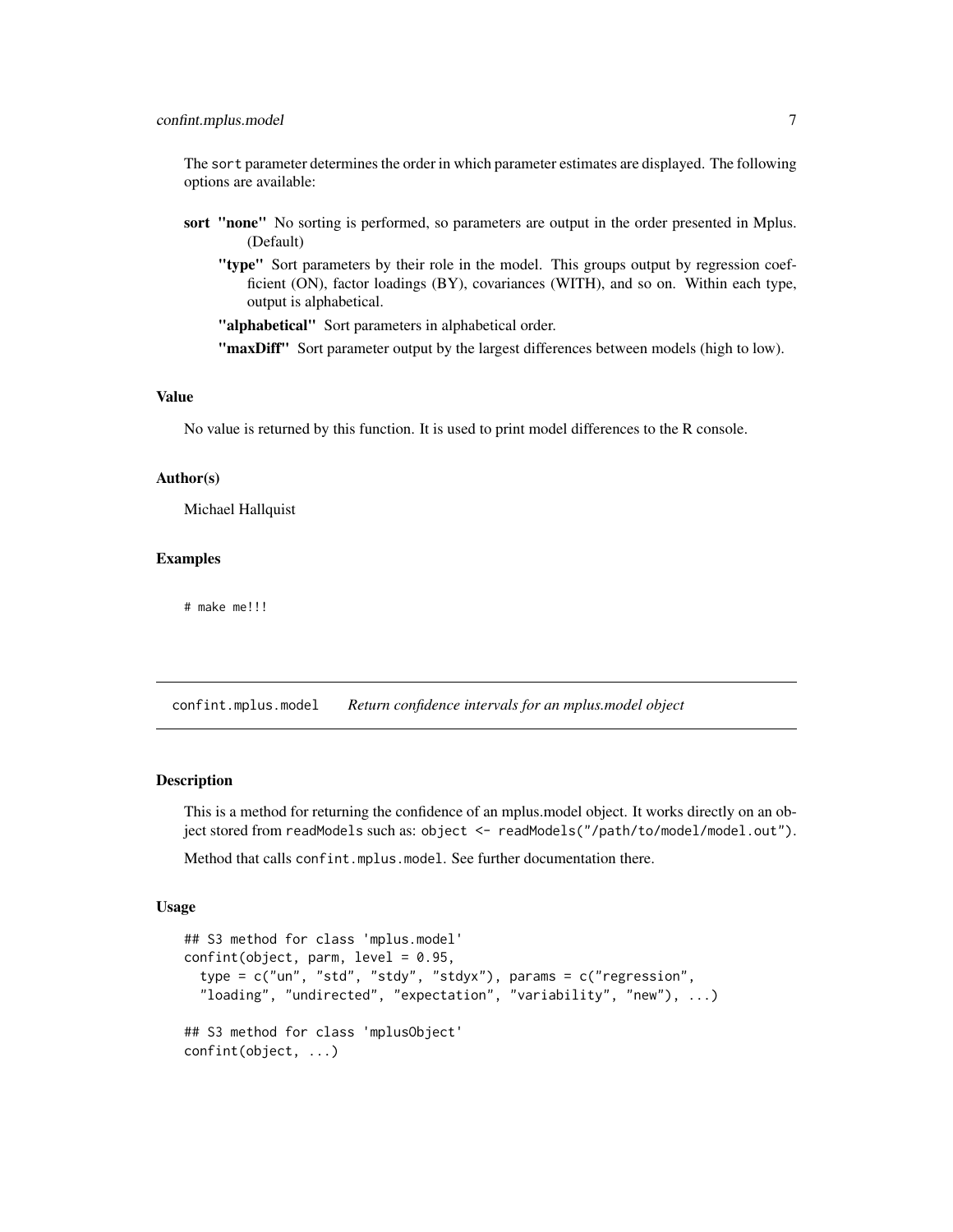The sort parameter determines the order in which parameter estimates are displayed. The following options are available:

**sort** **"none"** No sorting is performed, so parameters are output in the order presented in Mplus. (Default)

**"type"** Sort parameters by their role in the model. This groups output by regression coefficient (ON), factor loadings (BY), covariances (WITH), and so on. Within each type, output is alphabetical.

**"alphabetical"** Sort parameters in alphabetical order.

**"maxDiff"** Sort parameter output by the largest differences between models (high to low).

### Value

No value is returned by this function. It is used to print model differences to the R console.

### Author(s)

Michael Hallquist

### Examples

```
# make me!!!
```

---

## confint.mplus.model *Return confidence intervals for an mplus.model object*

### Description

This is a method for returning the confidence of an mplus.model object. It works directly on an object stored from readModels such as: object <- readModels("/path/to/model/model.out").

Method that calls confint.mplus.model. See further documentation there.

### Usage

```
## S3 method for class 'mplus.model'
confint(object, parm, level = 0.95,
  type = c("un", "std", "stdy", "stdyx"), params = c("regression",
  "loading", "undirected", "expectation", "variability", "new"), ...)

## S3 method for class 'mplusObject'
confint(object, ...)
```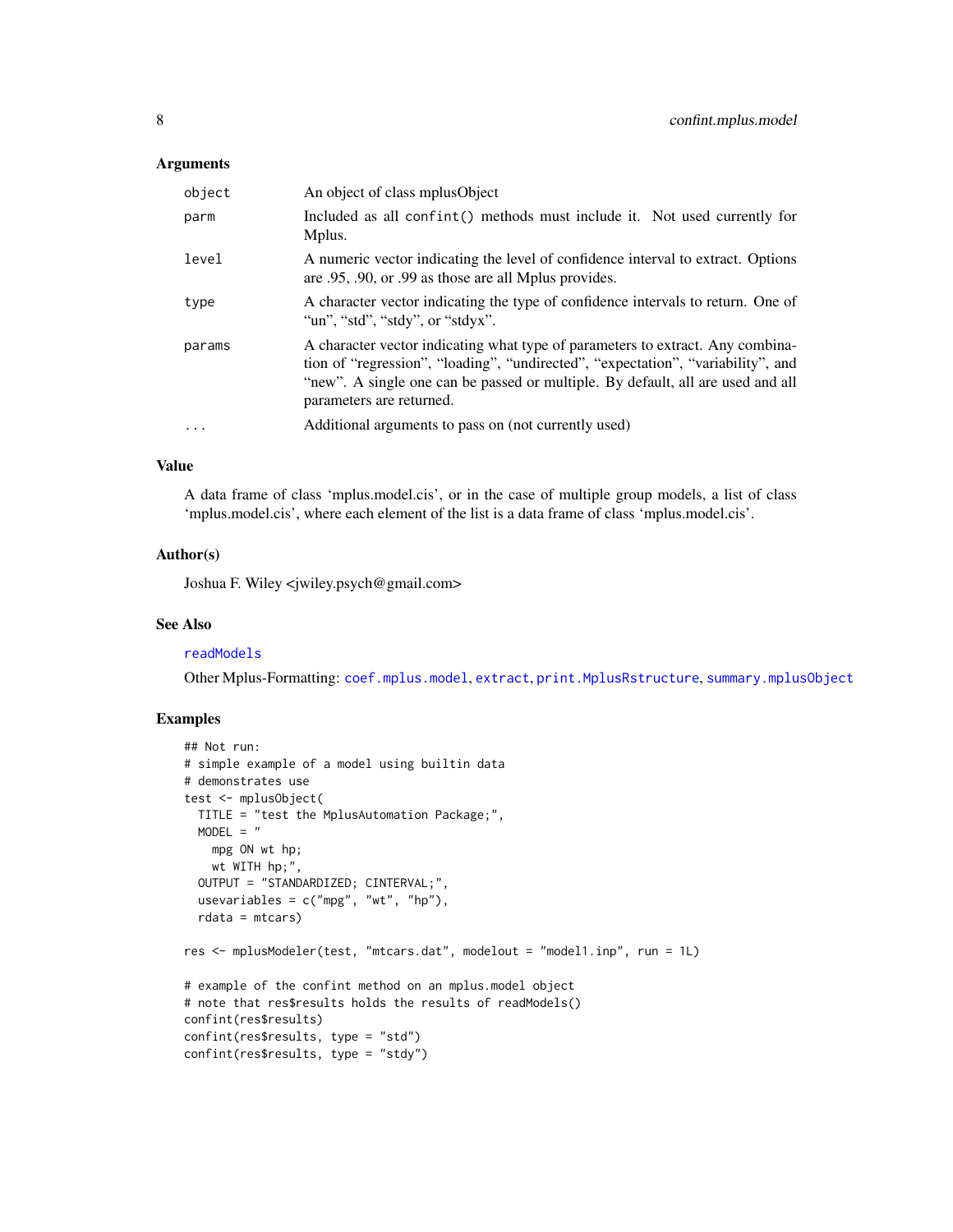### Arguments

| | |
|---|---|
| object | An object of class mplusObject |
| parm | Included as all confint() methods must include it. Not used currently for Mplus. |
| level | A numeric vector indicating the level of confidence interval to extract. Options are .95, .90, or .99 as those are all Mplus provides. |
| type | A character vector indicating the type of confidence intervals to return. One of "un", "std", "stdy", or "stdyx". |
| params | A character vector indicating what type of parameters to extract. Any combination of "regression", "loading", "undirected", "expectation", "variability", and "new". A single one can be passed or multiple. By default, all are used and all parameters are returned. |
| ... | Additional arguments to pass on (not currently used) |

### Value

A data frame of class 'mplus.model.cis', or in the case of multiple group models, a list of class 'mplus.model.cis', where each element of the list is a data frame of class 'mplus.model.cis'.

### Author(s)

Joshua F. Wiley <jwiley.psych@gmail.com>

### See Also

readModels

Other Mplus-Formatting: coef.mplus.model, extract, print.MplusRstructure, summary.mplusObject

### Examples

```
## Not run:
# simple example of a model using builtin data
# demonstrates use
test <- mplusObject(
  TITLE = "test the MplusAutomation Package;",
  MODEL = "
    mpg ON wt hp;
    wt WITH hp;",
  OUTPUT = "STANDARDIZED; CINTERVAL;",
  usevariables = c("mpg", "wt", "hp"),
  rdata = mtcars)

res <- mplusModeler(test, "mtcars.dat", modelout = "model1.inp", run = 1L)

# example of the confint method on an mplus.model object
# note that res$results holds the results of readModels()
confint(res$results)
confint(res$results, type = "std")
confint(res$results, type = "stdy")
```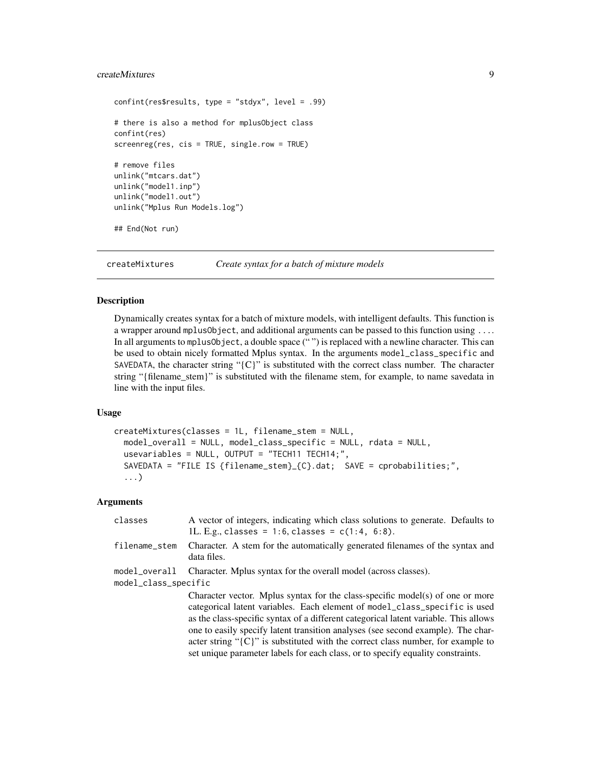```
confint(res$results, type = "stdyx", level = .99)

# there is also a method for mplusObject class
confint(res)
screenreg(res, cis = TRUE, single.row = TRUE)

# remove files
unlink("mtcars.dat")
unlink("model1.inp")
unlink("model1.out")
unlink("Mplus Run Models.log")

## End(Not run)
```

## createMixtures — *Create syntax for a batch of mixture models*

### Description

Dynamically creates syntax for a batch of mixture models, with intelligent defaults. This function is a wrapper around `mplusObject`, and additional arguments can be passed to this function using `...`. In all arguments to `mplusObject`, a double space (" ") is replaced with a newline character. This can be used to obtain nicely formatted Mplus syntax. In the arguments `model_class_specific` and `SAVEDATA`, the character string "{C}" is substituted with the correct class number. The character string "{filename_stem}" is substituted with the filename stem, for example, to name savedata in line with the input files.

### Usage

```
createMixtures(classes = 1L, filename_stem = NULL,
  model_overall = NULL, model_class_specific = NULL, rdata = NULL,
  usevariables = NULL, OUTPUT = "TECH11 TECH14;",
  SAVEDATA = "FILE IS {filename_stem}_{C}.dat;  SAVE = cprobabilities;",
  ...)
```

### Arguments

| | |
|---|---|
| `classes` | A vector of integers, indicating which class solutions to generate. Defaults to 1L. E.g., `classes = 1:6`, `classes = c(1:4, 6:8)`. |
| `filename_stem` | Character. A stem for the automatically generated filenames of the syntax and data files. |
| `model_overall` | Character. Mplus syntax for the overall model (across classes). |
| `model_class_specific` | Character vector. Mplus syntax for the class-specific model(s) of one or more categorical latent variables. Each element of `model_class_specific` is used as the class-specific syntax of a different categorical latent variable. This allows one to easily specify latent transition analyses (see second example). The character string "{C}" is substituted with the correct class number, for example to set unique parameter labels for each class, or to specify equality constraints. |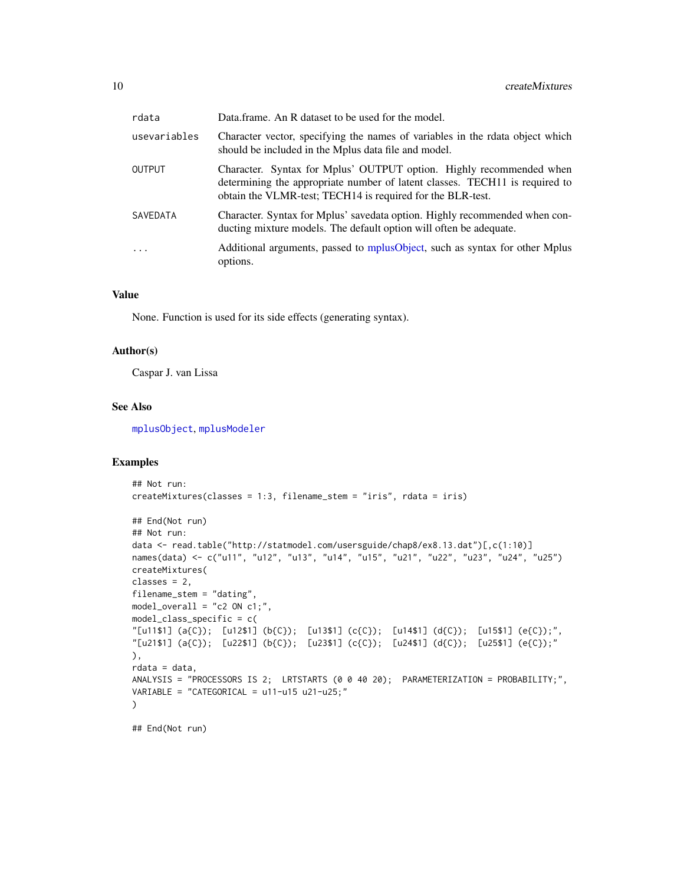| | |
|---|---|
| rdata | Data.frame. An R dataset to be used for the model. |
| usevariables | Character vector, specifying the names of variables in the rdata object which should be included in the Mplus data file and model. |
| OUTPUT | Character. Syntax for Mplus' OUTPUT option. Highly recommended when determining the appropriate number of latent classes. TECH11 is required to obtain the VLMR-test; TECH14 is required for the BLR-test. |
| SAVEDATA | Character. Syntax for Mplus' savedata option. Highly recommended when conducting mixture models. The default option will often be adequate. |
| ... | Additional arguments, passed to mplusObject, such as syntax for other Mplus options. |

### Value

None. Function is used for its side effects (generating syntax).

### Author(s)

Caspar J. van Lissa

### See Also

mplusObject, mplusModeler

### Examples

```
## Not run:
createMixtures(classes = 1:3, filename_stem = "iris", rdata = iris)

## End(Not run)
## Not run:
data <- read.table("http://statmodel.com/usersguide/chap8/ex8.13.dat")[,c(1:10)]
names(data) <- c("u11", "u12", "u13", "u14", "u15", "u21", "u22", "u23", "u24", "u25")
createMixtures(
classes = 2,
filename_stem = "dating",
model_overall = "c2 ON c1;",
model_class_specific = c(
"[u11$1] (a{C});  [u12$1] (b{C});  [u13$1] (c{C});  [u14$1] (d{C});  [u15$1] (e{C});",
"[u21$1] (a{C});  [u22$1] (b{C});  [u23$1] (c{C});  [u24$1] (d{C});  [u25$1] (e{C});"
),
rdata = data,
ANALYSIS = "PROCESSORS IS 2;  LRTSTARTS (0 0 40 20);  PARAMETERIZATION = PROBABILITY;",
VARIABLE = "CATEGORICAL = u11-u15 u21-u25;"
)

## End(Not run)
```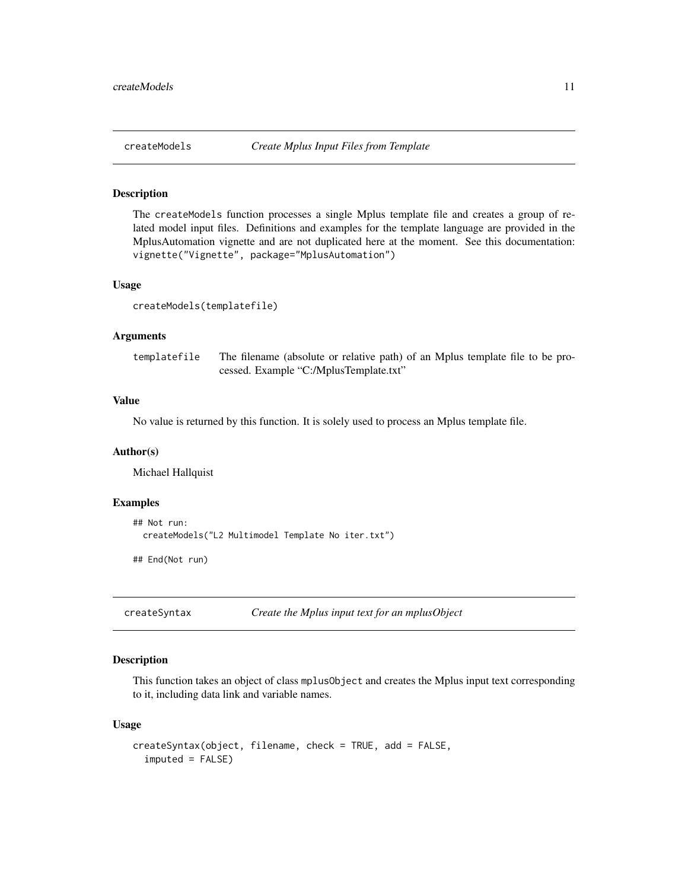## createModels — *Create Mplus Input Files from Template*

### Description

The `createModels` function processes a single Mplus template file and creates a group of related model input files. Definitions and examples for the template language are provided in the MplusAutomation vignette and are not duplicated here at the moment. See this documentation: `vignette("Vignette", package="MplusAutomation")`

### Usage

```
createModels(templatefile)
```

### Arguments

| | |
|---|---|
| `templatefile` | The filename (absolute or relative path) of an Mplus template file to be processed. Example "C:/MplusTemplate.txt" |

### Value

No value is returned by this function. It is solely used to process an Mplus template file.

### Author(s)

Michael Hallquist

### Examples

```
## Not run:
  createModels("L2 Multimodel Template No iter.txt")

## End(Not run)
```

## createSyntax — *Create the Mplus input text for an mplusObject*

### Description

This function takes an object of class `mplusObject` and creates the Mplus input text corresponding to it, including data link and variable names.

### Usage

```
createSyntax(object, filename, check = TRUE, add = FALSE,
  imputed = FALSE)
```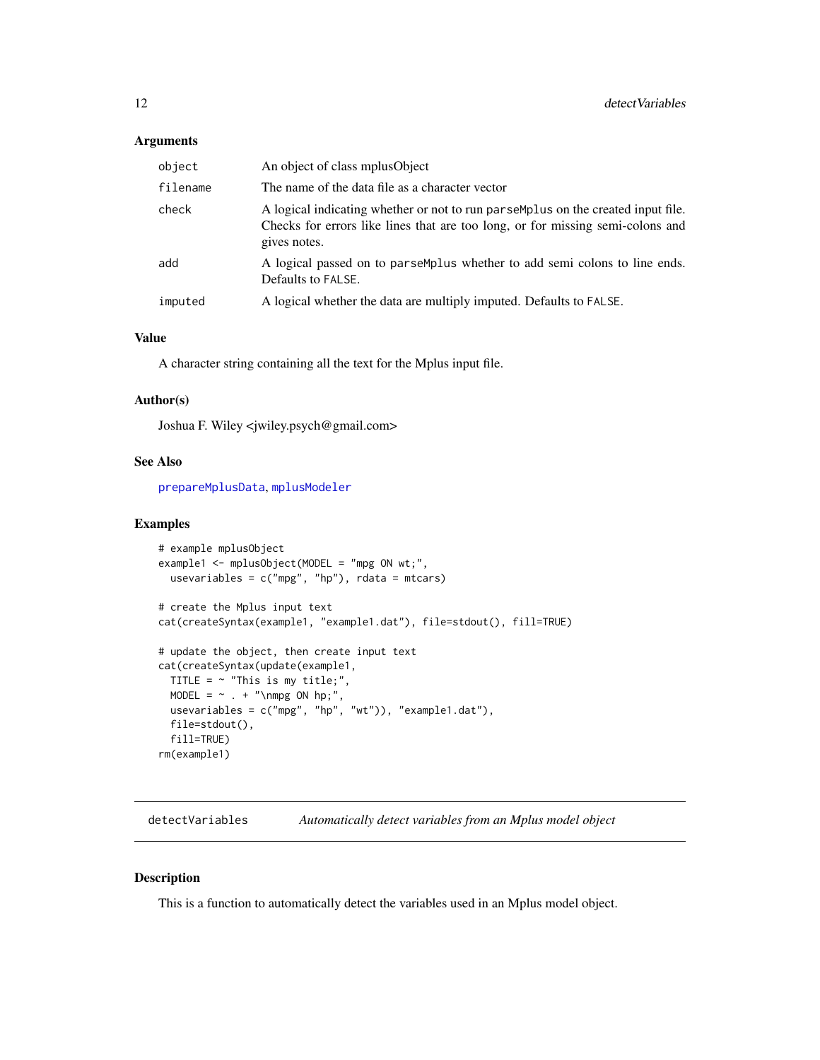### Arguments

| | |
|---|---|
| `object` | An object of class mplusObject |
| `filename` | The name of the data file as a character vector |
| `check` | A logical indicating whether or not to run `parseMplus` on the created input file. Checks for errors like lines that are too long, or for missing semi-colons and gives notes. |
| `add` | A logical passed on to `parseMplus` whether to add semi colons to line ends. Defaults to `FALSE`. |
| `imputed` | A logical whether the data are multiply imputed. Defaults to `FALSE`. |

### Value

A character string containing all the text for the Mplus input file.

### Author(s)

Joshua F. Wiley <jwiley.psych@gmail.com>

### See Also

`prepareMplusData`, `mplusModeler`

### Examples

```
# example mplusObject
example1 <- mplusObject(MODEL = "mpg ON wt;",
  usevariables = c("mpg", "hp"), rdata = mtcars)

# create the Mplus input text
cat(createSyntax(example1, "example1.dat"), file=stdout(), fill=TRUE)

# update the object, then create input text
cat(createSyntax(update(example1,
  TITLE = ~ "This is my title;",
  MODEL = ~ . + "\nmpg ON hp;",
  usevariables = c("mpg", "hp", "wt")), "example1.dat"),
  file=stdout(),
  fill=TRUE)
rm(example1)
```

---

## `detectVariables` — *Automatically detect variables from an Mplus model object*

### Description

This is a function to automatically detect the variables used in an Mplus model object.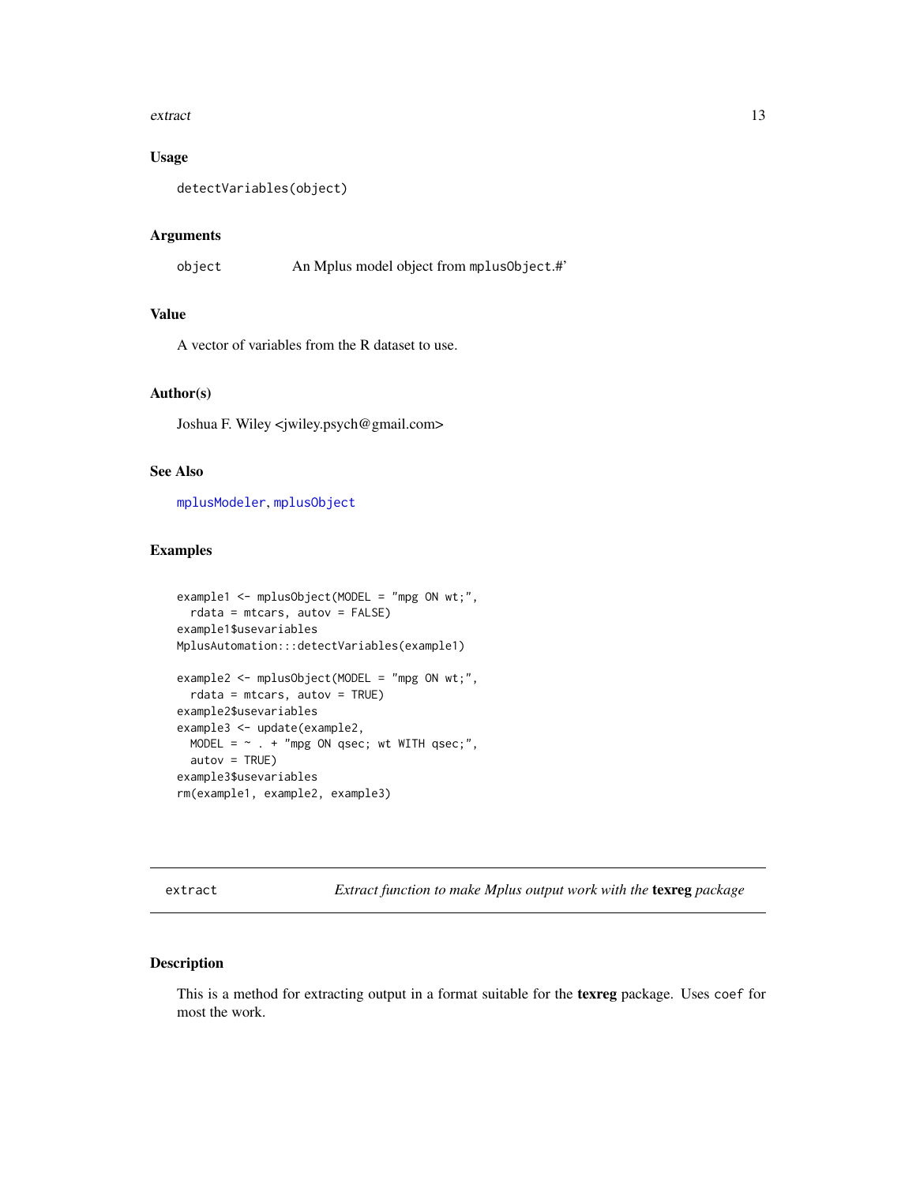### Usage

```
detectVariables(object)
```

### Arguments

| | |
|---|---|
| object | An Mplus model object from `mplusObject`.#' |

### Value

A vector of variables from the R dataset to use.

### Author(s)

Joshua F. Wiley <jwiley.psych@gmail.com>

### See Also

mplusModeler, mplusObject

### Examples

```
example1 <- mplusObject(MODEL = "mpg ON wt;",
  rdata = mtcars, autov = FALSE)
example1$usevariables
MplusAutomation:::detectVariables(example1)

example2 <- mplusObject(MODEL = "mpg ON wt;",
  rdata = mtcars, autov = TRUE)
example2$usevariables
example3 <- update(example2,
  MODEL = ~ . + "mpg ON qsec; wt WITH qsec;",
  autov = TRUE)
example3$usevariables
rm(example1, example2, example3)
```

---

## extract — *Extract function to make Mplus output work with the* **texreg** *package*

### Description

This is a method for extracting output in a format suitable for the **texreg** package. Uses `coef` for most the work.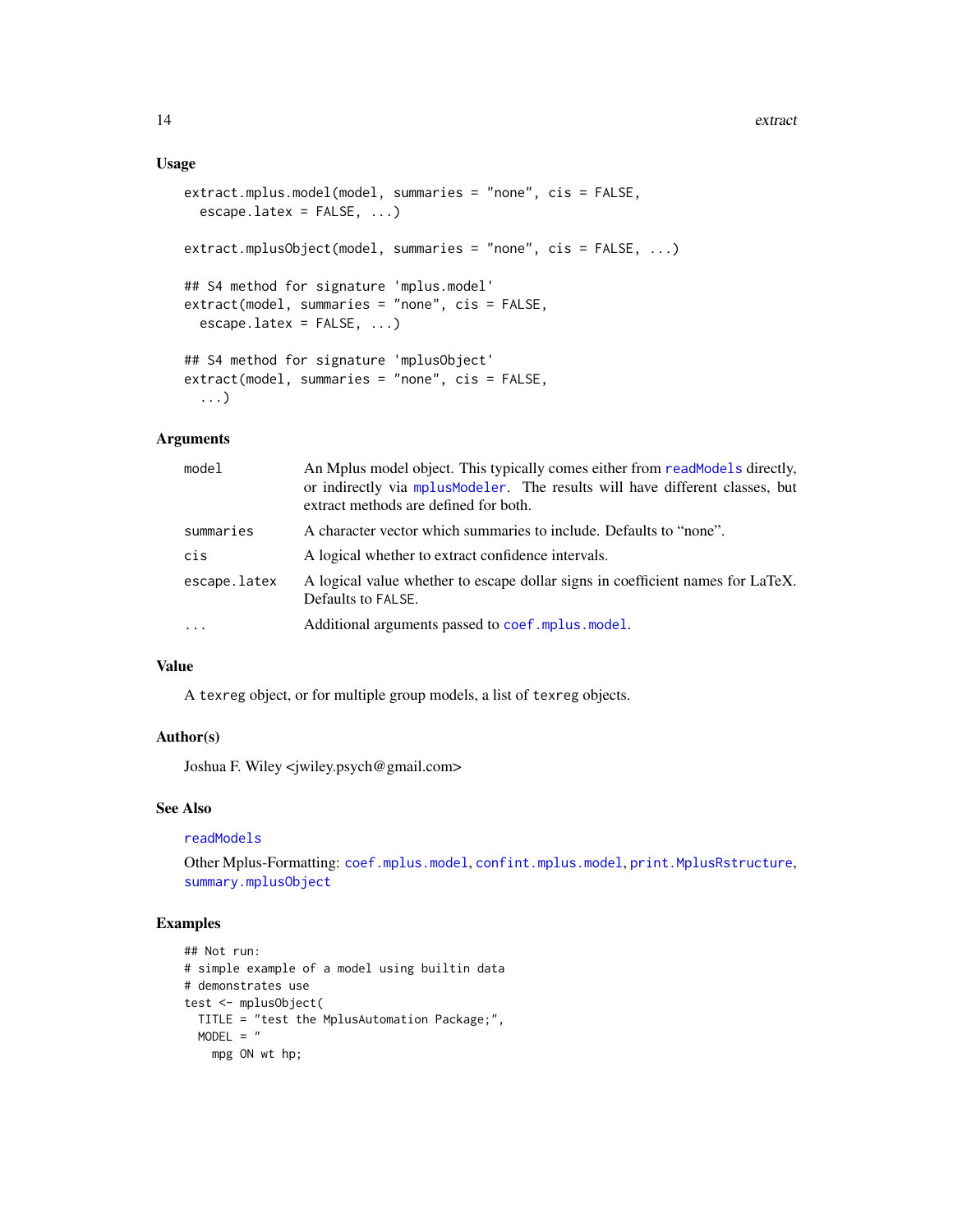## Usage

```
extract.mplus.model(model, summaries = "none", cis = FALSE,
  escape.latex = FALSE, ...)

extract.mplusObject(model, summaries = "none", cis = FALSE, ...)

## S4 method for signature 'mplus.model'
extract(model, summaries = "none", cis = FALSE,
  escape.latex = FALSE, ...)

## S4 method for signature 'mplusObject'
extract(model, summaries = "none", cis = FALSE,
  ...)
```

## Arguments

| | |
|---|---|
| model | An Mplus model object. This typically comes either from readModels directly, or indirectly via mplusModeler. The results will have different classes, but extract methods are defined for both. |
| summaries | A character vector which summaries to include. Defaults to "none". |
| cis | A logical whether to extract confidence intervals. |
| escape.latex | A logical value whether to escape dollar signs in coefficient names for LaTeX. Defaults to FALSE. |
| ... | Additional arguments passed to coef.mplus.model. |

## Value

A texreg object, or for multiple group models, a list of texreg objects.

## Author(s)

Joshua F. Wiley <jwiley.psych@gmail.com>

## See Also

readModels

Other Mplus-Formatting: coef.mplus.model, confint.mplus.model, print.MplusRstructure, summary.mplusObject

## Examples

```
## Not run:
# simple example of a model using builtin data
# demonstrates use
test <- mplusObject(
  TITLE = "test the MplusAutomation Package;",
  MODEL = "
    mpg ON wt hp;
```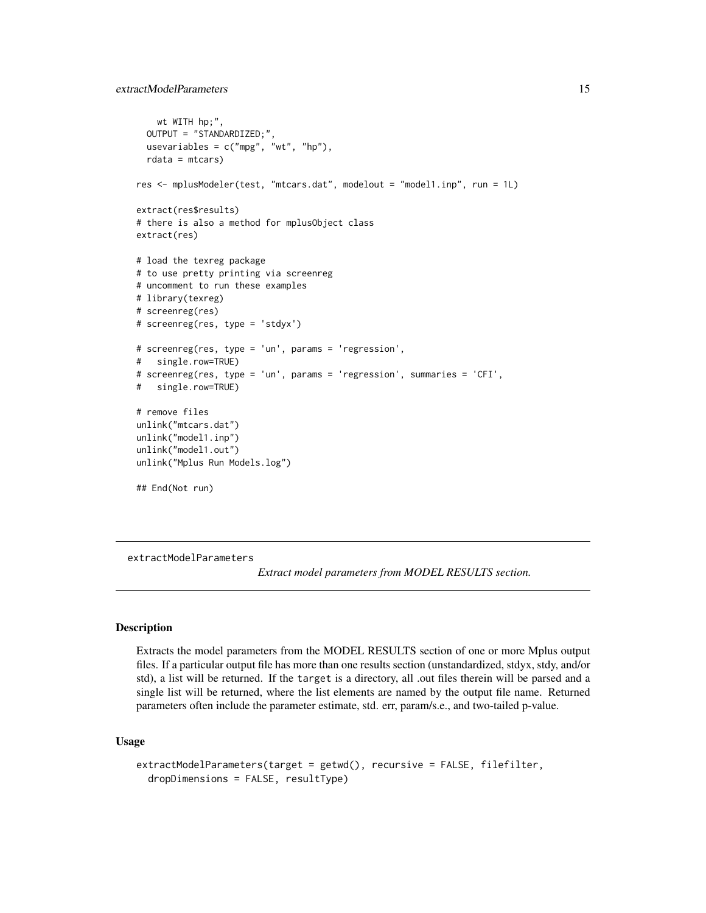```
    wt WITH hp;",
  OUTPUT = "STANDARDIZED;",
  usevariables = c("mpg", "wt", "hp"),
  rdata = mtcars)

res <- mplusModeler(test, "mtcars.dat", modelout = "model1.inp", run = 1L)

extract(res$results)
# there is also a method for mplusObject class
extract(res)

# load the texreg package
# to use pretty printing via screenreg
# uncomment to run these examples
# library(texreg)
# screenreg(res)
# screenreg(res, type = 'stdyx')

# screenreg(res, type = 'un', params = 'regression',
#   single.row=TRUE)
# screenreg(res, type = 'un', params = 'regression', summaries = 'CFI',
#   single.row=TRUE)

# remove files
unlink("mtcars.dat")
unlink("model1.inp")
unlink("model1.out")
unlink("Mplus Run Models.log")

## End(Not run)
```

---

## extractModelParameters

*Extract model parameters from MODEL RESULTS section.*

---

### Description

Extracts the model parameters from the MODEL RESULTS section of one or more Mplus output files. If a particular output file has more than one results section (unstandardized, stdyx, stdy, and/or std), a list will be returned. If the `target` is a directory, all .out files therein will be parsed and a single list will be returned, where the list elements are named by the output file name. Returned parameters often include the parameter estimate, std. err, param/s.e., and two-tailed p-value.

### Usage

```
extractModelParameters(target = getwd(), recursive = FALSE, filefilter,
  dropDimensions = FALSE, resultType)
```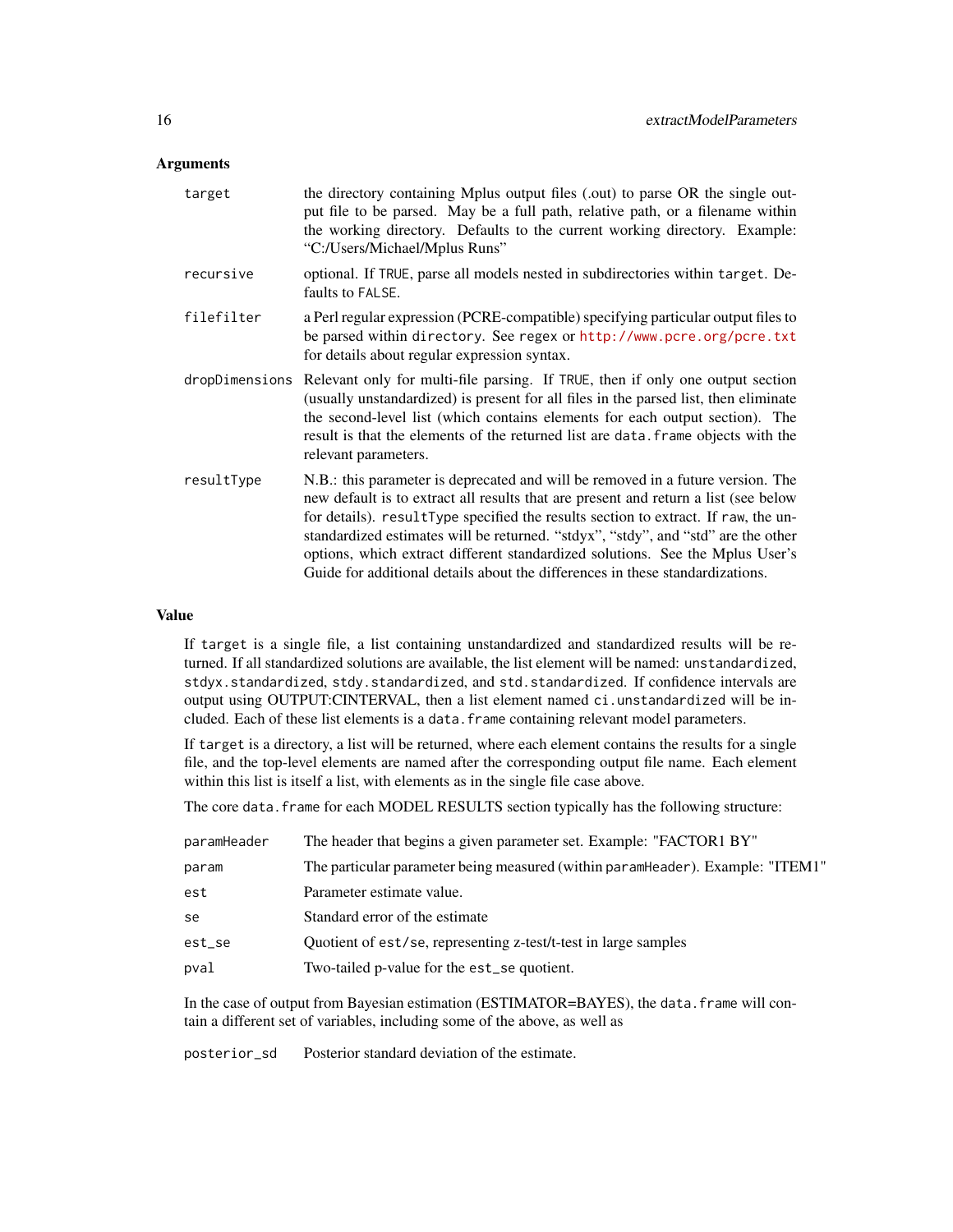### Arguments

| | |
|---|---|
| `target` | the directory containing Mplus output files (.out) to parse OR the single output file to be parsed. May be a full path, relative path, or a filename within the working directory. Defaults to the current working directory. Example: "C:/Users/Michael/Mplus Runs" |
| `recursive` | optional. If `TRUE`, parse all models nested in subdirectories within `target`. Defaults to `FALSE`. |
| `filefilter` | a Perl regular expression (PCRE-compatible) specifying particular output files to be parsed within `directory`. See `regex` or http://www.pcre.org/pcre.txt for details about regular expression syntax. |
| `dropDimensions` | Relevant only for multi-file parsing. If `TRUE`, then if only one output section (usually unstandardized) is present for all files in the parsed list, then eliminate the second-level list (which contains elements for each output section). The result is that the elements of the returned list are `data.frame` objects with the relevant parameters. |
| `resultType` | N.B.: this parameter is deprecated and will be removed in a future version. The new default is to extract all results that are present and return a list (see below for details). `resultType` specified the results section to extract. If `raw`, the unstandardized estimates will be returned. "stdyx", "stdy", and "std" are the other options, which extract different standardized solutions. See the Mplus User's Guide for additional details about the differences in these standardizations. |

### Value

If `target` is a single file, a list containing unstandardized and standardized results will be returned. If all standardized solutions are available, the list element will be named: `unstandardized`, `stdyx.standardized`, `stdy.standardized`, and `std.standardized`. If confidence intervals are output using OUTPUT:CINTERVAL, then a list element named `ci.unstandardized` will be included. Each of these list elements is a `data.frame` containing relevant model parameters.

If `target` is a directory, a list will be returned, where each element contains the results for a single file, and the top-level elements are named after the corresponding output file name. Each element within this list is itself a list, with elements as in the single file case above.

The core `data.frame` for each MODEL RESULTS section typically has the following structure:

| | |
|---|---|
| `paramHeader` | The header that begins a given parameter set. Example: "FACTOR1 BY" |
| `param` | The particular parameter being measured (within `paramHeader`). Example: "ITEM1" |
| `est` | Parameter estimate value. |
| `se` | Standard error of the estimate |
| `est_se` | Quotient of `est/se`, representing z-test/t-test in large samples |
| `pval` | Two-tailed p-value for the `est_se` quotient. |

In the case of output from Bayesian estimation (ESTIMATOR=BAYES), the `data.frame` will contain a different set of variables, including some of the above, as well as

| | |
|---|---|
| `posterior_sd` | Posterior standard deviation of the estimate. |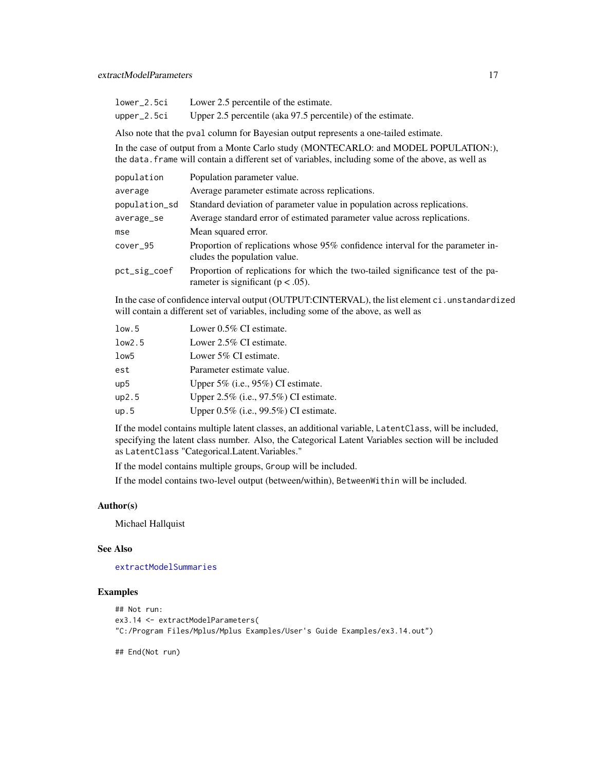| | |
|---|---|
| lower_2.5ci | Lower 2.5 percentile of the estimate. |
| upper_2.5ci | Upper 2.5 percentile (aka 97.5 percentile) of the estimate. |

Also note that the pval column for Bayesian output represents a one-tailed estimate.

In the case of output from a Monte Carlo study (MONTECARLO: and MODEL POPULATION:), the data.frame will contain a different set of variables, including some of the above, as well as

| | |
|---|---|
| population | Population parameter value. |
| average | Average parameter estimate across replications. |
| population_sd | Standard deviation of parameter value in population across replications. |
| average_se | Average standard error of estimated parameter value across replications. |
| mse | Mean squared error. |
| cover_95 | Proportion of replications whose 95% confidence interval for the parameter includes the population value. |
| pct_sig_coef | Proportion of replications for which the two-tailed significance test of the parameter is significant ($p < .05$). |

In the case of confidence interval output (OUTPUT:CINTERVAL), the list element ci.unstandardized will contain a different set of variables, including some of the above, as well as

| | |
|---|---|
| low.5 | Lower 0.5% CI estimate. |
| low2.5 | Lower 2.5% CI estimate. |
| low5 | Lower 5% CI estimate. |
| est | Parameter estimate value. |
| up5 | Upper 5% (i.e., 95%) CI estimate. |
| up2.5 | Upper 2.5% (i.e., 97.5%) CI estimate. |
| up.5 | Upper 0.5% (i.e., 99.5%) CI estimate. |

If the model contains multiple latent classes, an additional variable, LatentClass, will be included, specifying the latent class number. Also, the Categorical Latent Variables section will be included as LatentClass "Categorical.Latent.Variables."

If the model contains multiple groups, Group will be included.

If the model contains two-level output (between/within), BetweenWithin will be included.

## Author(s)

Michael Hallquist

## See Also

extractModelSummaries

## Examples

```
## Not run:
ex3.14 <- extractModelParameters(
"C:/Program Files/Mplus/Mplus Examples/User's Guide Examples/ex3.14.out")

## End(Not run)
```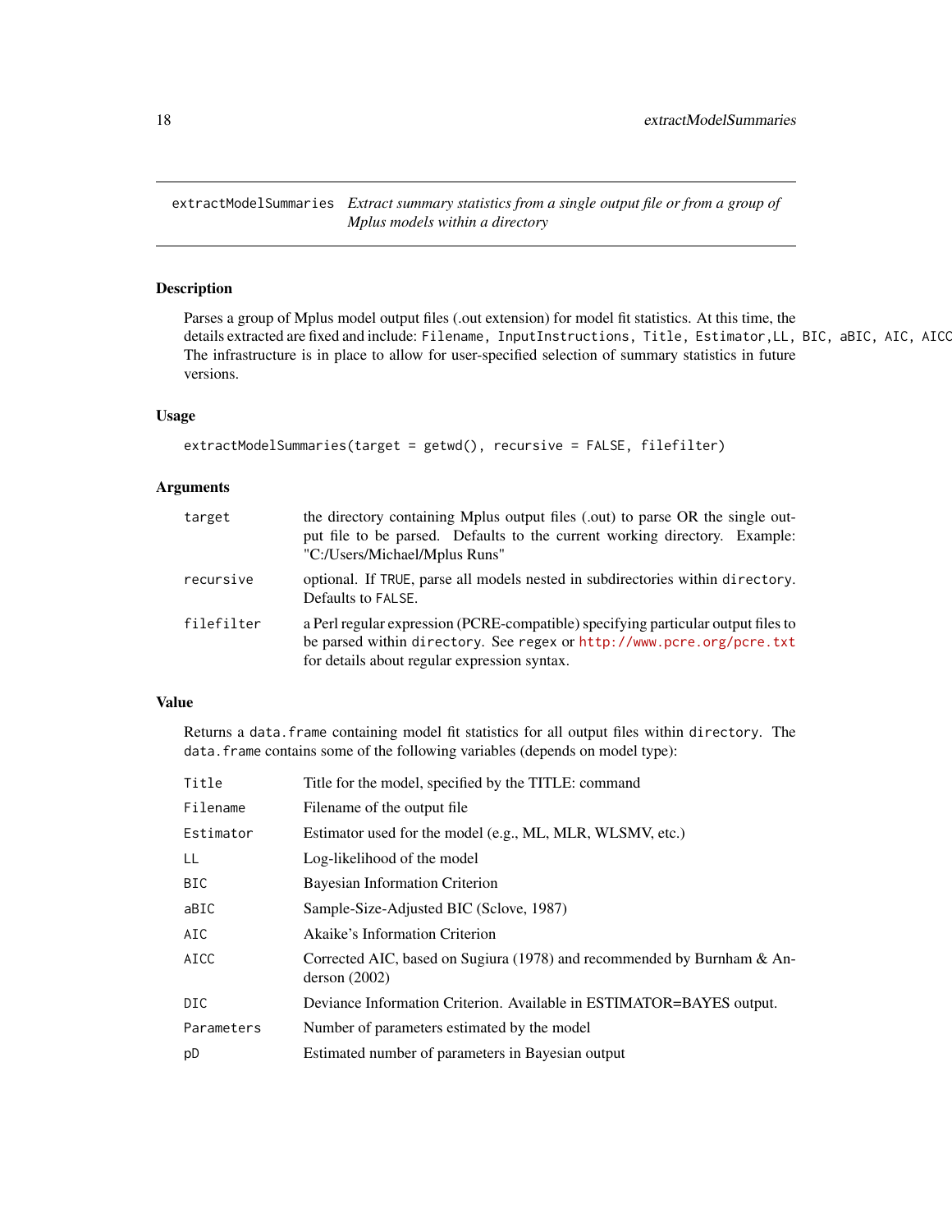# extractModelSummaries

*Extract summary statistics from a single output file or from a group of Mplus models within a directory*

## Description

Parses a group of Mplus model output files (.out extension) for model fit statistics. At this time, the details extracted are fixed and include: `Filename, InputInstructions, Title, Estimator,LL, BIC, aBIC, AIC, AICC` The infrastructure is in place to allow for user-specified selection of summary statistics in future versions.

## Usage

```
extractModelSummaries(target = getwd(), recursive = FALSE, filefilter)
```

## Arguments

| | |
|---|---|
| `target` | the directory containing Mplus output files (.out) to parse OR the single output file to be parsed. Defaults to the current working directory. Example: "C:/Users/Michael/Mplus Runs" |
| `recursive` | optional. If `TRUE`, parse all models nested in subdirectories within `directory`. Defaults to `FALSE`. |
| `filefilter` | a Perl regular expression (PCRE-compatible) specifying particular output files to be parsed within `directory`. See `regex` or http://www.pcre.org/pcre.txt for details about regular expression syntax. |

## Value

Returns a `data.frame` containing model fit statistics for all output files within `directory`. The `data.frame` contains some of the following variables (depends on model type):

| | |
|---|---|
| `Title` | Title for the model, specified by the TITLE: command |
| `Filename` | Filename of the output file |
| `Estimator` | Estimator used for the model (e.g., ML, MLR, WLSMV, etc.) |
| `LL` | Log-likelihood of the model |
| `BIC` | Bayesian Information Criterion |
| `aBIC` | Sample-Size-Adjusted BIC (Sclove, 1987) |
| `AIC` | Akaike's Information Criterion |
| `AICC` | Corrected AIC, based on Sugiura (1978) and recommended by Burnham & Anderson (2002) |
| `DIC` | Deviance Information Criterion. Available in ESTIMATOR=BAYES output. |
| `Parameters` | Number of parameters estimated by the model |
| `pD` | Estimated number of parameters in Bayesian output |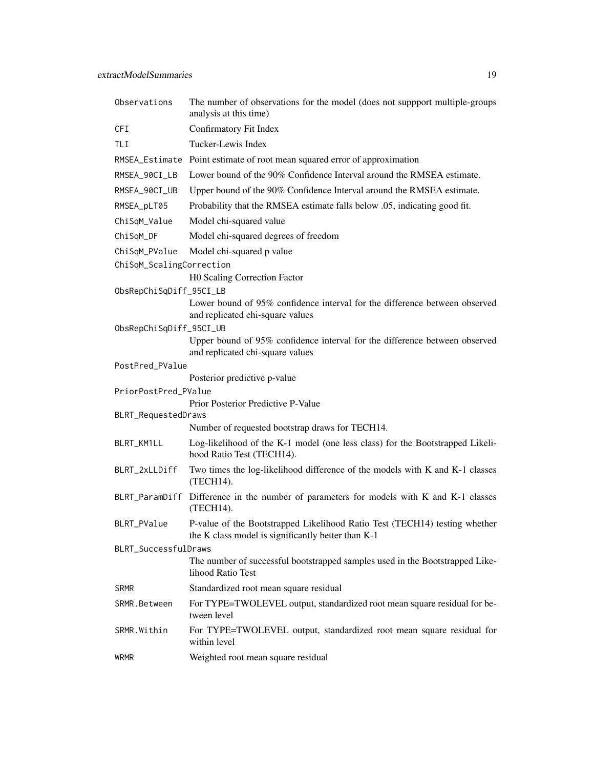`Observations`
: The number of observations for the model (does not suppport multiple-groups analysis at this time)

`CFI`
: Confirmatory Fit Index

`TLI`
: Tucker-Lewis Index

`RMSEA_Estimate`
: Point estimate of root mean squared error of approximation

`RMSEA_90CI_LB`
: Lower bound of the 90% Confidence Interval around the RMSEA estimate.

`RMSEA_90CI_UB`
: Upper bound of the 90% Confidence Interval around the RMSEA estimate.

`RMSEA_pLT05`
: Probability that the RMSEA estimate falls below .05, indicating good fit.

`ChiSqM_Value`
: Model chi-squared value

`ChiSqM_DF`
: Model chi-squared degrees of freedom

`ChiSqM_PValue`
: Model chi-squared p value

`ChiSqM_ScalingCorrection`
: H0 Scaling Correction Factor

`ObsRepChiSqDiff_95CI_LB`
: Lower bound of 95% confidence interval for the difference between observed and replicated chi-square values

`ObsRepChiSqDiff_95CI_UB`
: Upper bound of 95% confidence interval for the difference between observed and replicated chi-square values

`PostPred_PValue`
: Posterior predictive p-value

`PriorPostPred_PValue`
: Prior Posterior Predictive P-Value

`BLRT_RequestedDraws`
: Number of requested bootstrap draws for TECH14.

`BLRT_KM1LL`
: Log-likelihood of the K-1 model (one less class) for the Bootstrapped Likelihood Ratio Test (TECH14).

`BLRT_2xLLDiff`
: Two times the log-likelihood difference of the models with K and K-1 classes (TECH14).

`BLRT_ParamDiff`
: Difference in the number of parameters for models with K and K-1 classes (TECH14).

`BLRT_PValue`
: P-value of the Bootstrapped Likelihood Ratio Test (TECH14) testing whether the K class model is significantly better than K-1

`BLRT_SuccessfulDraws`
: The number of successful bootstrapped samples used in the Bootstrapped Likelihood Ratio Test

`SRMR`
: Standardized root mean square residual

`SRMR.Between`
: For TYPE=TWOLEVEL output, standardized root mean square residual for between level

`SRMR.Within`
: For TYPE=TWOLEVEL output, standardized root mean square residual for within level

`WRMR`
: Weighted root mean square residual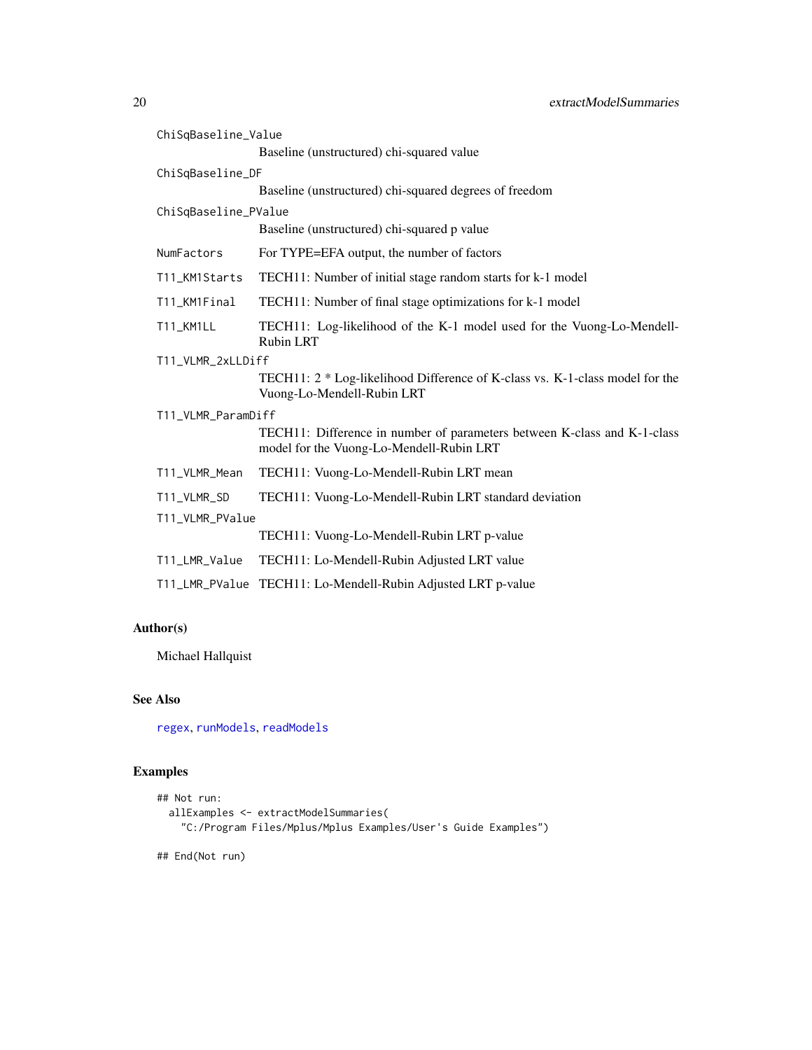ChiSqBaseline_Value
: Baseline (unstructured) chi-squared value

ChiSqBaseline_DF
: Baseline (unstructured) chi-squared degrees of freedom

ChiSqBaseline_PValue
: Baseline (unstructured) chi-squared p value

NumFactors
: For TYPE=EFA output, the number of factors

T11_KM1Starts
: TECH11: Number of initial stage random starts for k-1 model

T11_KM1Final
: TECH11: Number of final stage optimizations for k-1 model

T11_KM1LL
: TECH11: Log-likelihood of the K-1 model used for the Vuong-Lo-Mendell-Rubin LRT

T11_VLMR_2xLLDiff
: TECH11: 2 * Log-likelihood Difference of K-class vs. K-1-class model for the Vuong-Lo-Mendell-Rubin LRT

T11_VLMR_ParamDiff
: TECH11: Difference in number of parameters between K-class and K-1-class model for the Vuong-Lo-Mendell-Rubin LRT

T11_VLMR_Mean
: TECH11: Vuong-Lo-Mendell-Rubin LRT mean

T11_VLMR_SD
: TECH11: Vuong-Lo-Mendell-Rubin LRT standard deviation

T11_VLMR_PValue
: TECH11: Vuong-Lo-Mendell-Rubin LRT p-value

T11_LMR_Value
: TECH11: Lo-Mendell-Rubin Adjusted LRT value

T11_LMR_PValue
: TECH11: Lo-Mendell-Rubin Adjusted LRT p-value

## Author(s)

Michael Hallquist

## See Also

regex, runModels, readModels

## Examples

```
## Not run:
  allExamples <- extractModelSummaries(
    "C:/Program Files/Mplus/Mplus Examples/User's Guide Examples")

## End(Not run)
```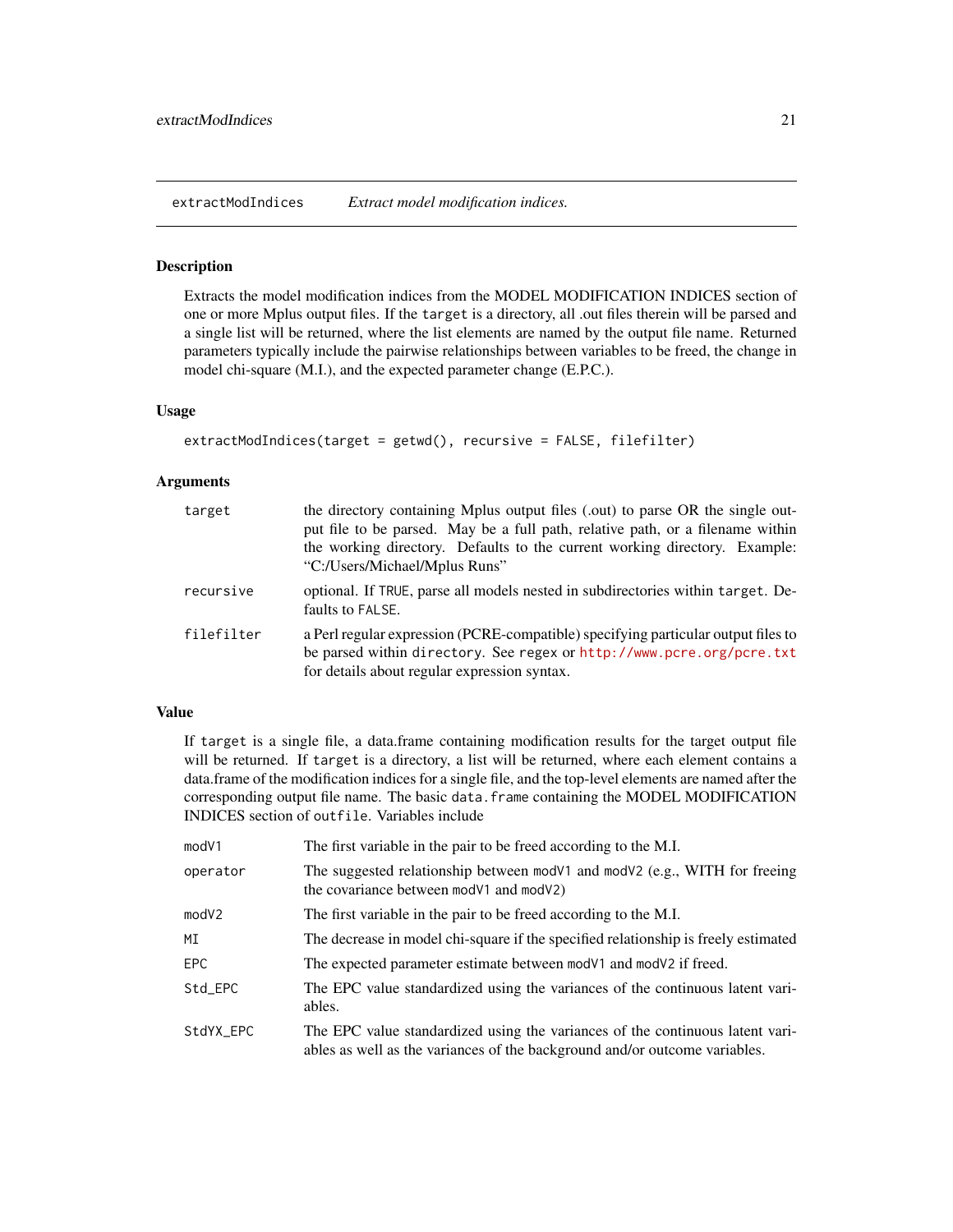extractModIndices    *Extract model modification indices.*

## Description

Extracts the model modification indices from the MODEL MODIFICATION INDICES section of one or more Mplus output files. If the `target` is a directory, all .out files therein will be parsed and a single list will be returned, where the list elements are named by the output file name. Returned parameters typically include the pairwise relationships between variables to be freed, the change in model chi-square (M.I.), and the expected parameter change (E.P.C.).

## Usage

```
extractModIndices(target = getwd(), recursive = FALSE, filefilter)
```

## Arguments

| | |
|---|---|
| `target` | the directory containing Mplus output files (.out) to parse OR the single output file to be parsed. May be a full path, relative path, or a filename within the working directory. Defaults to the current working directory. Example: "C:/Users/Michael/Mplus Runs" |
| `recursive` | optional. If `TRUE`, parse all models nested in subdirectories within `target`. Defaults to `FALSE`. |
| `filefilter` | a Perl regular expression (PCRE-compatible) specifying particular output files to be parsed within `directory`. See `regex` or http://www.pcre.org/pcre.txt for details about regular expression syntax. |

## Value

If `target` is a single file, a data.frame containing modification results for the target output file will be returned. If `target` is a directory, a list will be returned, where each element contains a data.frame of the modification indices for a single file, and the top-level elements are named after the corresponding output file name. The basic `data.frame` containing the MODEL MODIFICATION INDICES section of `outfile`. Variables include

| | |
|---|---|
| `modV1` | The first variable in the pair to be freed according to the M.I. |
| `operator` | The suggested relationship between `modV1` and `modV2` (e.g., WITH for freeing the covariance between `modV1` and `modV2`) |
| `modV2` | The first variable in the pair to be freed according to the M.I. |
| `MI` | The decrease in model chi-square if the specified relationship is freely estimated |
| `EPC` | The expected parameter estimate between `modV1` and `modV2` if freed. |
| `Std_EPC` | The EPC value standardized using the variances of the continuous latent variables. |
| `StdYX_EPC` | The EPC value standardized using the variances of the continuous latent variables as well as the variances of the background and/or outcome variables. |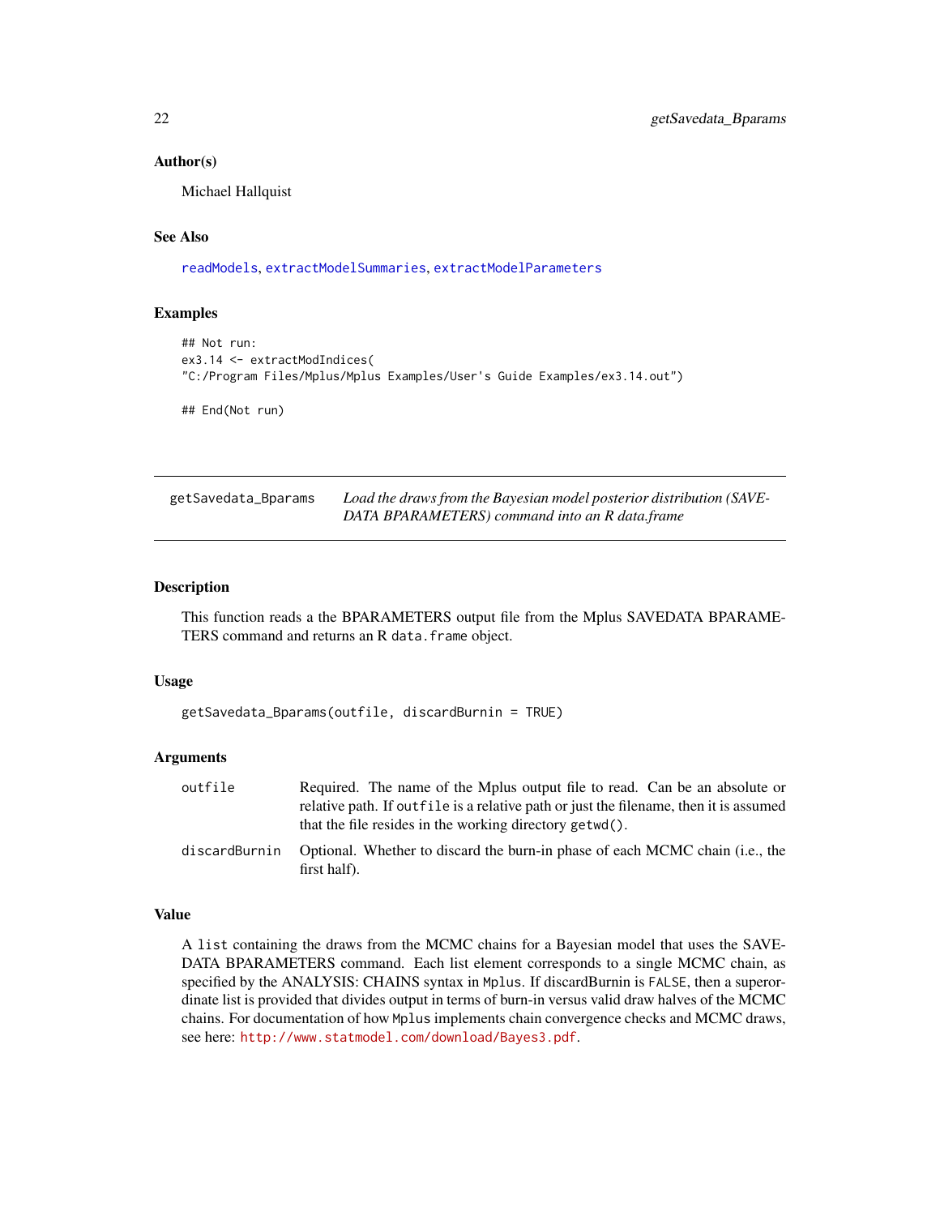### Author(s)

Michael Hallquist

### See Also

readModels, extractModelSummaries, extractModelParameters

### Examples

```
## Not run:
ex3.14 <- extractModIndices(
"C:/Program Files/Mplus/Mplus Examples/User's Guide Examples/ex3.14.out")

## End(Not run)
```

---

## getSavedata_Bparams — *Load the draws from the Bayesian model posterior distribution (SAVEDATA BPARAMETERS) command into an R data.frame*

### Description

This function reads a the BPARAMETERS output file from the Mplus SAVEDATA BPARAMETERS command and returns an R `data.frame` object.

### Usage

```
getSavedata_Bparams(outfile, discardBurnin = TRUE)
```

### Arguments

| | |
|---|---|
| `outfile` | Required. The name of the Mplus output file to read. Can be an absolute or relative path. If `outfile` is a relative path or just the filename, then it is assumed that the file resides in the working directory `getwd()`. |
| `discardBurnin` | Optional. Whether to discard the burn-in phase of each MCMC chain (i.e., the first half). |

### Value

A `list` containing the draws from the MCMC chains for a Bayesian model that uses the SAVEDATA BPARAMETERS command. Each list element corresponds to a single MCMC chain, as specified by the ANALYSIS: CHAINS syntax in `Mplus`. If discardBurnin is `FALSE`, then a superordinate list is provided that divides output in terms of burn-in versus valid draw halves of the MCMC chains. For documentation of how `Mplus` implements chain convergence checks and MCMC draws, see here: http://www.statmodel.com/download/Bayes3.pdf.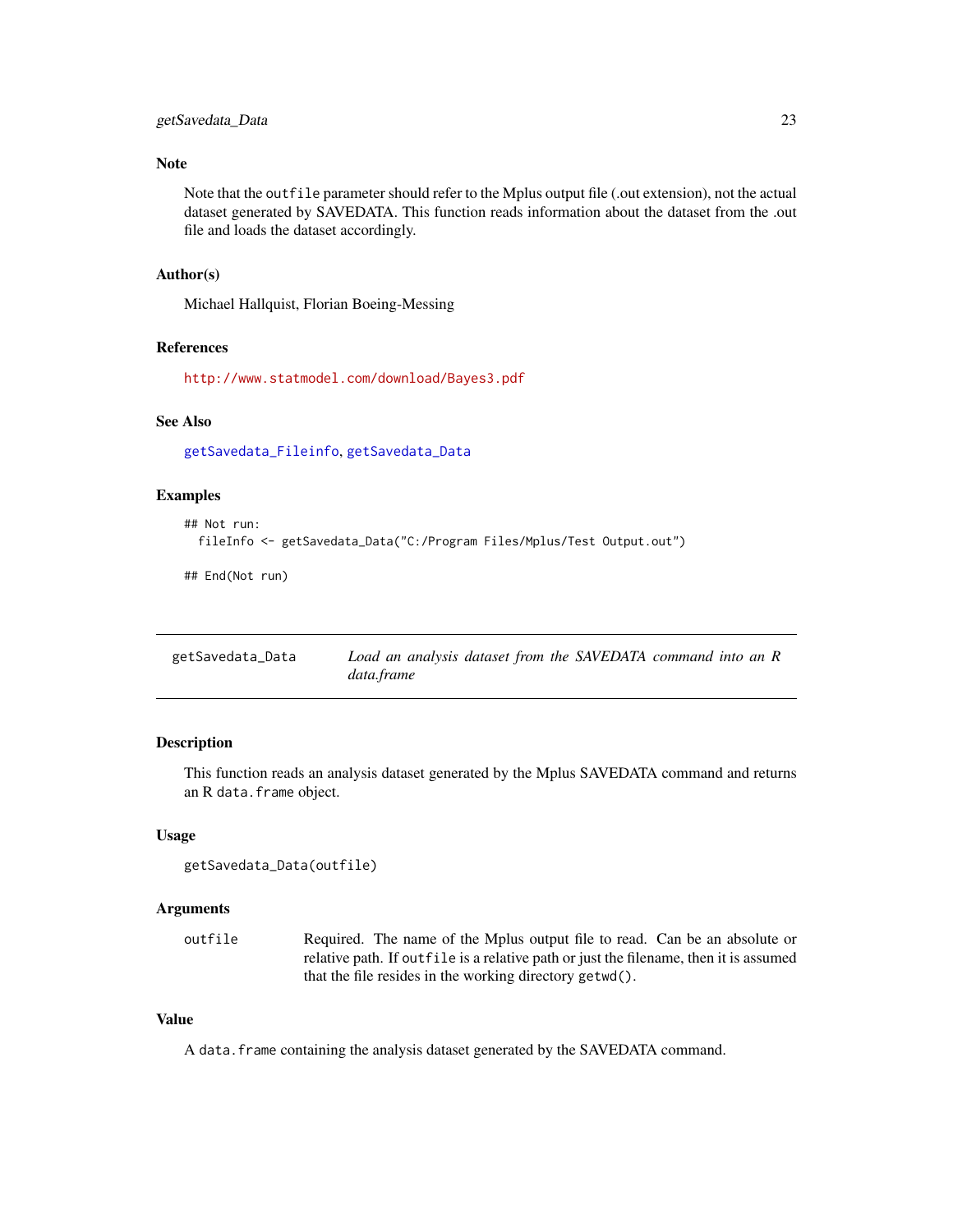### Note

Note that the `outfile` parameter should refer to the Mplus output file (.out extension), not the actual dataset generated by SAVEDATA. This function reads information about the dataset from the .out file and loads the dataset accordingly.

### Author(s)

Michael Hallquist, Florian Boeing-Messing

### References

http://www.statmodel.com/download/Bayes3.pdf

### See Also

`getSavedata_Fileinfo`, `getSavedata_Data`

### Examples

```
## Not run:
  fileInfo <- getSavedata_Data("C:/Program Files/Mplus/Test Output.out")

## End(Not run)
```

---

## getSavedata_Data — *Load an analysis dataset from the SAVEDATA command into an R data.frame*

---

### Description

This function reads an analysis dataset generated by the Mplus SAVEDATA command and returns an R `data.frame` object.

### Usage

```
getSavedata_Data(outfile)
```

### Arguments

| | |
|---|---|
| `outfile` | Required. The name of the Mplus output file to read. Can be an absolute or relative path. If `outfile` is a relative path or just the filename, then it is assumed that the file resides in the working directory `getwd()`. |

### Value

A `data.frame` containing the analysis dataset generated by the SAVEDATA command.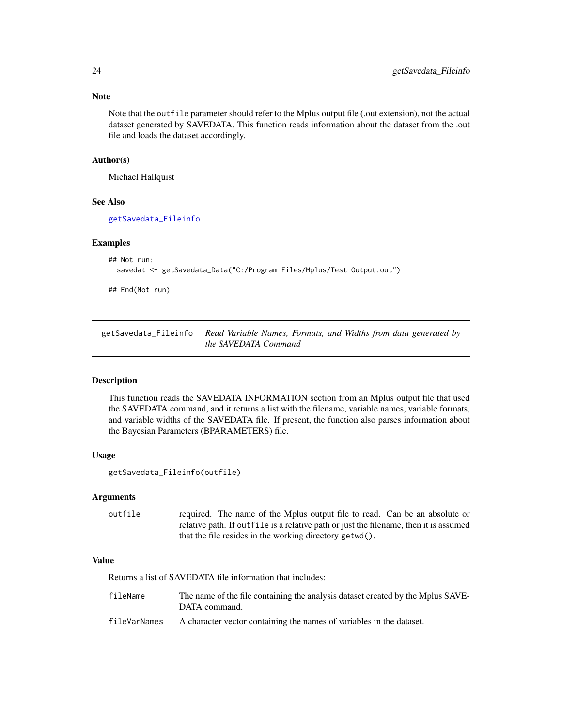### Note

Note that the `outfile` parameter should refer to the Mplus output file (.out extension), not the actual dataset generated by SAVEDATA. This function reads information about the dataset from the .out file and loads the dataset accordingly.

### Author(s)

Michael Hallquist

### See Also

`getSavedata_Fileinfo`

### Examples

```
## Not run:
  savedat <- getSavedata_Data("C:/Program Files/Mplus/Test Output.out")

## End(Not run)
```

---

## getSavedata_Fileinfo    *Read Variable Names, Formats, and Widths from data generated by the SAVEDATA Command*

---

### Description

This function reads the SAVEDATA INFORMATION section from an Mplus output file that used the SAVEDATA command, and it returns a list with the filename, variable names, variable formats, and variable widths of the SAVEDATA file. If present, the function also parses information about the Bayesian Parameters (BPARAMETERS) file.

### Usage

```
getSavedata_Fileinfo(outfile)
```

### Arguments

| | |
|---|---|
| `outfile` | required. The name of the Mplus output file to read. Can be an absolute or relative path. If `outfile` is a relative path or just the filename, then it is assumed that the file resides in the working directory `getwd()`. |

### Value

Returns a list of SAVEDATA file information that includes:

| | |
|---|---|
| `fileName` | The name of the file containing the analysis dataset created by the Mplus SAVEDATA command. |
| `fileVarNames` | A character vector containing the names of variables in the dataset. |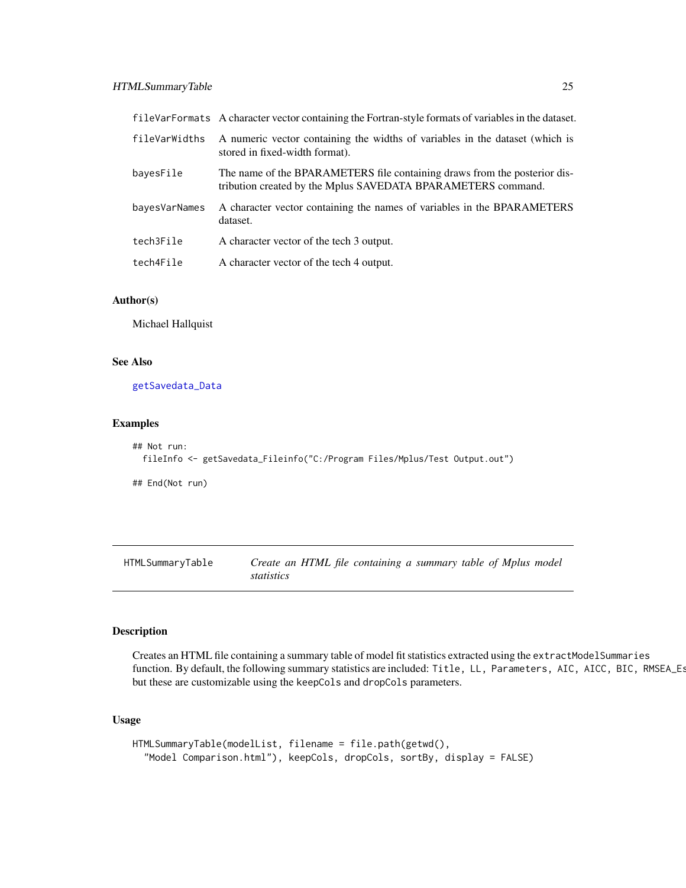| | |
|---|---|
| fileVarFormats | A character vector containing the Fortran-style formats of variables in the dataset. |
| fileVarWidths | A numeric vector containing the widths of variables in the dataset (which is stored in fixed-width format). |
| bayesFile | The name of the BPARAMETERS file containing draws from the posterior distribution created by the Mplus SAVEDATA BPARAMETERS command. |
| bayesVarNames | A character vector containing the names of variables in the BPARAMETERS dataset. |
| tech3File | A character vector of the tech 3 output. |
| tech4File | A character vector of the tech 4 output. |

### Author(s)

Michael Hallquist

### See Also

getSavedata_Data

### Examples

```
## Not run:
  fileInfo <- getSavedata_Fileinfo("C:/Program Files/Mplus/Test Output.out")

## End(Not run)
```

---

## HTMLSummaryTable — *Create an HTML file containing a summary table of Mplus model statistics*

### Description

Creates an HTML file containing a summary table of model fit statistics extracted using the extractModelSummaries function. By default, the following summary statistics are included: Title, LL, Parameters, AIC, AICC, BIC, RMSEA_Es but these are customizable using the keepCols and dropCols parameters.

### Usage

```
HTMLSummaryTable(modelList, filename = file.path(getwd(),
  "Model Comparison.html"), keepCols, dropCols, sortBy, display = FALSE)
```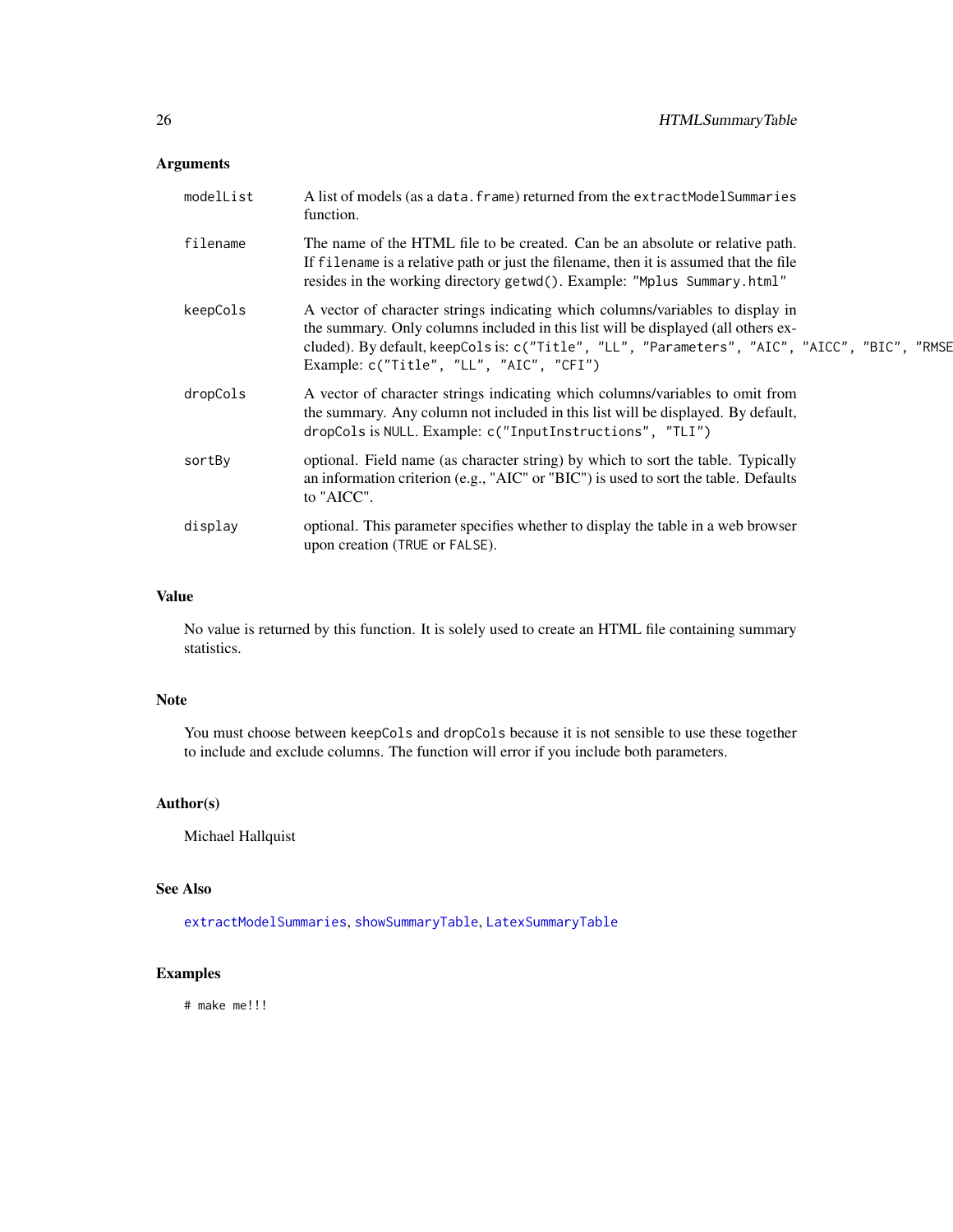### Arguments

- **modelList**: A list of models (as a `data.frame`) returned from the `extractModelSummaries` function.
- **filename**: The name of the HTML file to be created. Can be an absolute or relative path. If `filename` is a relative path or just the filename, then it is assumed that the file resides in the working directory `getwd()`. Example: `"Mplus Summary.html"`
- **keepCols**: A vector of character strings indicating which columns/variables to display in the summary. Only columns included in this list will be displayed (all others excluded). By default, keepCols is: `c("Title", "LL", "Parameters", "AIC", "AICC", "BIC", "RMSE` Example: `c("Title", "LL", "AIC", "CFI")`
- **dropCols**: A vector of character strings indicating which columns/variables to omit from the summary. Any column not included in this list will be displayed. By default, `dropCols` is `NULL`. Example: `c("InputInstructions", "TLI")`
- **sortBy**: optional. Field name (as character string) by which to sort the table. Typically an information criterion (e.g., "AIC" or "BIC") is used to sort the table. Defaults to "AICC".
- **display**: optional. This parameter specifies whether to display the table in a web browser upon creation (`TRUE` or `FALSE`).

### Value

No value is returned by this function. It is solely used to create an HTML file containing summary statistics.

### Note

You must choose between `keepCols` and `dropCols` because it is not sensible to use these together to include and exclude columns. The function will error if you include both parameters.

### Author(s)

Michael Hallquist

### See Also

`extractModelSummaries`, `showSummaryTable`, `LatexSummaryTable`

### Examples

```
# make me!!!
```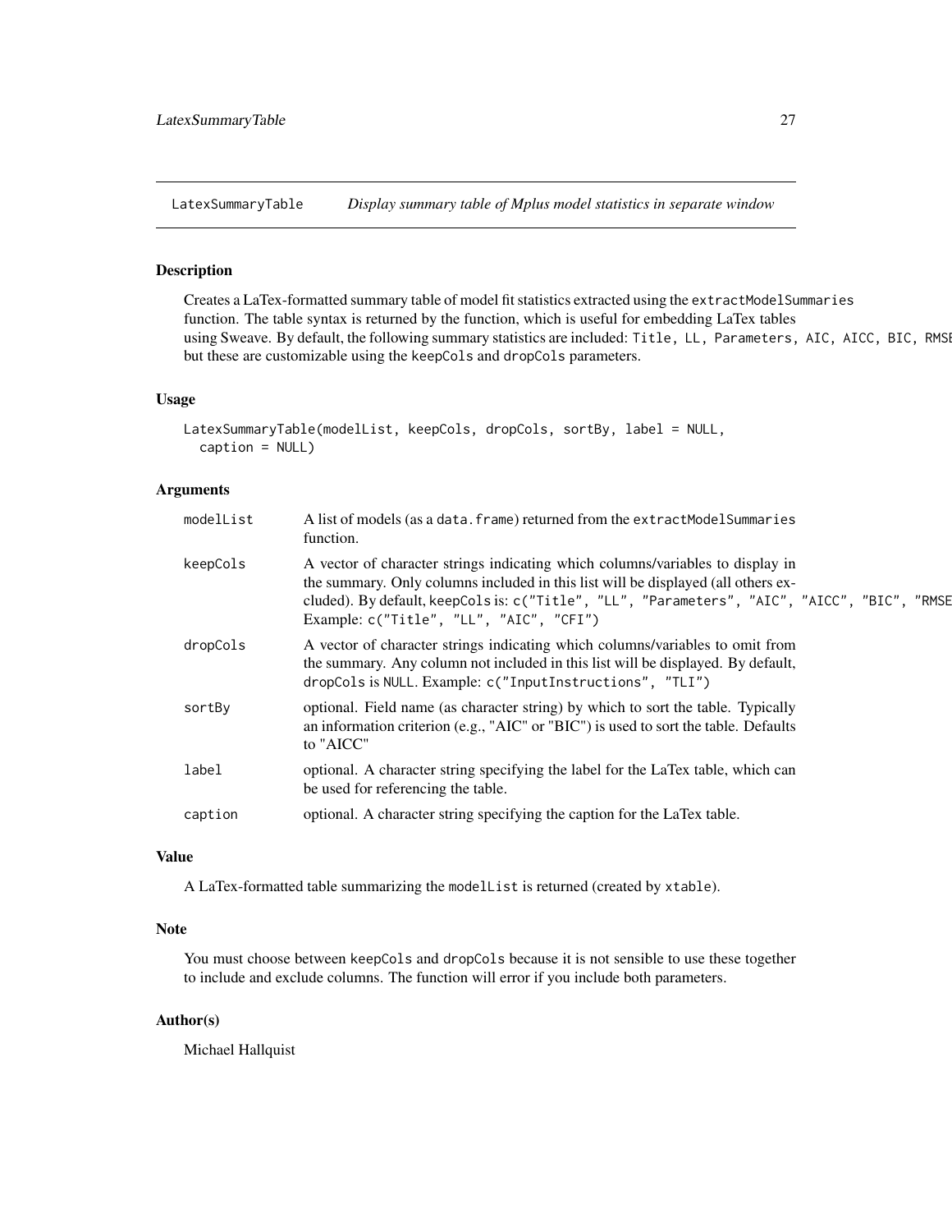## LatexSummaryTable *Display summary table of Mplus model statistics in separate window*

### Description

Creates a LaTex-formatted summary table of model fit statistics extracted using the `extractModelSummaries` function. The table syntax is returned by the function, which is useful for embedding LaTex tables using Sweave. By default, the following summary statistics are included: `Title, LL, Parameters, AIC, AICC, BIC, RMSE` but these are customizable using the `keepCols` and `dropCols` parameters.

### Usage

```
LatexSummaryTable(modelList, keepCols, dropCols, sortBy, label = NULL,
  caption = NULL)
```

### Arguments

| | |
|---|---|
| `modelList` | A list of models (as a `data.frame`) returned from the `extractModelSummaries` function. |
| `keepCols` | A vector of character strings indicating which columns/variables to display in the summary. Only columns included in this list will be displayed (all others excluded). By default, `keepCols` is: `c("Title", "LL", "Parameters", "AIC", "AICC", "BIC", "RMSE` Example: `c("Title", "LL", "AIC", "CFI")` |
| `dropCols` | A vector of character strings indicating which columns/variables to omit from the summary. Any column not included in this list will be displayed. By default, `dropCols` is `NULL`. Example: `c("InputInstructions", "TLI")` |
| `sortBy` | optional. Field name (as character string) by which to sort the table. Typically an information criterion (e.g., "AIC" or "BIC") is used to sort the table. Defaults to "AICC" |
| `label` | optional. A character string specifying the label for the LaTex table, which can be used for referencing the table. |
| `caption` | optional. A character string specifying the caption for the LaTex table. |

### Value

A LaTex-formatted table summarizing the `modelList` is returned (created by `xtable`).

### Note

You must choose between `keepCols` and `dropCols` because it is not sensible to use these together to include and exclude columns. The function will error if you include both parameters.

### Author(s)

Michael Hallquist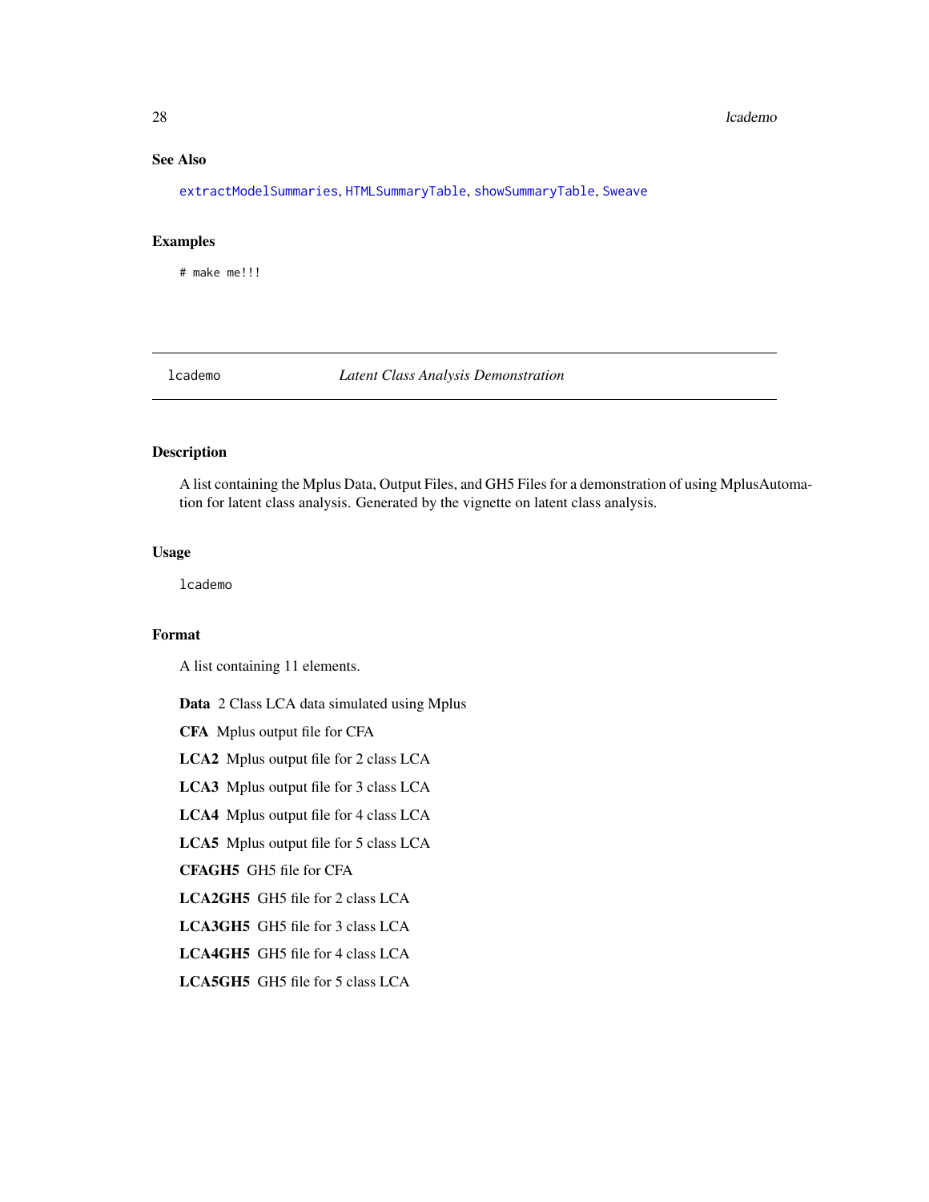### See Also

extractModelSummaries, HTMLSummaryTable, showSummaryTable, Sweave

### Examples

```
# make me!!!
```

---

## lcademo — *Latent Class Analysis Demonstration*

---

### Description

A list containing the Mplus Data, Output Files, and GH5 Files for a demonstration of using MplusAutomation for latent class analysis. Generated by the vignette on latent class analysis.

### Usage

```
lcademo
```

### Format

A list containing 11 elements.

- **Data** 2 Class LCA data simulated using Mplus
- **CFA** Mplus output file for CFA
- **LCA2** Mplus output file for 2 class LCA
- **LCA3** Mplus output file for 3 class LCA
- **LCA4** Mplus output file for 4 class LCA
- **LCA5** Mplus output file for 5 class LCA
- **CFAGH5** GH5 file for CFA
- **LCA2GH5** GH5 file for 2 class LCA
- **LCA3GH5** GH5 file for 3 class LCA
- **LCA4GH5** GH5 file for 4 class LCA
- **LCA5GH5** GH5 file for 5 class LCA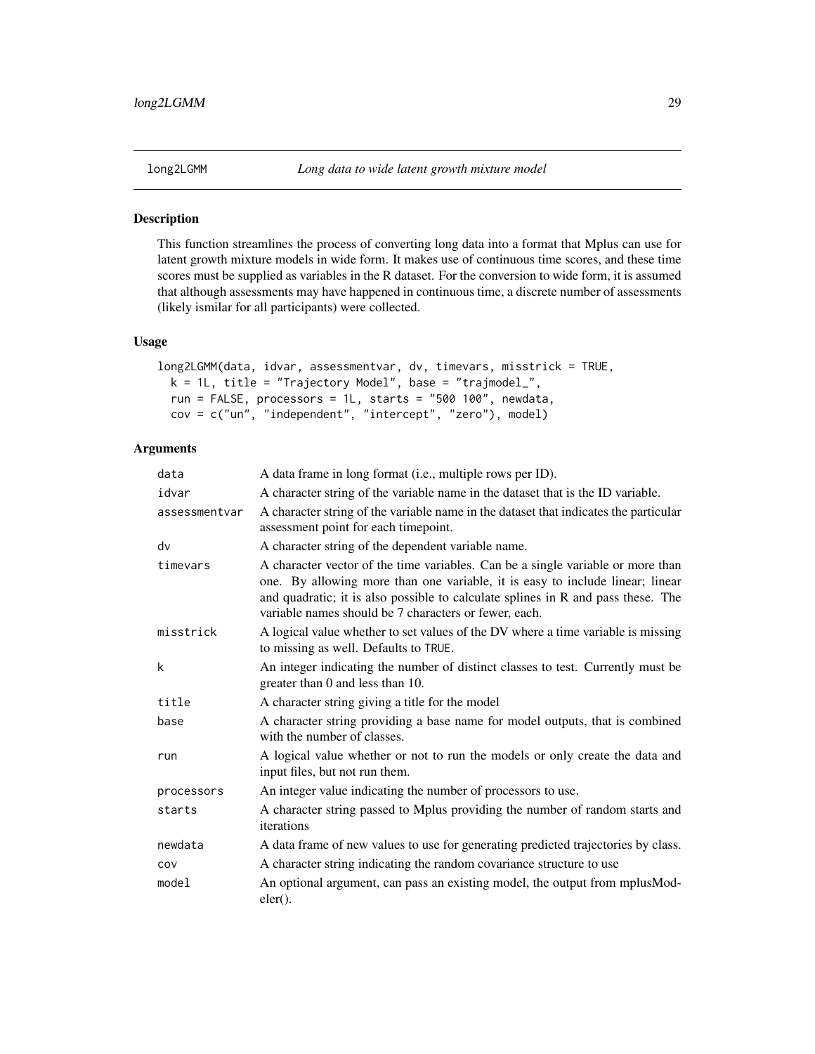# long2LGMM *Long data to wide latent growth mixture model*

## Description

This function streamlines the process of converting long data into a format that Mplus can use for latent growth mixture models in wide form. It makes use of continuous time scores, and these time scores must be supplied as variables in the R dataset. For the conversion to wide form, it is assumed that although assessments may have happened in continuous time, a discrete number of assessments (likely ismilar for all participants) were collected.

## Usage

```
long2LGMM(data, idvar, assessmentvar, dv, timevars, misstrick = TRUE,
  k = 1L, title = "Trajectory Model", base = "trajmodel_",
  run = FALSE, processors = 1L, starts = "500 100", newdata,
  cov = c("un", "independent", "intercept", "zero"), model)
```

## Arguments

| | |
|---|---|
| `data` | A data frame in long format (i.e., multiple rows per ID). |
| `idvar` | A character string of the variable name in the dataset that is the ID variable. |
| `assessmentvar` | A character string of the variable name in the dataset that indicates the particular assessment point for each timepoint. |
| `dv` | A character string of the dependent variable name. |
| `timevars` | A character vector of the time variables. Can be a single variable or more than one. By allowing more than one variable, it is easy to include linear; linear and quadratic; it is also possible to calculate splines in R and pass these. The variable names should be 7 characters or fewer, each. |
| `misstrick` | A logical value whether to set values of the DV where a time variable is missing to missing as well. Defaults to `TRUE`. |
| `k` | An integer indicating the number of distinct classes to test. Currently must be greater than 0 and less than 10. |
| `title` | A character string giving a title for the model |
| `base` | A character string providing a base name for model outputs, that is combined with the number of classes. |
| `run` | A logical value whether or not to run the models or only create the data and input files, but not run them. |
| `processors` | An integer value indicating the number of processors to use. |
| `starts` | A character string passed to Mplus providing the number of random starts and iterations |
| `newdata` | A data frame of new values to use for generating predicted trajectories by class. |
| `cov` | A character string indicating the random covariance structure to use |
| `model` | An optional argument, can pass an existing model, the output from mplusModeler(). |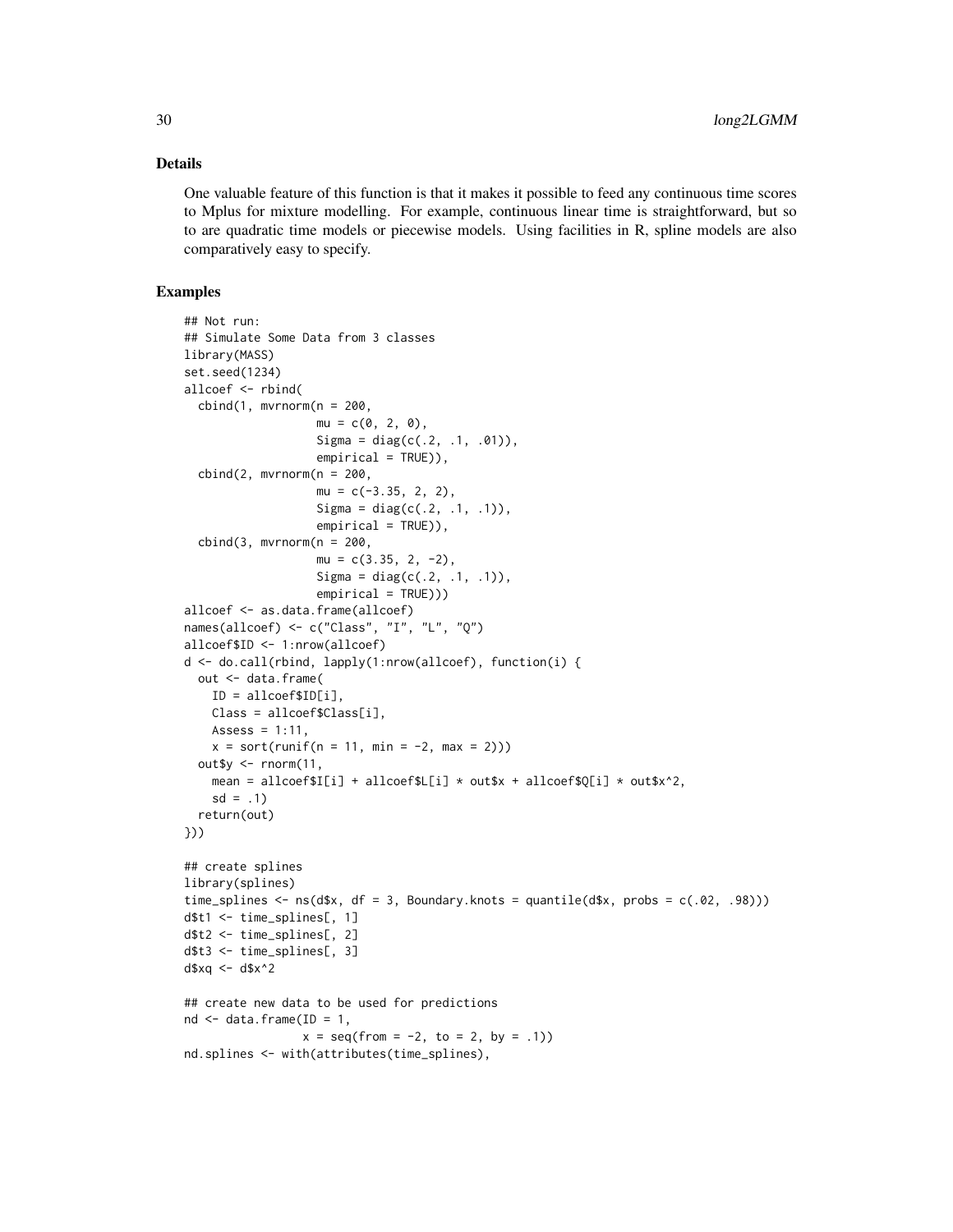## Details

One valuable feature of this function is that it makes it possible to feed any continuous time scores to Mplus for mixture modelling. For example, continuous linear time is straightforward, but so to are quadratic time models or piecewise models. Using facilities in R, spline models are also comparatively easy to specify.

## Examples

```
## Not run:
## Simulate Some Data from 3 classes
library(MASS)
set.seed(1234)
allcoef <- rbind(
  cbind(1, mvrnorm(n = 200,
                   mu = c(0, 2, 0),
                   Sigma = diag(c(.2, .1, .01)),
                   empirical = TRUE)),
  cbind(2, mvrnorm(n = 200,
                   mu = c(-3.35, 2, 2),
                   Sigma = diag(c(.2, .1, .1)),
                   empirical = TRUE)),
  cbind(3, mvrnorm(n = 200,
                   mu = c(3.35, 2, -2),
                   Sigma = diag(c(.2, .1, .1)),
                   empirical = TRUE)))
allcoef <- as.data.frame(allcoef)
names(allcoef) <- c("Class", "I", "L", "Q")
allcoef$ID <- 1:nrow(allcoef)
d <- do.call(rbind, lapply(1:nrow(allcoef), function(i) {
  out <- data.frame(
    ID = allcoef$ID[i],
    Class = allcoef$Class[i],
    Assess = 1:11,
    x = sort(runif(n = 11, min = -2, max = 2)))
  out$y <- rnorm(11,
    mean = allcoef$I[i] + allcoef$L[i] * out$x + allcoef$Q[i] * out$x^2,
    sd = .1)
  return(out)
}))

## create splines
library(splines)
time_splines <- ns(d$x, df = 3, Boundary.knots = quantile(d$x, probs = c(.02, .98)))
d$t1 <- time_splines[, 1]
d$t2 <- time_splines[, 2]
d$t3 <- time_splines[, 3]
d$xq <- d$x^2

## create new data to be used for predictions
nd <- data.frame(ID = 1,
                 x = seq(from = -2, to = 2, by = .1))
nd.splines <- with(attributes(time_splines),
```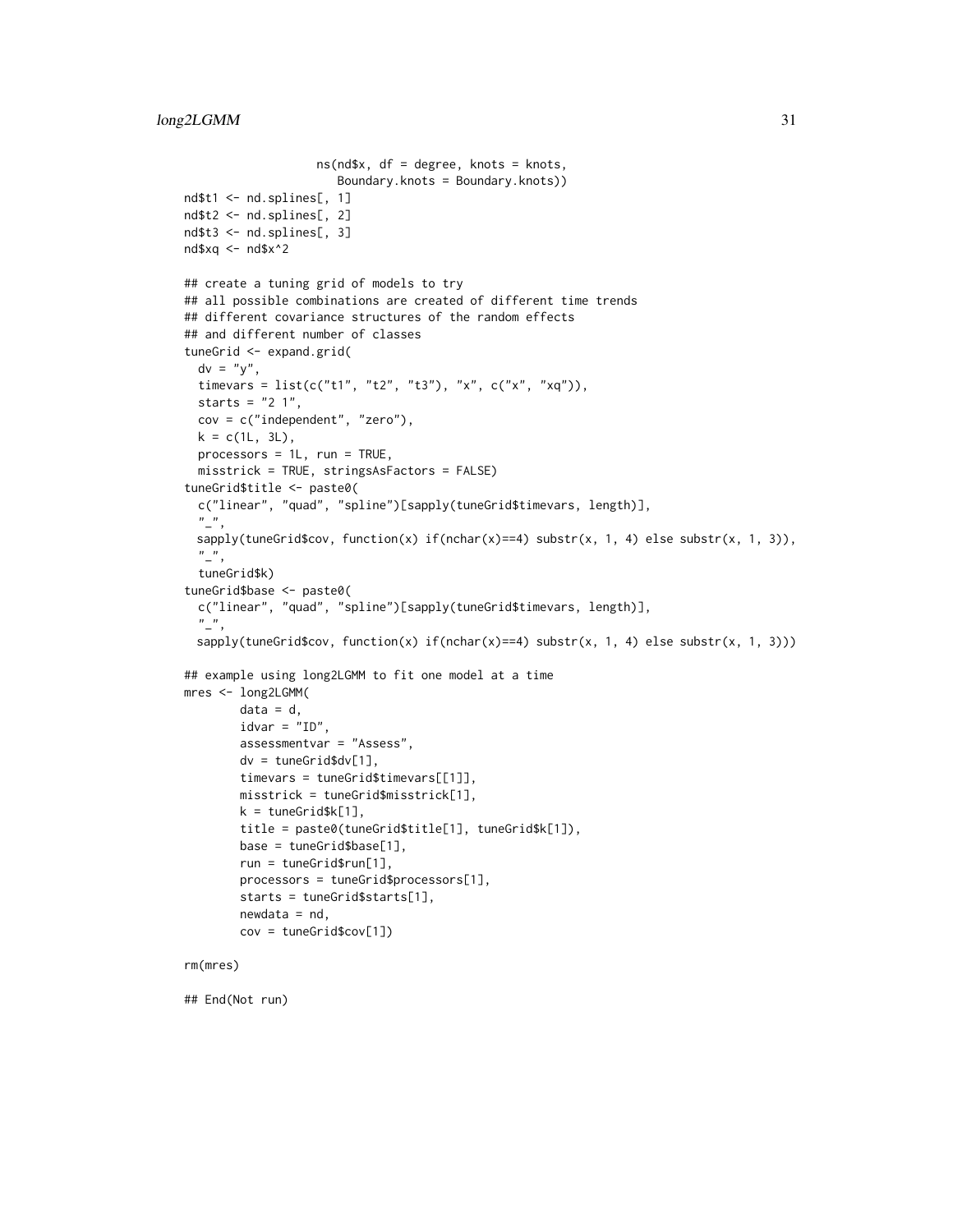```
                  ns(nd$x, df = degree, knots = knots,
                     Boundary.knots = Boundary.knots))
nd$t1 <- nd.splines[, 1]
nd$t2 <- nd.splines[, 2]
nd$t3 <- nd.splines[, 3]
nd$xq <- nd$x^2

## create a tuning grid of models to try
## all possible combinations are created of different time trends
## different covariance structures of the random effects
## and different number of classes
tuneGrid <- expand.grid(
  dv = "y",
  timevars = list(c("t1", "t2", "t3"), "x", c("x", "xq")),
  starts = "2 1",
  cov = c("independent", "zero"),
  k = c(1L, 3L),
  processors = 1L, run = TRUE,
  misstrick = TRUE, stringsAsFactors = FALSE)
tuneGrid$title <- paste0(
  c("linear", "quad", "spline")[sapply(tuneGrid$timevars, length)],
  "_",
  sapply(tuneGrid$cov, function(x) if(nchar(x)==4) substr(x, 1, 4) else substr(x, 1, 3)),
  "_",
  tuneGrid$k)
tuneGrid$base <- paste0(
  c("linear", "quad", "spline")[sapply(tuneGrid$timevars, length)],
  "_",
  sapply(tuneGrid$cov, function(x) if(nchar(x)==4) substr(x, 1, 4) else substr(x, 1, 3)))

## example using long2LGMM to fit one model at a time
mres <- long2LGMM(
        data = d,
        idvar = "ID",
        assessmentvar = "Assess",
        dv = tuneGrid$dv[1],
        timevars = tuneGrid$timevars[[1]],
        misstrick = tuneGrid$misstrick[1],
        k = tuneGrid$k[1],
        title = paste0(tuneGrid$title[1], tuneGrid$k[1]),
        base = tuneGrid$base[1],
        run = tuneGrid$run[1],
        processors = tuneGrid$processors[1],
        starts = tuneGrid$starts[1],
        newdata = nd,
        cov = tuneGrid$cov[1])

rm(mres)

## End(Not run)
```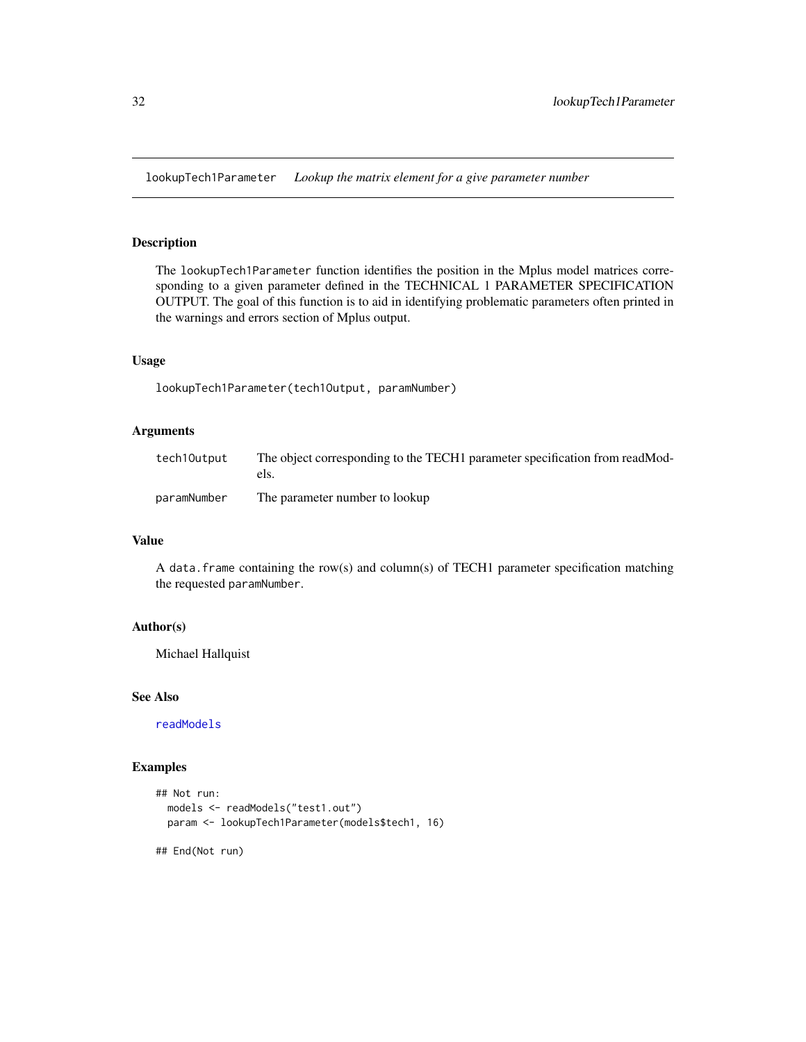## lookupTech1Parameter *Lookup the matrix element for a give parameter number*

### Description

The lookupTech1Parameter function identifies the position in the Mplus model matrices corresponding to a given parameter defined in the TECHNICAL 1 PARAMETER SPECIFICATION OUTPUT. The goal of this function is to aid in identifying problematic parameters often printed in the warnings and errors section of Mplus output.

### Usage

```
lookupTech1Parameter(tech1Output, paramNumber)
```

### Arguments

| | |
|---|---|
| tech1Output | The object corresponding to the TECH1 parameter specification from readModels. |
| paramNumber | The parameter number to lookup |

### Value

A data.frame containing the row(s) and column(s) of TECH1 parameter specification matching the requested paramNumber.

### Author(s)

Michael Hallquist

### See Also

readModels

### Examples

```
## Not run:
  models <- readModels("test1.out")
  param <- lookupTech1Parameter(models$tech1, 16)

## End(Not run)
```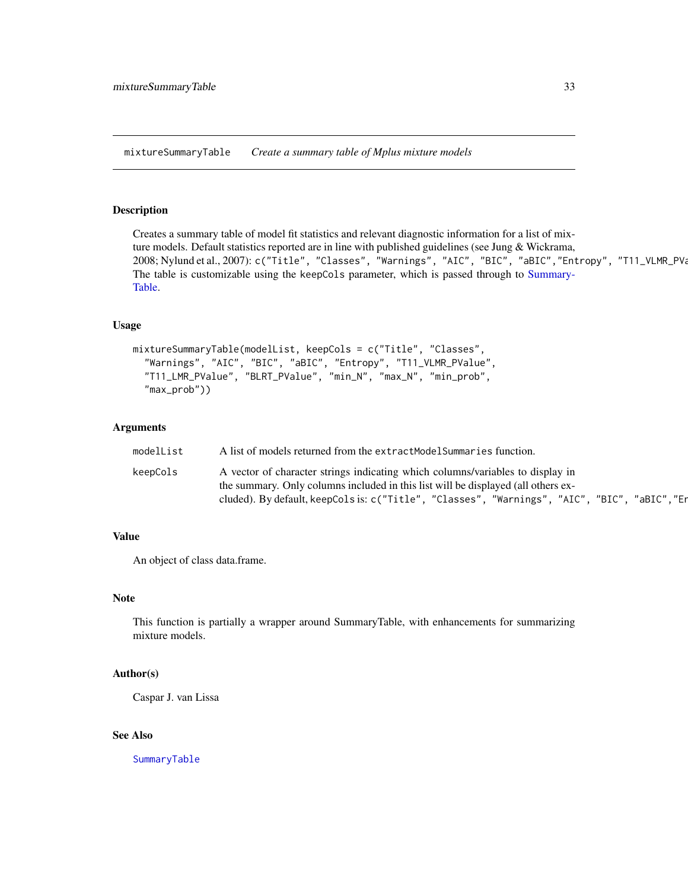mixtureSummaryTable *Create a summary table of Mplus mixture models*

## Description

Creates a summary table of model fit statistics and relevant diagnostic information for a list of mixture models. Default statistics reported are in line with published guidelines (see Jung & Wickrama, 2008; Nylund et al., 2007): `c("Title", "Classes", "Warnings", "AIC", "BIC", "aBIC","Entropy", "T11_VLMR_PVa`
The table is customizable using the `keepCols` parameter, which is passed through to SummaryTable.

## Usage

```
mixtureSummaryTable(modelList, keepCols = c("Title", "Classes",
  "Warnings", "AIC", "BIC", "aBIC", "Entropy", "T11_VLMR_PValue",
  "T11_LMR_PValue", "BLRT_PValue", "min_N", "max_N", "min_prob",
  "max_prob"))
```

## Arguments

| | |
|---|---|
| `modelList` | A list of models returned from the `extractModelSummaries` function. |
| `keepCols` | A vector of character strings indicating which columns/variables to display in the summary. Only columns included in this list will be displayed (all others excluded). By default, `keepCols` is: `c("Title", "Classes", "Warnings", "AIC", "BIC", "aBIC","Er` |

## Value

An object of class data.frame.

## Note

This function is partially a wrapper around SummaryTable, with enhancements for summarizing mixture models.

## Author(s)

Caspar J. van Lissa

## See Also

`SummaryTable`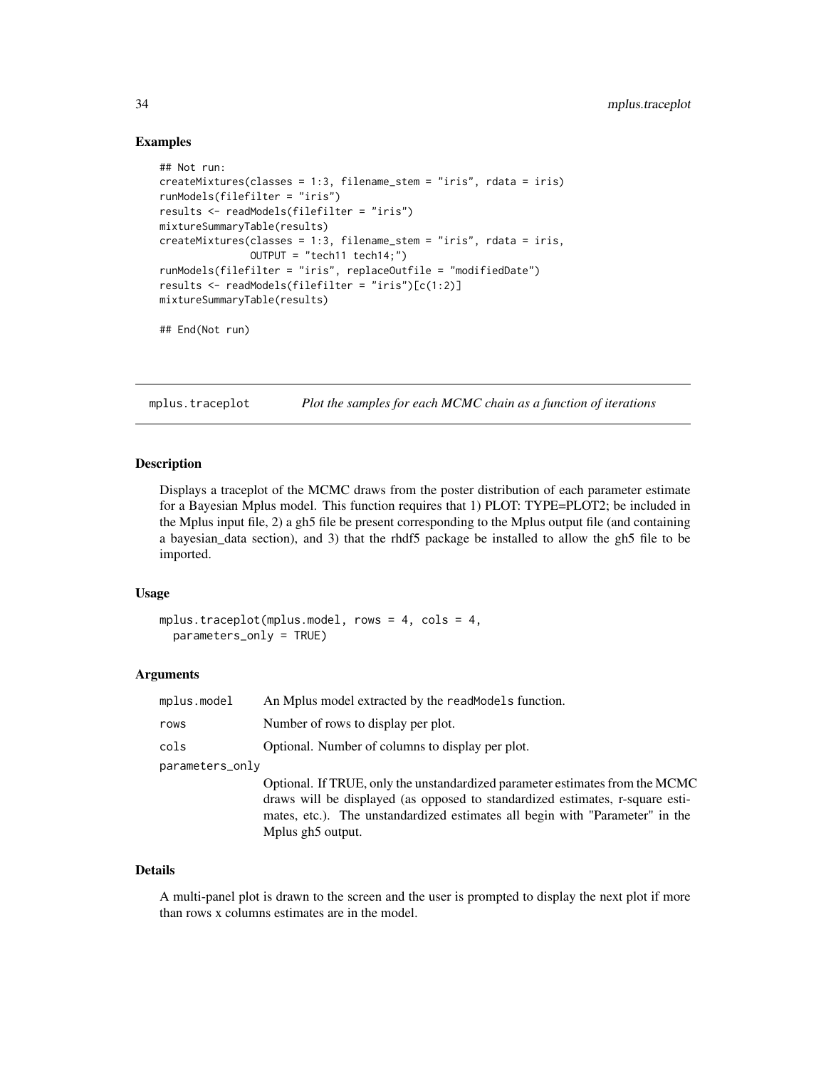## Examples

```
## Not run:
createMixtures(classes = 1:3, filename_stem = "iris", rdata = iris)
runModels(filefilter = "iris")
results <- readModels(filefilter = "iris")
mixtureSummaryTable(results)
createMixtures(classes = 1:3, filename_stem = "iris", rdata = iris,
               OUTPUT = "tech11 tech14;")
runModels(filefilter = "iris", replaceOutfile = "modifiedDate")
results <- readModels(filefilter = "iris")[c(1:2)]
mixtureSummaryTable(results)

## End(Not run)
```

---

# mplus.traceplot — *Plot the samples for each MCMC chain as a function of iterations*

---

## Description

Displays a traceplot of the MCMC draws from the poster distribution of each parameter estimate for a Bayesian Mplus model. This function requires that 1) PLOT: TYPE=PLOT2; be included in the Mplus input file, 2) a gh5 file be present corresponding to the Mplus output file (and containing a bayesian_data section), and 3) that the rhdf5 package be installed to allow the gh5 file to be imported.

## Usage

```
mplus.traceplot(mplus.model, rows = 4, cols = 4,
  parameters_only = TRUE)
```

## Arguments

| | |
|---|---|
| `mplus.model` | An Mplus model extracted by the `readModels` function. |
| `rows` | Number of rows to display per plot. |
| `cols` | Optional. Number of columns to display per plot. |
| `parameters_only` | Optional. If TRUE, only the unstandardized parameter estimates from the MCMC draws will be displayed (as opposed to standardized estimates, r-square estimates, etc.). The unstandardized estimates all begin with "Parameter" in the Mplus gh5 output. |

## Details

A multi-panel plot is drawn to the screen and the user is prompted to display the next plot if more than rows x columns estimates are in the model.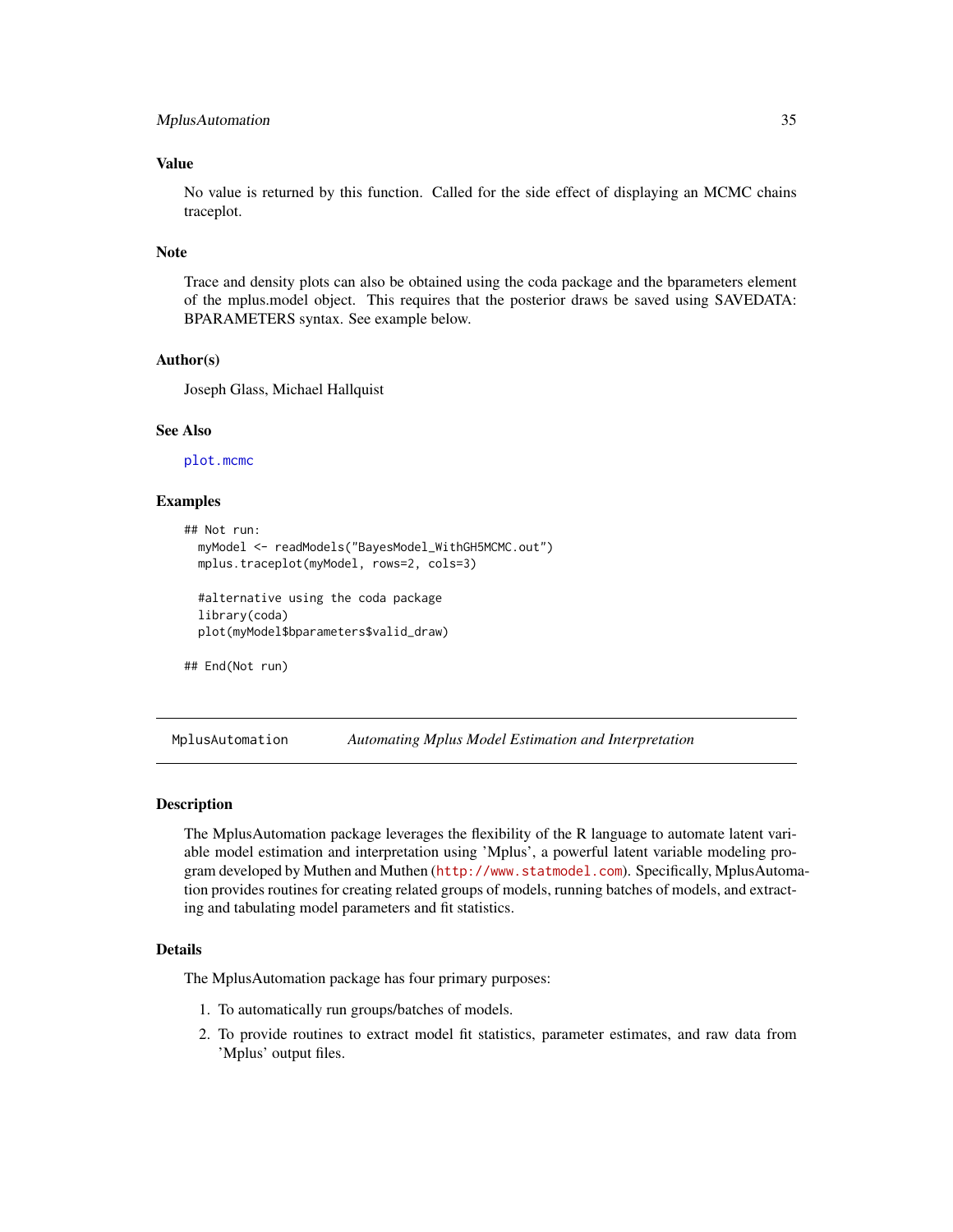### Value

No value is returned by this function. Called for the side effect of displaying an MCMC chains traceplot.

### Note

Trace and density plots can also be obtained using the coda package and the bparameters element of the mplus.model object. This requires that the posterior draws be saved using SAVEDATA: BPARAMETERS syntax. See example below.

### Author(s)

Joseph Glass, Michael Hallquist

### See Also

plot.mcmc

### Examples

```
## Not run:
  myModel <- readModels("BayesModel_WithGH5MCMC.out")
  mplus.traceplot(myModel, rows=2, cols=3)

  #alternative using the coda package
  library(coda)
  plot(myModel$bparameters$valid_draw)

## End(Not run)
```

---

## MplusAutomation — *Automating Mplus Model Estimation and Interpretation*

### Description

The MplusAutomation package leverages the flexibility of the R language to automate latent variable model estimation and interpretation using 'Mplus', a powerful latent variable modeling program developed by Muthen and Muthen (http://www.statmodel.com). Specifically, MplusAutomation provides routines for creating related groups of models, running batches of models, and extracting and tabulating model parameters and fit statistics.

### Details

The MplusAutomation package has four primary purposes:

1. To automatically run groups/batches of models.
2. To provide routines to extract model fit statistics, parameter estimates, and raw data from 'Mplus' output files.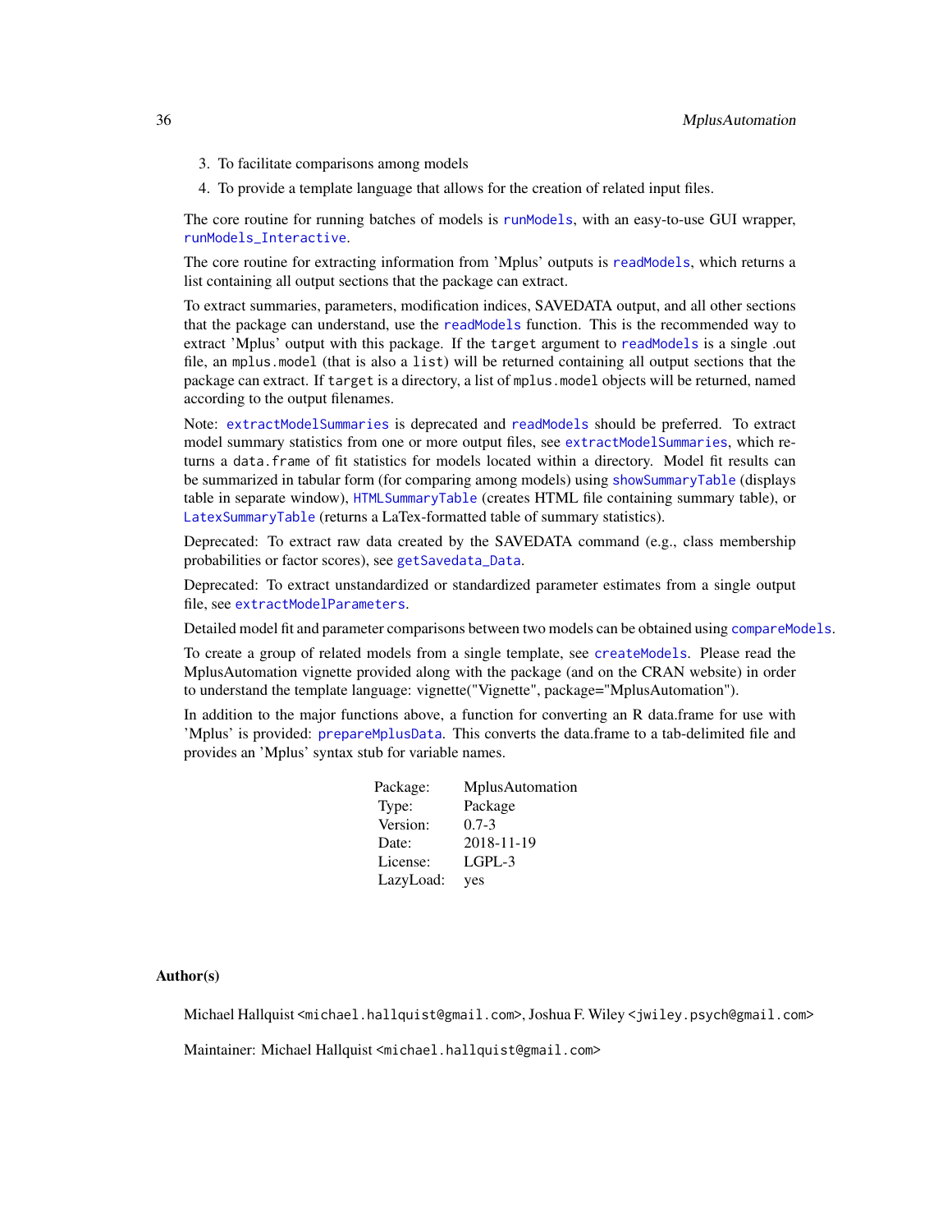3. To facilitate comparisons among models
4. To provide a template language that allows for the creation of related input files.

The core routine for running batches of models is `runModels`, with an easy-to-use GUI wrapper, `runModels_Interactive`.

The core routine for extracting information from 'Mplus' outputs is `readModels`, which returns a list containing all output sections that the package can extract.

To extract summaries, parameters, modification indices, SAVEDATA output, and all other sections that the package can understand, use the `readModels` function. This is the recommended way to extract 'Mplus' output with this package. If the `target` argument to `readModels` is a single .out file, an `mplus.model` (that is also a `list`) will be returned containing all output sections that the package can extract. If `target` is a directory, a list of `mplus.model` objects will be returned, named according to the output filenames.

Note: `extractModelSummaries` is deprecated and `readModels` should be preferred. To extract model summary statistics from one or more output files, see `extractModelSummaries`, which returns a `data.frame` of fit statistics for models located within a directory. Model fit results can be summarized in tabular form (for comparing among models) using `showSummaryTable` (displays table in separate window), `HTMLSummaryTable` (creates HTML file containing summary table), or `LatexSummaryTable` (returns a LaTex-formatted table of summary statistics).

Deprecated: To extract raw data created by the SAVEDATA command (e.g., class membership probabilities or factor scores), see `getSavedata_Data`.

Deprecated: To extract unstandardized or standardized parameter estimates from a single output file, see `extractModelParameters`.

Detailed model fit and parameter comparisons between two models can be obtained using `compareModels`.

To create a group of related models from a single template, see `createModels`. Please read the MplusAutomation vignette provided along with the package (and on the CRAN website) in order to understand the template language: vignette("Vignette", package="MplusAutomation").

In addition to the major functions above, a function for converting an R data.frame for use with 'Mplus' is provided: `prepareMplusData`. This converts the data.frame to a tab-delimited file and provides an 'Mplus' syntax stub for variable names.

| | |
|---|---|
| Package: | MplusAutomation |
| Type: | Package |
| Version: | 0.7-3 |
| Date: | 2018-11-19 |
| License: | LGPL-3 |
| LazyLoad: | yes |

### Author(s)

Michael Hallquist <michael.hallquist@gmail.com>, Joshua F. Wiley <jwiley.psych@gmail.com>

Maintainer: Michael Hallquist <michael.hallquist@gmail.com>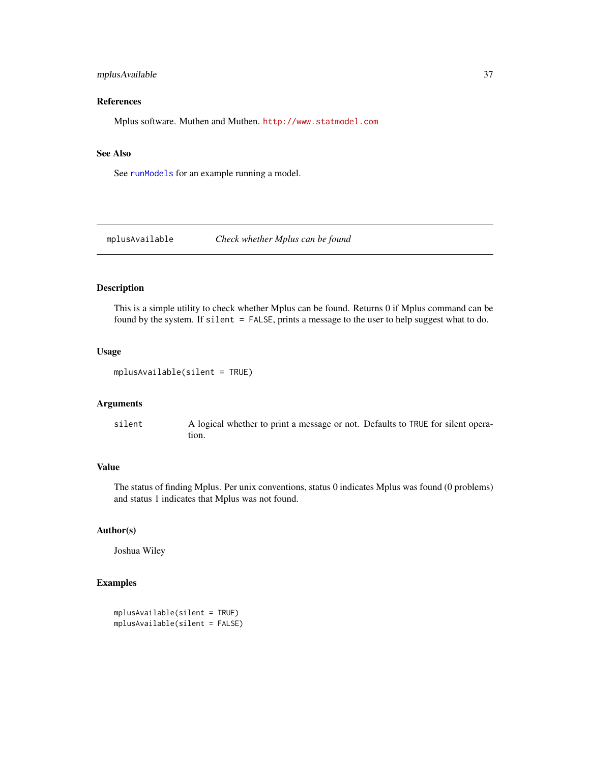### References

Mplus software. Muthen and Muthen. http://www.statmodel.com

### See Also

See runModels for an example running a model.

---

## mplusAvailable — *Check whether Mplus can be found*

### Description

This is a simple utility to check whether Mplus can be found. Returns 0 if Mplus command can be found by the system. If `silent = FALSE`, prints a message to the user to help suggest what to do.

### Usage

```
mplusAvailable(silent = TRUE)
```

### Arguments

| | |
|---|---|
| silent | A logical whether to print a message or not. Defaults to `TRUE` for silent operation. |

### Value

The status of finding Mplus. Per unix conventions, status 0 indicates Mplus was found (0 problems) and status 1 indicates that Mplus was not found.

### Author(s)

Joshua Wiley

### Examples

```
mplusAvailable(silent = TRUE)
mplusAvailable(silent = FALSE)
```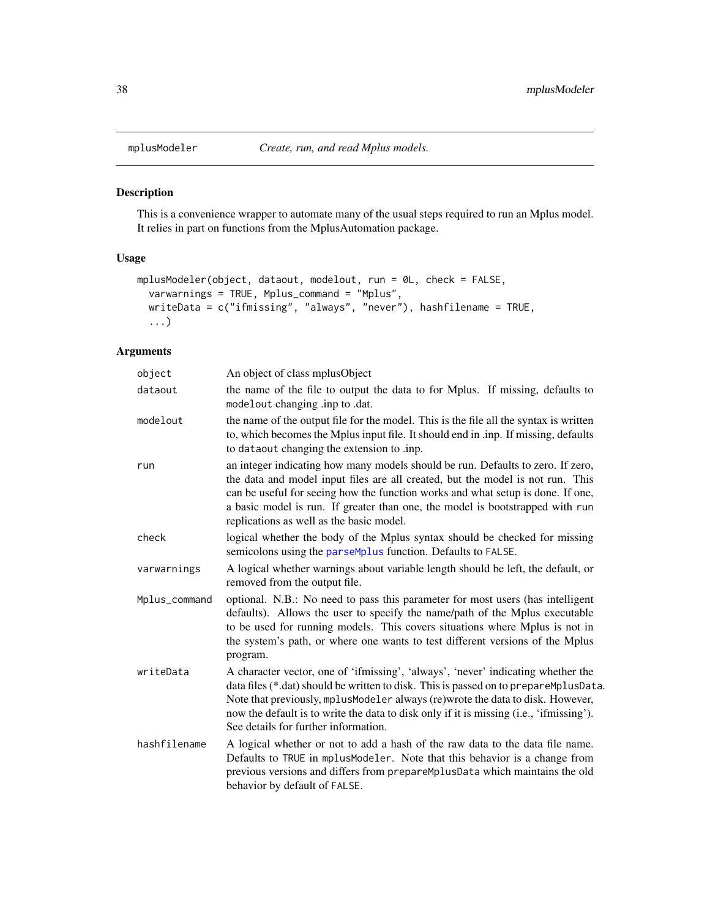# mplusModeler — *Create, run, and read Mplus models.*

## Description

This is a convenience wrapper to automate many of the usual steps required to run an Mplus model. It relies in part on functions from the MplusAutomation package.

## Usage

```
mplusModeler(object, dataout, modelout, run = 0L, check = FALSE,
  varwarnings = TRUE, Mplus_command = "Mplus",
  writeData = c("ifmissing", "always", "never"), hashfilename = TRUE,
  ...)
```

## Arguments

| Argument | Description |
|---|---|
| `object` | An object of class mplusObject |
| `dataout` | the name of the file to output the data to for Mplus. If missing, defaults to `modelout` changing .inp to .dat. |
| `modelout` | the name of the output file for the model. This is the file all the syntax is written to, which becomes the Mplus input file. It should end in .inp. If missing, defaults to `dataout` changing the extension to .inp. |
| `run` | an integer indicating how many models should be run. Defaults to zero. If zero, the data and model input files are all created, but the model is not run. This can be useful for seeing how the function works and what setup is done. If one, a basic model is run. If greater than one, the model is bootstrapped with `run` replications as well as the basic model. |
| `check` | logical whether the body of the Mplus syntax should be checked for missing semicolons using the `parseMplus` function. Defaults to `FALSE`. |
| `varwarnings` | A logical whether warnings about variable length should be left, the default, or removed from the output file. |
| `Mplus_command` | optional. N.B.: No need to pass this parameter for most users (has intelligent defaults). Allows the user to specify the name/path of the Mplus executable to be used for running models. This covers situations where Mplus is not in the system's path, or where one wants to test different versions of the Mplus program. |
| `writeData` | A character vector, one of 'ifmissing', 'always', 'never' indicating whether the data files (*.dat) should be written to disk. This is passed on to `prepareMplusData`. Note that previously, `mplusModeler` always (re)wrote the data to disk. However, now the default is to write the data to disk only if it is missing (i.e., 'ifmissing'). See details for further information. |
| `hashfilename` | A logical whether or not to add a hash of the raw data to the data file name. Defaults to `TRUE` in `mplusModeler`. Note that this behavior is a change from previous versions and differs from `prepareMplusData` which maintains the old behavior by default of `FALSE`. |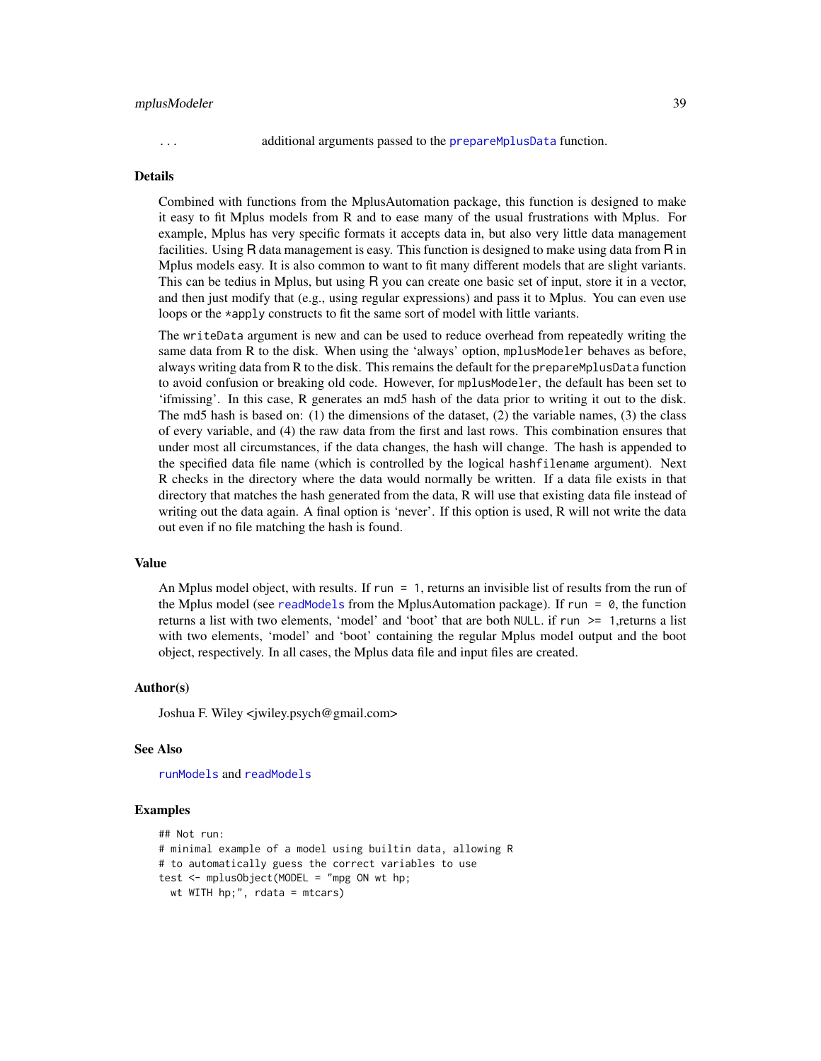`...` additional arguments passed to the `prepareMplusData` function.

### Details

Combined with functions from the MplusAutomation package, this function is designed to make it easy to fit Mplus models from R and to ease many of the usual frustrations with Mplus. For example, Mplus has very specific formats it accepts data in, but also very little data management facilities. Using R data management is easy. This function is designed to make using data from R in Mplus models easy. It is also common to want to fit many different models that are slight variants. This can be tedius in Mplus, but using R you can create one basic set of input, store it in a vector, and then just modify that (e.g., using regular expressions) and pass it to Mplus. You can even use loops or the `*apply` constructs to fit the same sort of model with little variants.

The `writeData` argument is new and can be used to reduce overhead from repeatedly writing the same data from R to the disk. When using the 'always' option, `mplusModeler` behaves as before, always writing data from R to the disk. This remains the default for the `prepareMplusData` function to avoid confusion or breaking old code. However, for `mplusModeler`, the default has been set to 'ifmissing'. In this case, R generates an md5 hash of the data prior to writing it out to the disk. The md5 hash is based on: (1) the dimensions of the dataset, (2) the variable names, (3) the class of every variable, and (4) the raw data from the first and last rows. This combination ensures that under most all circumstances, if the data changes, the hash will change. The hash is appended to the specified data file name (which is controlled by the logical `hashfilename` argument). Next R checks in the directory where the data would normally be written. If a data file exists in that directory that matches the hash generated from the data, R will use that existing data file instead of writing out the data again. A final option is 'never'. If this option is used, R will not write the data out even if no file matching the hash is found.

### Value

An Mplus model object, with results. If `run = 1`, returns an invisible list of results from the run of the Mplus model (see `readModels` from the MplusAutomation package). If `run = 0`, the function returns a list with two elements, 'model' and 'boot' that are both `NULL`. if `run >= 1`,returns a list with two elements, 'model' and 'boot' containing the regular Mplus model output and the boot object, respectively. In all cases, the Mplus data file and input files are created.

### Author(s)

Joshua F. Wiley <jwiley.psych@gmail.com>

### See Also

`runModels` and `readModels`

### Examples

```
## Not run:
# minimal example of a model using builtin data, allowing R
# to automatically guess the correct variables to use
test <- mplusObject(MODEL = "mpg ON wt hp;
  wt WITH hp;", rdata = mtcars)
```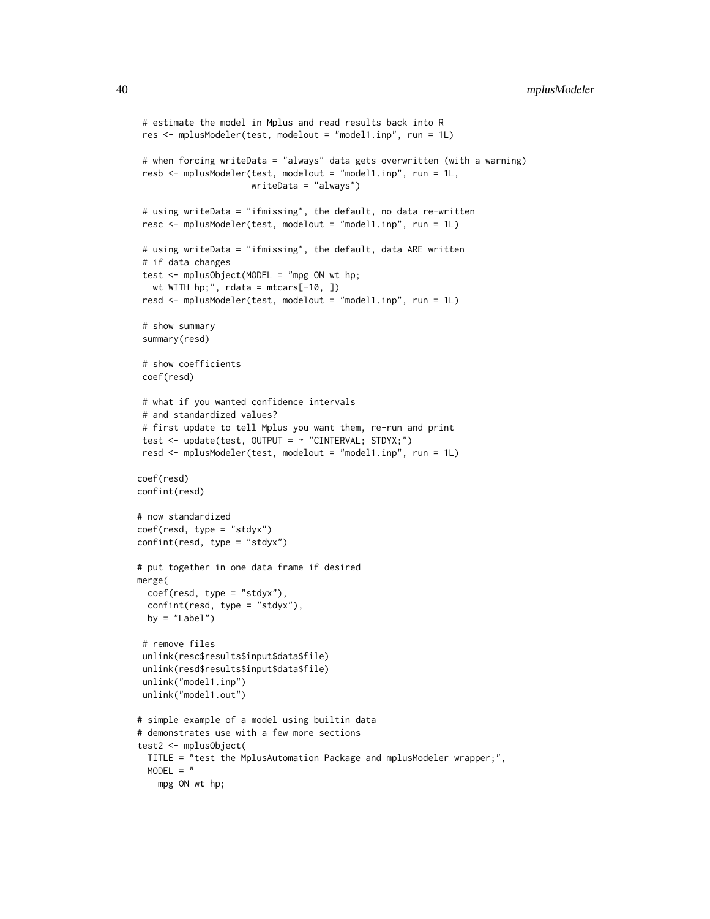```
 # estimate the model in Mplus and read results back into R
 res <- mplusModeler(test, modelout = "model1.inp", run = 1L)

 # when forcing writeData = "always" data gets overwritten (with a warning)
 resb <- mplusModeler(test, modelout = "model1.inp", run = 1L,
                      writeData = "always")

 # using writeData = "ifmissing", the default, no data re-written
 resc <- mplusModeler(test, modelout = "model1.inp", run = 1L)

 # using writeData = "ifmissing", the default, data ARE written
 # if data changes
 test <- mplusObject(MODEL = "mpg ON wt hp;
   wt WITH hp;", rdata = mtcars[-10, ])
 resd <- mplusModeler(test, modelout = "model1.inp", run = 1L)

 # show summary
 summary(resd)

 # show coefficients
 coef(resd)

 # what if you wanted confidence intervals
 # and standardized values?
 # first update to tell Mplus you want them, re-run and print
 test <- update(test, OUTPUT = ~ "CINTERVAL; STDYX;")
 resd <- mplusModeler(test, modelout = "model1.inp", run = 1L)

coef(resd)
confint(resd)

# now standardized
coef(resd, type = "stdyx")
confint(resd, type = "stdyx")

# put together in one data frame if desired
merge(
  coef(resd, type = "stdyx"),
  confint(resd, type = "stdyx"),
  by = "Label")

 # remove files
 unlink(resc$results$input$data$file)
 unlink(resd$results$input$data$file)
 unlink("model1.inp")
 unlink("model1.out")

# simple example of a model using builtin data
# demonstrates use with a few more sections
test2 <- mplusObject(
  TITLE = "test the MplusAutomation Package and mplusModeler wrapper;",
  MODEL = "
    mpg ON wt hp;
```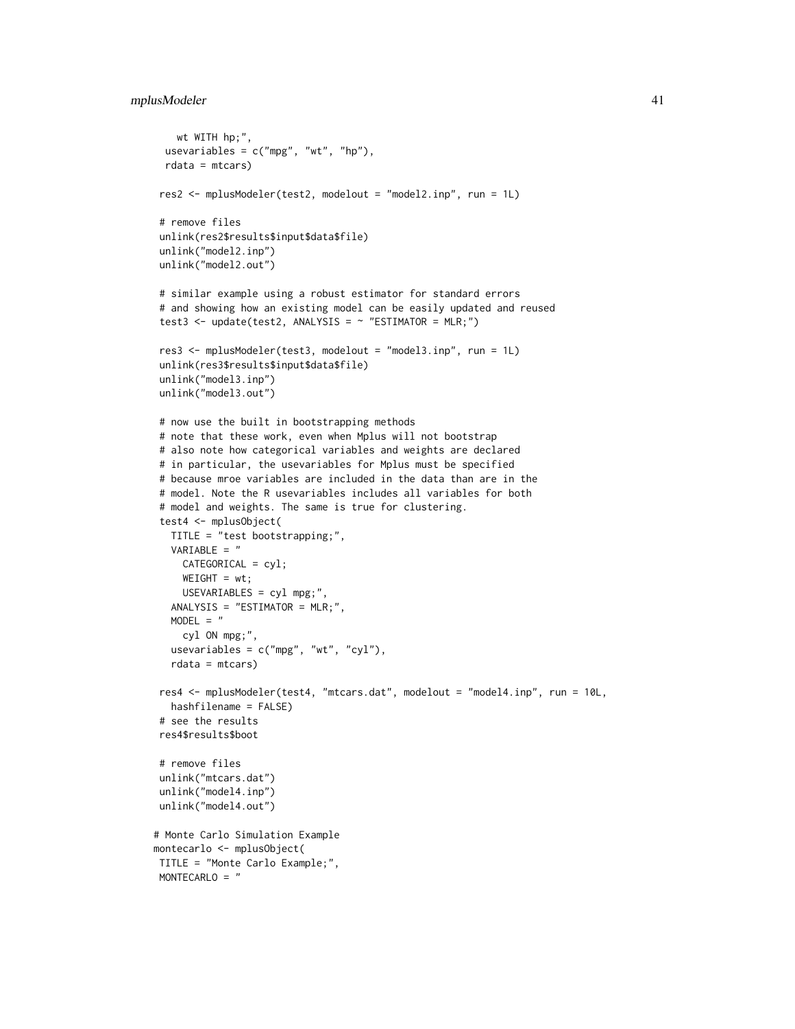```
    wt WITH hp;",
  usevariables = c("mpg", "wt", "hp"),
  rdata = mtcars)

 res2 <- mplusModeler(test2, modelout = "model2.inp", run = 1L)

 # remove files
 unlink(res2$results$input$data$file)
 unlink("model2.inp")
 unlink("model2.out")

 # similar example using a robust estimator for standard errors
 # and showing how an existing model can be easily updated and reused
 test3 <- update(test2, ANALYSIS = ~ "ESTIMATOR = MLR;")

 res3 <- mplusModeler(test3, modelout = "model3.inp", run = 1L)
 unlink(res3$results$input$data$file)
 unlink("model3.inp")
 unlink("model3.out")

 # now use the built in bootstrapping methods
 # note that these work, even when Mplus will not bootstrap
 # also note how categorical variables and weights are declared
 # in particular, the usevariables for Mplus must be specified
 # because mroe variables are included in the data than are in the
 # model. Note the R usevariables includes all variables for both
 # model and weights. The same is true for clustering.
 test4 <- mplusObject(
   TITLE = "test bootstrapping;",
   VARIABLE = "
     CATEGORICAL = cyl;
     WEIGHT = wt;
     USEVARIABLES = cyl mpg;",
   ANALYSIS = "ESTIMATOR = MLR;",
   MODEL = "
     cyl ON mpg;",
   usevariables = c("mpg", "wt", "cyl"),
   rdata = mtcars)

 res4 <- mplusModeler(test4, "mtcars.dat", modelout = "model4.inp", run = 10L,
   hashfilename = FALSE)
 # see the results
 res4$results$boot

 # remove files
 unlink("mtcars.dat")
 unlink("model4.inp")
 unlink("model4.out")

# Monte Carlo Simulation Example
montecarlo <- mplusObject(
 TITLE = "Monte Carlo Example;",
 MONTECARLO = "
```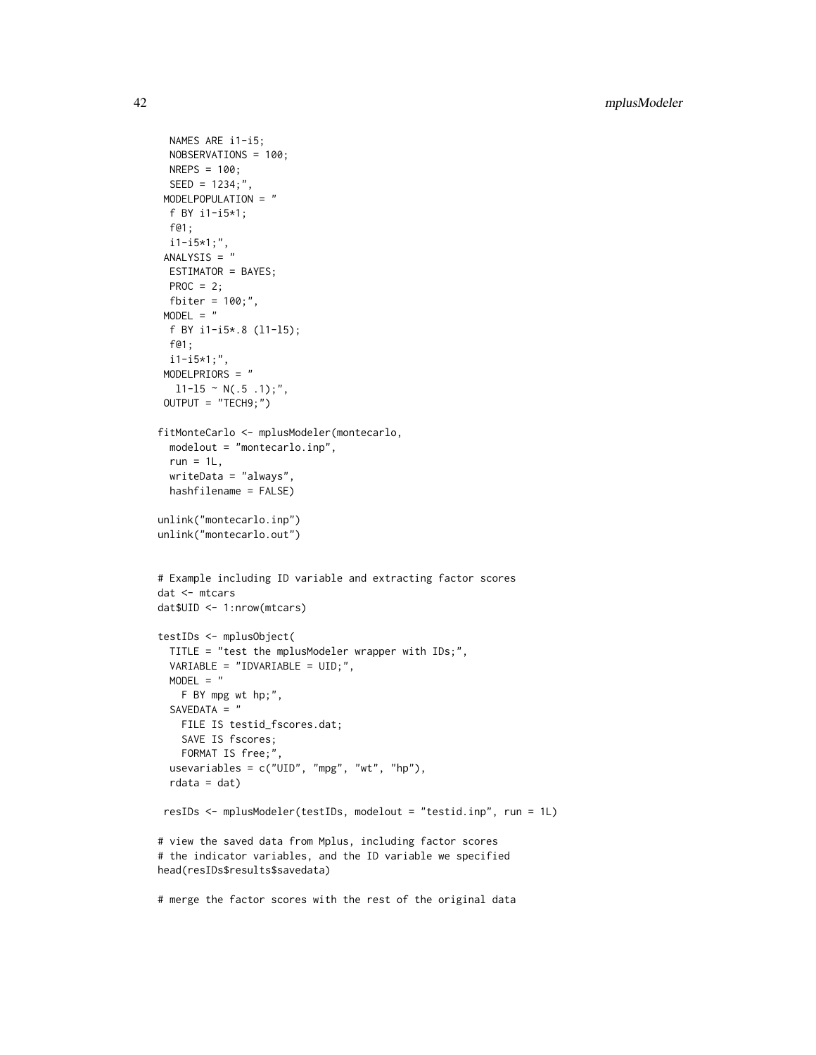```
  NAMES ARE i1-i5;
  NOBSERVATIONS = 100;
  NREPS = 100;
  SEED = 1234;",
 MODELPOPULATION = "
  f BY i1-i5*1;
  f@1;
  i1-i5*1;",
 ANALYSIS = "
  ESTIMATOR = BAYES;
  PROC = 2;
  fbiter = 100;",
 MODEL = "
  f BY i1-i5*.8 (l1-l5);
  f@1;
  i1-i5*1;",
 MODELPRIORS = "
   l1-l5 ~ N(.5 .1);",
 OUTPUT = "TECH9;")

fitMonteCarlo <- mplusModeler(montecarlo,
  modelout = "montecarlo.inp",
  run = 1L,
  writeData = "always",
  hashfilename = FALSE)

unlink("montecarlo.inp")
unlink("montecarlo.out")


# Example including ID variable and extracting factor scores
dat <- mtcars
dat$UID <- 1:nrow(mtcars)

testIDs <- mplusObject(
  TITLE = "test the mplusModeler wrapper with IDs;",
  VARIABLE = "IDVARIABLE = UID;",
  MODEL = "
    F BY mpg wt hp;",
  SAVEDATA = "
    FILE IS testid_fscores.dat;
    SAVE IS fscores;
    FORMAT IS free;",
  usevariables = c("UID", "mpg", "wt", "hp"),
  rdata = dat)

 resIDs <- mplusModeler(testIDs, modelout = "testid.inp", run = 1L)

# view the saved data from Mplus, including factor scores
# the indicator variables, and the ID variable we specified
head(resIDs$results$savedata)

# merge the factor scores with the rest of the original data
```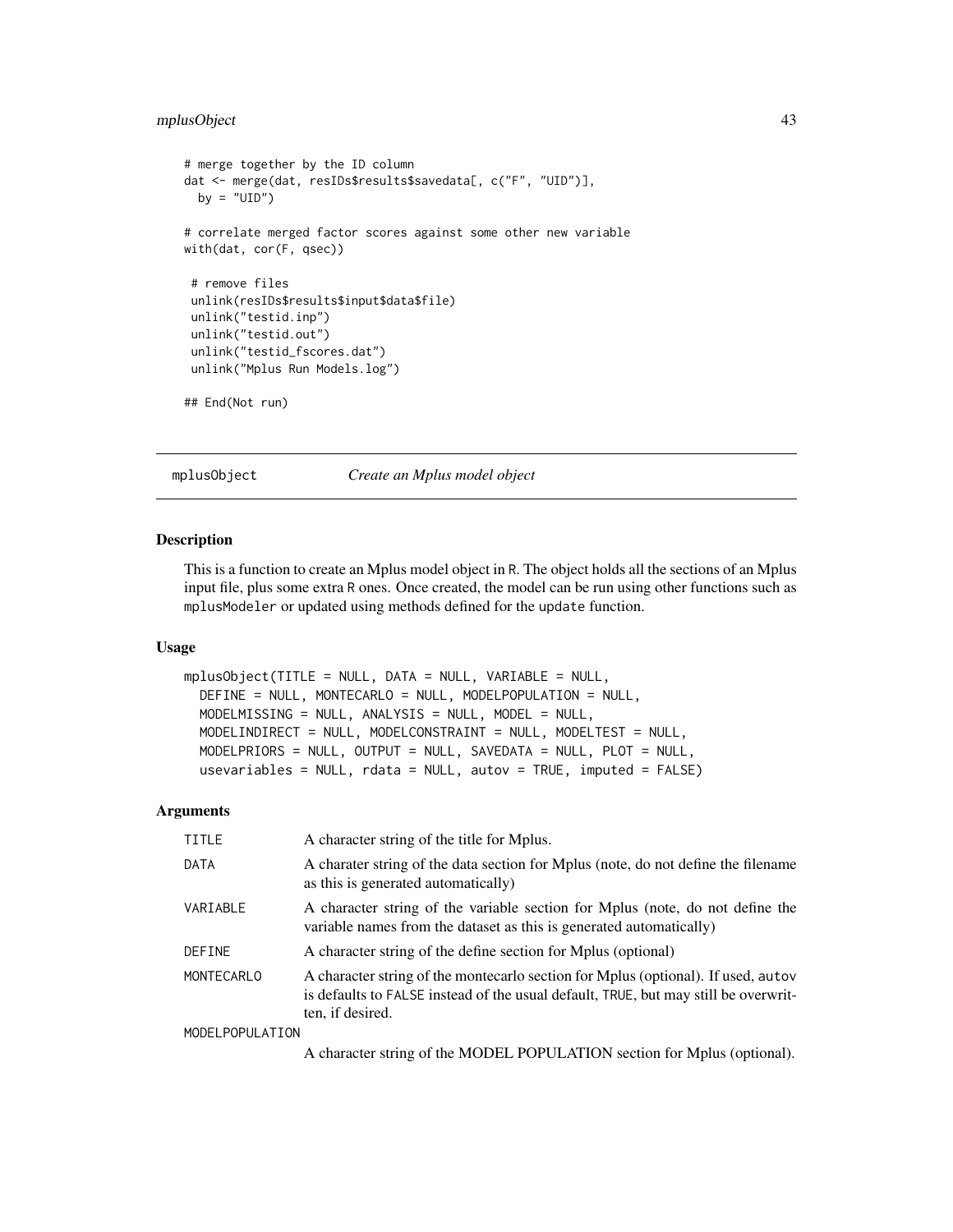```
# merge together by the ID column
dat <- merge(dat, resIDs$results$savedata[, c("F", "UID")],
  by = "UID")

# correlate merged factor scores against some other new variable
with(dat, cor(F, qsec))

 # remove files
 unlink(resIDs$results$input$data$file)
 unlink("testid.inp")
 unlink("testid.out")
 unlink("testid_fscores.dat")
 unlink("Mplus Run Models.log")

## End(Not run)
```

---

## mplusObject — *Create an Mplus model object*

### Description

This is a function to create an Mplus model object in R. The object holds all the sections of an Mplus input file, plus some extra R ones. Once created, the model can be run using other functions such as mplusModeler or updated using methods defined for the update function.

### Usage

```
mplusObject(TITLE = NULL, DATA = NULL, VARIABLE = NULL,
  DEFINE = NULL, MONTECARLO = NULL, MODELPOPULATION = NULL,
  MODELMISSING = NULL, ANALYSIS = NULL, MODEL = NULL,
  MODELINDIRECT = NULL, MODELCONSTRAINT = NULL, MODELTEST = NULL,
  MODELPRIORS = NULL, OUTPUT = NULL, SAVEDATA = NULL, PLOT = NULL,
  usevariables = NULL, rdata = NULL, autov = TRUE, imputed = FALSE)
```

### Arguments

| | |
|---|---|
| TITLE | A character string of the title for Mplus. |
| DATA | A charater string of the data section for Mplus (note, do not define the filename as this is generated automatically) |
| VARIABLE | A character string of the variable section for Mplus (note, do not define the variable names from the dataset as this is generated automatically) |
| DEFINE | A character string of the define section for Mplus (optional) |
| MONTECARLO | A character string of the montecarlo section for Mplus (optional). If used, autov is defaults to FALSE instead of the usual default, TRUE, but may still be overwritten, if desired. |
| MODELPOPULATION | A character string of the MODEL POPULATION section for Mplus (optional). |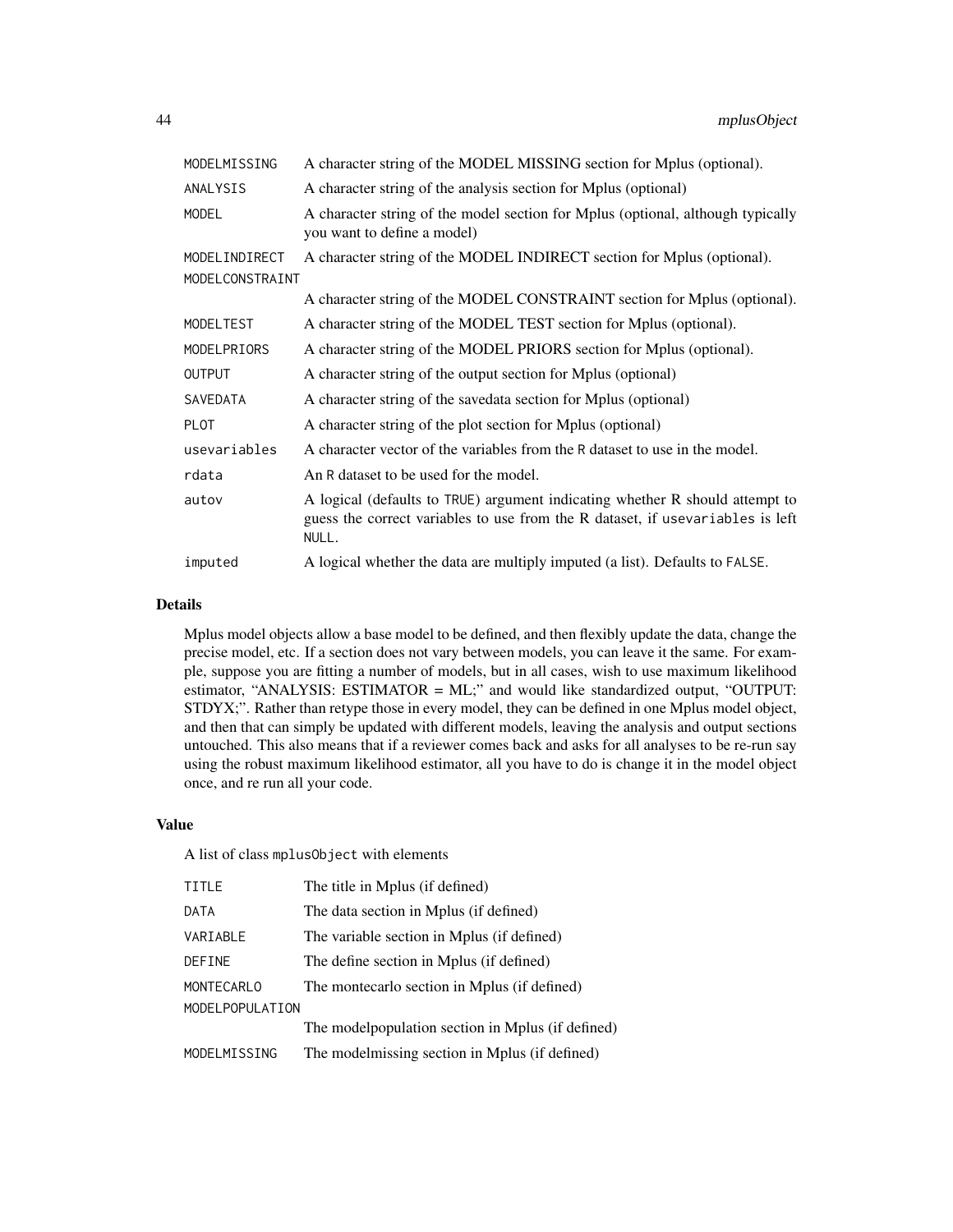| | |
|---|---|
| `MODELMISSING` | A character string of the MODEL MISSING section for Mplus (optional). |
| `ANALYSIS` | A character string of the analysis section for Mplus (optional) |
| `MODEL` | A character string of the model section for Mplus (optional, although typically you want to define a model) |
| `MODELINDIRECT` | A character string of the MODEL INDIRECT section for Mplus (optional). |
| `MODELCONSTRAINT` | A character string of the MODEL CONSTRAINT section for Mplus (optional). |
| `MODELTEST` | A character string of the MODEL TEST section for Mplus (optional). |
| `MODELPRIORS` | A character string of the MODEL PRIORS section for Mplus (optional). |
| `OUTPUT` | A character string of the output section for Mplus (optional) |
| `SAVEDATA` | A character string of the savedata section for Mplus (optional) |
| `PLOT` | A character string of the plot section for Mplus (optional) |
| `usevariables` | A character vector of the variables from the `R` dataset to use in the model. |
| `rdata` | An `R` dataset to be used for the model. |
| `autov` | A logical (defaults to `TRUE`) argument indicating whether R should attempt to guess the correct variables to use from the R dataset, if `usevariables` is left `NULL`. |
| `imputed` | A logical whether the data are multiply imputed (a list). Defaults to `FALSE`. |

## Details

Mplus model objects allow a base model to be defined, and then flexibly update the data, change the precise model, etc. If a section does not vary between models, you can leave it the same. For example, suppose you are fitting a number of models, but in all cases, wish to use maximum likelihood estimator, "ANALYSIS: ESTIMATOR = ML;" and would like standardized output, "OUTPUT: STDYX;". Rather than retype those in every model, they can be defined in one Mplus model object, and then that can simply be updated with different models, leaving the analysis and output sections untouched. This also means that if a reviewer comes back and asks for all analyses to be re-run say using the robust maximum likelihood estimator, all you have to do is change it in the model object once, and re run all your code.

## Value

A list of class `mplusObject` with elements

| | |
|---|---|
| `TITLE` | The title in Mplus (if defined) |
| `DATA` | The data section in Mplus (if defined) |
| `VARIABLE` | The variable section in Mplus (if defined) |
| `DEFINE` | The define section in Mplus (if defined) |
| `MONTECARLO` | The montecarlo section in Mplus (if defined) |
| `MODELPOPULATION` | The modelpopulation section in Mplus (if defined) |
| `MODELMISSING` | The modelmissing section in Mplus (if defined) |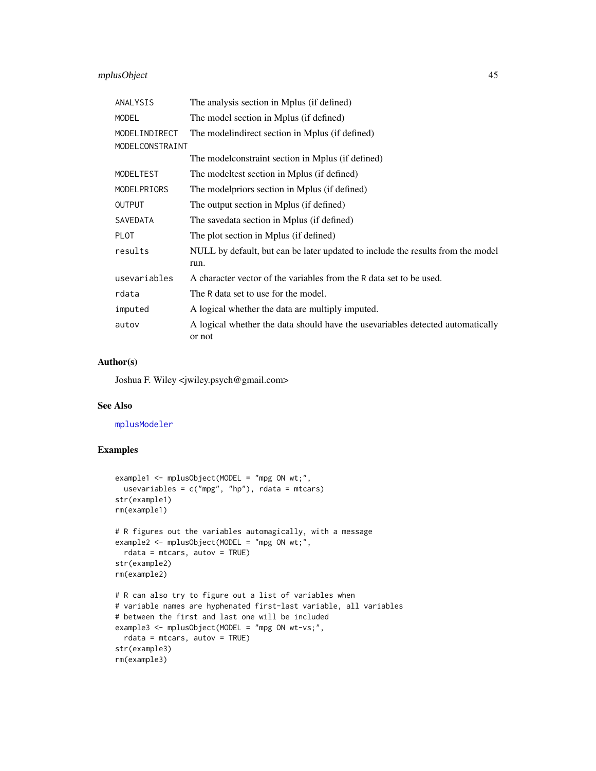| | |
|---|---|
| `ANALYSIS` | The analysis section in Mplus (if defined) |
| `MODEL` | The model section in Mplus (if defined) |
| `MODELINDIRECT` | The modelindirect section in Mplus (if defined) |
| `MODELCONSTRAINT` | The modelconstraint section in Mplus (if defined) |
| `MODELTEST` | The modeltest section in Mplus (if defined) |
| `MODELPRIORS` | The modelpriors section in Mplus (if defined) |
| `OUTPUT` | The output section in Mplus (if defined) |
| `SAVEDATA` | The savedata section in Mplus (if defined) |
| `PLOT` | The plot section in Mplus (if defined) |
| `results` | NULL by default, but can be later updated to include the results from the model run. |
| `usevariables` | A character vector of the variables from the R data set to be used. |
| `rdata` | The R data set to use for the model. |
| `imputed` | A logical whether the data are multiply imputed. |
| `autov` | A logical whether the data should have the usevariables detected automatically or not |

### Author(s)

Joshua F. Wiley <jwiley.psych@gmail.com>

### See Also

`mplusModeler`

### Examples

```
example1 <- mplusObject(MODEL = "mpg ON wt;",
  usevariables = c("mpg", "hp"), rdata = mtcars)
str(example1)
rm(example1)

# R figures out the variables automagically, with a message
example2 <- mplusObject(MODEL = "mpg ON wt;",
  rdata = mtcars, autov = TRUE)
str(example2)
rm(example2)

# R can also try to figure out a list of variables when
# variable names are hyphenated first-last variable, all variables
# between the first and last one will be included
example3 <- mplusObject(MODEL = "mpg ON wt-vs;",
  rdata = mtcars, autov = TRUE)
str(example3)
rm(example3)
```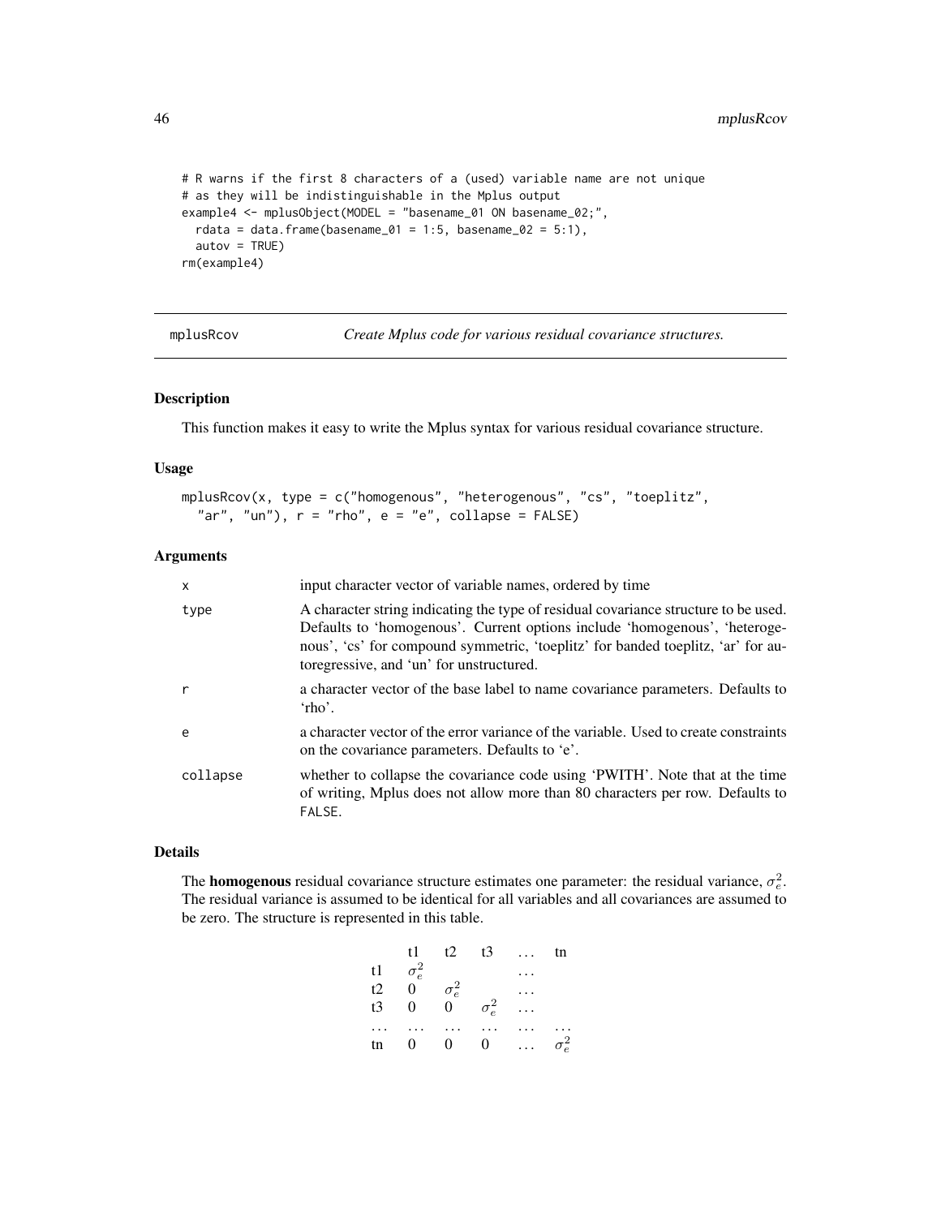```
# R warns if the first 8 characters of a (used) variable name are not unique
# as they will be indistinguishable in the Mplus output
example4 <- mplusObject(MODEL = "basename_01 ON basename_02;",
  rdata = data.frame(basename_01 = 1:5, basename_02 = 5:1),
  autov = TRUE)
rm(example4)
```

## mplusRcov    *Create Mplus code for various residual covariance structures.*

### Description

This function makes it easy to write the Mplus syntax for various residual covariance structure.

### Usage

```
mplusRcov(x, type = c("homogenous", "heterogenous", "cs", "toeplitz",
  "ar", "un"), r = "rho", e = "e", collapse = FALSE)
```

### Arguments

| | |
|---|---|
| x | input character vector of variable names, ordered by time |
| type | A character string indicating the type of residual covariance structure to be used. Defaults to 'homogenous'. Current options include 'homogenous', 'heterogenous', 'cs' for compound symmetric, 'toeplitz' for banded toeplitz, 'ar' for autoregressive, and 'un' for unstructured. |
| r | a character vector of the base label to name covariance parameters. Defaults to 'rho'. |
| e | a character vector of the error variance of the variable. Used to create constraints on the covariance parameters. Defaults to 'e'. |
| collapse | whether to collapse the covariance code using 'PWITH'. Note that at the time of writing, Mplus does not allow more than 80 characters per row. Defaults to FALSE. |

### Details

The **homogenous** residual covariance structure estimates one parameter: the residual variance, $\sigma^2_e$. The residual variance is assumed to be identical for all variables and all covariances are assumed to be zero. The structure is represented in this table.

| | t1 | t2 | t3 | ... | tn |
|---|---|---|---|---|---|
| t1 | $\sigma^2_e$ | | | ... | |
| t2 | 0 | $\sigma^2_e$ | | ... | |
| t3 | 0 | 0 | $\sigma^2_e$ | ... | |
| ... | ... | ... | ... | ... | ... |
| tn | 0 | 0 | 0 | ... | $\sigma^2_e$ |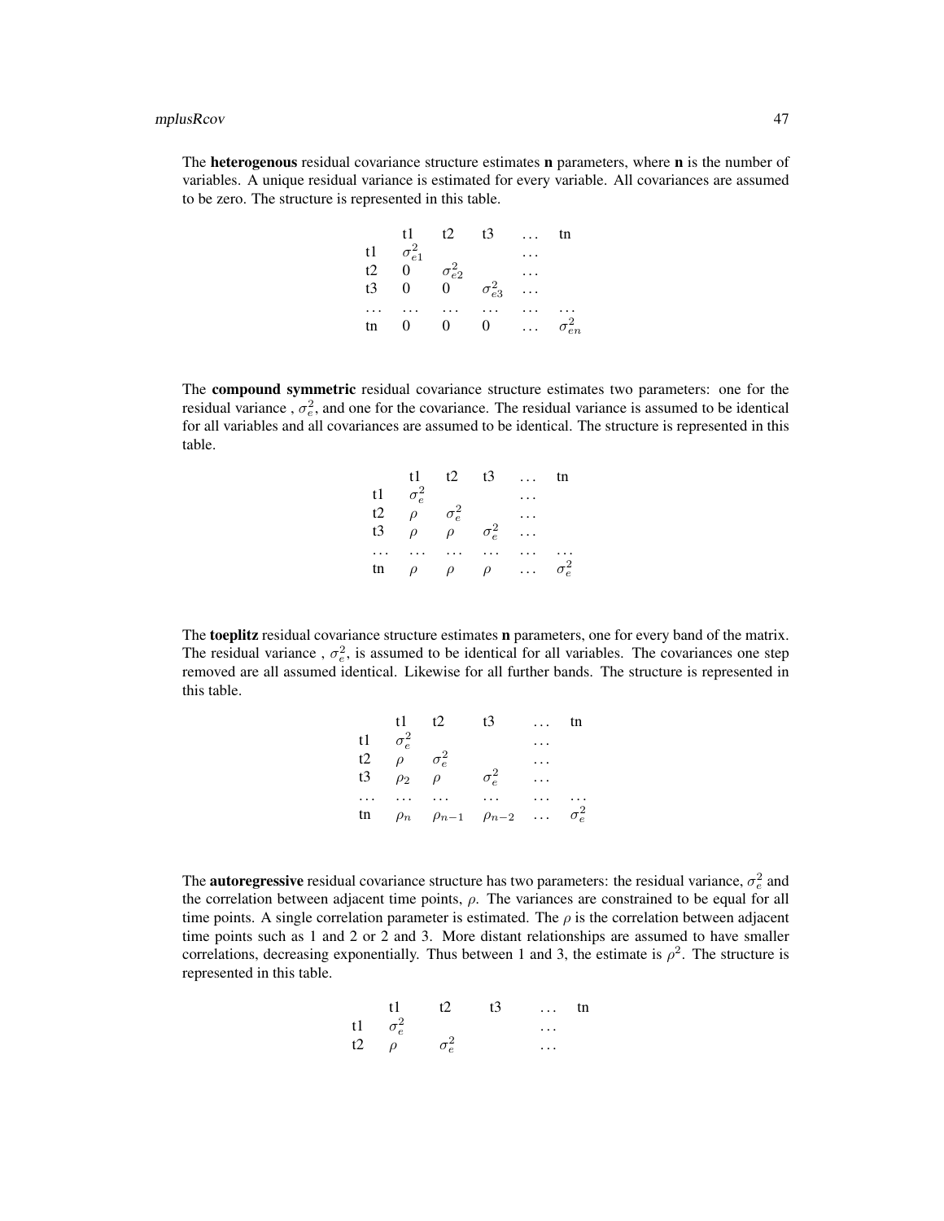The **heterogenous** residual covariance structure estimates **n** parameters, where **n** is the number of variables. A unique residual variance is estimated for every variable. All covariances are assumed to be zero. The structure is represented in this table.

| | t1 | t2 | t3 | … | tn |
|---|---|---|---|---|---|
| t1 | $\sigma^2_{e1}$ | | | … | |
| t2 | 0 | $\sigma^2_{e2}$ | | … | |
| t3 | 0 | 0 | $\sigma^2_{e3}$ | … | |
| … | … | … | … | … | … |
| tn | 0 | 0 | 0 | … | $\sigma^2_{en}$ |

The **compound symmetric** residual covariance structure estimates two parameters: one for the residual variance , $\sigma^2_e$, and one for the covariance. The residual variance is assumed to be identical for all variables and all covariances are assumed to be identical. The structure is represented in this table.

| | t1 | t2 | t3 | … | tn |
|---|---|---|---|---|---|
| t1 | $\sigma^2_e$ | | | … | |
| t2 | $\rho$ | $\sigma^2_e$ | | … | |
| t3 | $\rho$ | $\rho$ | $\sigma^2_e$ | … | |
| … | … | … | … | … | … |
| tn | $\rho$ | $\rho$ | $\rho$ | … | $\sigma^2_e$ |

The **toeplitz** residual covariance structure estimates **n** parameters, one for every band of the matrix. The residual variance , $\sigma^2_e$, is assumed to be identical for all variables. The covariances one step removed are all assumed identical. Likewise for all further bands. The structure is represented in this table.

| | t1 | t2 | t3 | … | tn |
|---|---|---|---|---|---|
| t1 | $\sigma^2_e$ | | | … | |
| t2 | $\rho$ | $\sigma^2_e$ | | … | |
| t3 | $\rho_2$ | $\rho$ | $\sigma^2_e$ | … | |
| … | … | … | … | … | … |
| tn | $\rho_n$ | $\rho_{n-1}$ | $\rho_{n-2}$ | … | $\sigma^2_e$ |

The **autoregressive** residual covariance structure has two parameters: the residual variance, $\sigma^2_e$ and the correlation between adjacent time points, $\rho$. The variances are constrained to be equal for all time points. A single correlation parameter is estimated. The $\rho$ is the correlation between adjacent time points such as 1 and 2 or 2 and 3. More distant relationships are assumed to have smaller correlations, decreasing exponentially. Thus between 1 and 3, the estimate is $\rho^2$. The structure is represented in this table.

| | t1 | t2 | t3 | … | tn |
|---|---|---|---|---|---|
| t1 | $\sigma^2_e$ | | | … | |
| t2 | $\rho$ | $\sigma^2_e$ | | … | |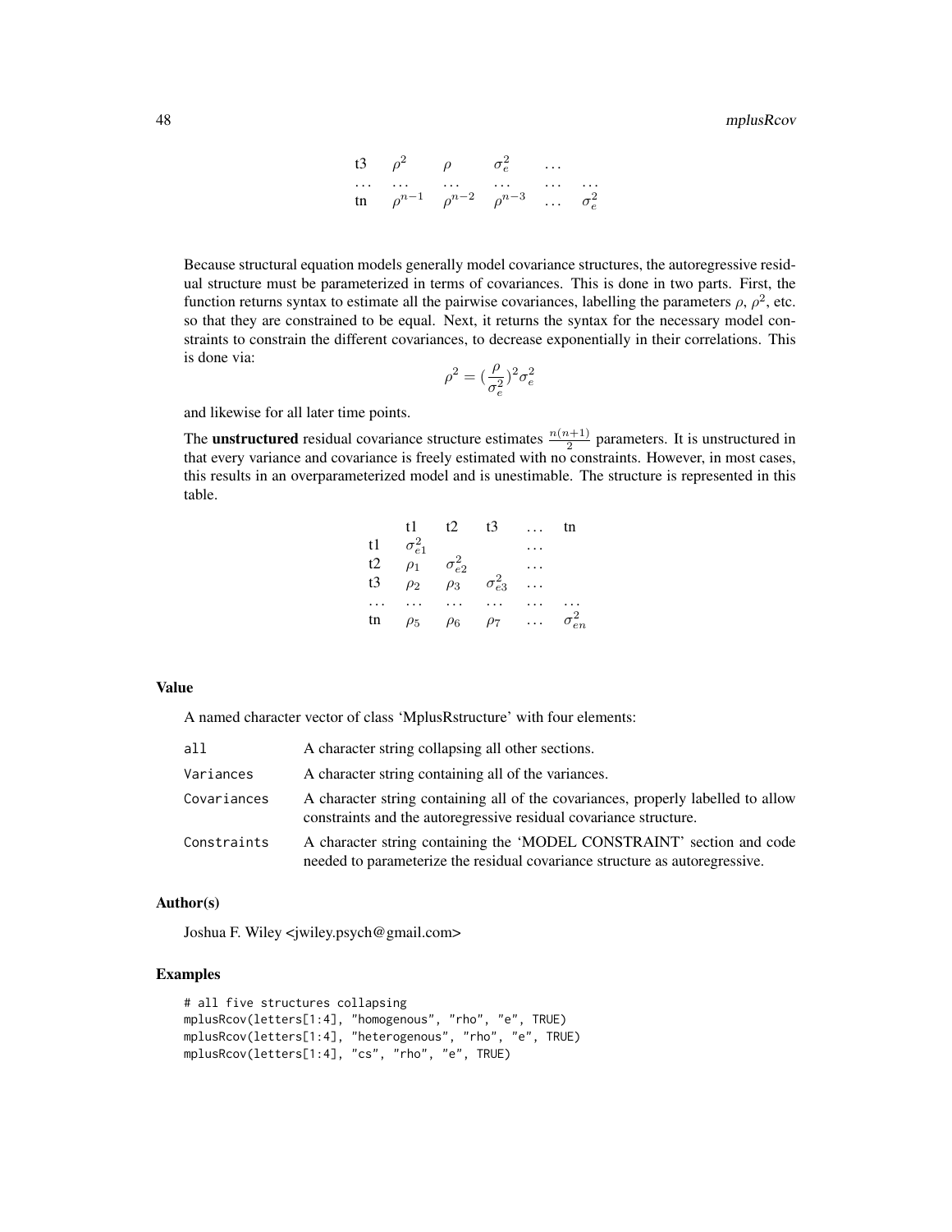| | | | | | |
|---|---|---|---|---|---|
| t3 | $\rho^2$ | $\rho$ | $\sigma^2_e$ | ... | |
| ... | ... | ... | ... | ... | ... |
| tn | $\rho^{n-1}$ | $\rho^{n-2}$ | $\rho^{n-3}$ | ... | $\sigma^2_e$ |

Because structural equation models generally model covariance structures, the autoregressive residual structure must be parameterized in terms of covariances. This is done in two parts. First, the function returns syntax to estimate all the pairwise covariances, labelling the parameters $\rho$, $\rho^2$, etc. so that they are constrained to be equal. Next, it returns the syntax for the necessary model constraints to constrain the different covariances, to decrease exponentially in their correlations. This is done via:

$$\rho^2 = (\frac{\rho}{\sigma^2_e})^2\sigma^2_e$$

and likewise for all later time points.

The **unstructured** residual covariance structure estimates $\frac{n(n+1)}{2}$ parameters. It is unstructured in that every variance and covariance is freely estimated with no constraints. However, in most cases, this results in an overparameterized model and is unestimable. The structure is represented in this table.

| | t1 | t2 | t3 | ... | tn |
|---|---|---|---|---|---|
| t1 | $\sigma^2_{e1}$ | | | ... | |
| t2 | $\rho_1$ | $\sigma^2_{e2}$ | | ... | |
| t3 | $\rho_2$ | $\rho_3$ | $\sigma^2_{e3}$ | ... | |
| ... | ... | ... | ... | ... | ... |
| tn | $\rho_5$ | $\rho_6$ | $\rho_7$ | ... | $\sigma^2_{en}$ |

### Value

A named character vector of class 'MplusRstructure' with four elements:

| | |
|---|---|
| `all` | A character string collapsing all other sections. |
| `Variances` | A character string containing all of the variances. |
| `Covariances` | A character string containing all of the covariances, properly labelled to allow constraints and the autoregressive residual covariance structure. |
| `Constraints` | A character string containing the 'MODEL CONSTRAINT' section and code needed to parameterize the residual covariance structure as autoregressive. |

### Author(s)

Joshua F. Wiley <jwiley.psych@gmail.com>

### Examples

```
# all five structures collapsing
mplusRcov(letters[1:4], "homogenous", "rho", "e", TRUE)
mplusRcov(letters[1:4], "heterogenous", "rho", "e", TRUE)
mplusRcov(letters[1:4], "cs", "rho", "e", TRUE)
```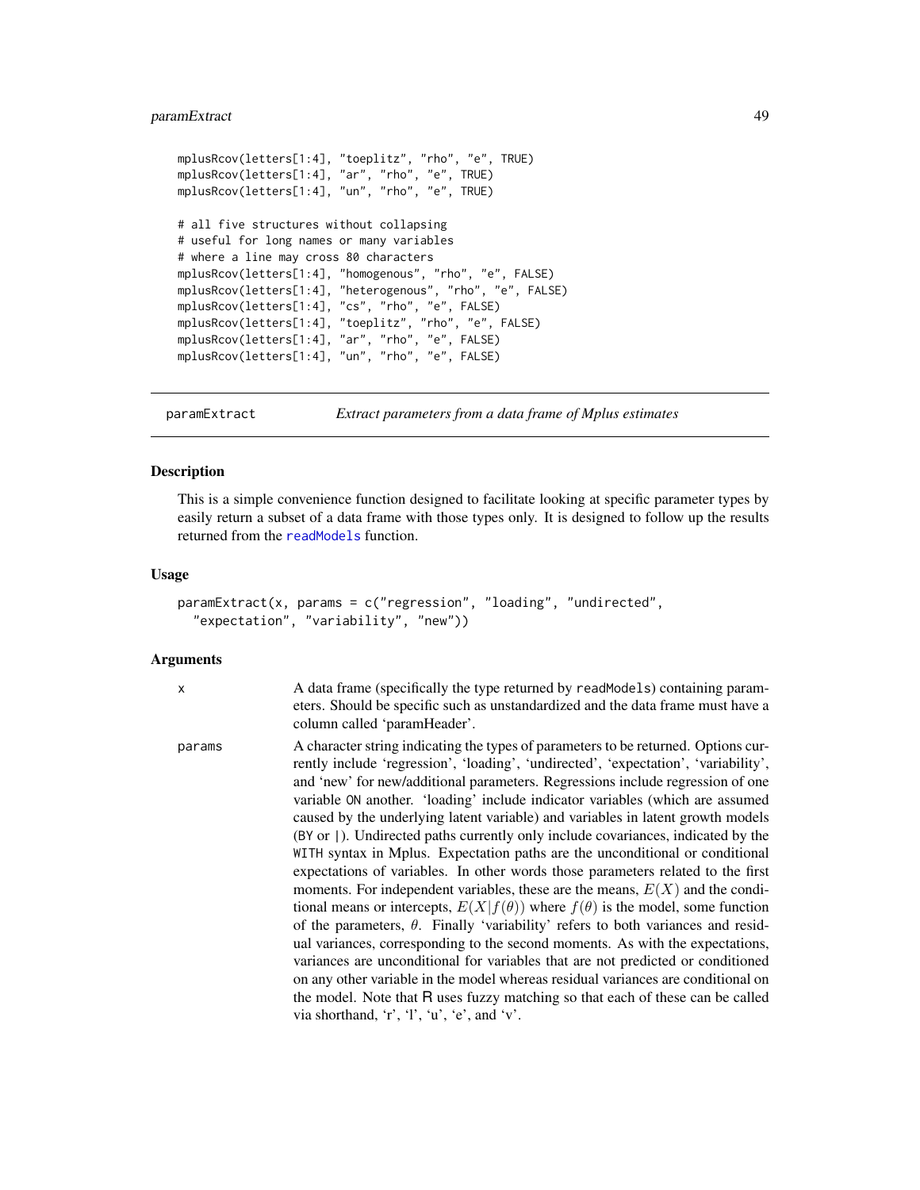```
mplusRcov(letters[1:4], "toeplitz", "rho", "e", TRUE)
mplusRcov(letters[1:4], "ar", "rho", "e", TRUE)
mplusRcov(letters[1:4], "un", "rho", "e", TRUE)

# all five structures without collapsing
# useful for long names or many variables
# where a line may cross 80 characters
mplusRcov(letters[1:4], "homogenous", "rho", "e", FALSE)
mplusRcov(letters[1:4], "heterogenous", "rho", "e", FALSE)
mplusRcov(letters[1:4], "cs", "rho", "e", FALSE)
mplusRcov(letters[1:4], "toeplitz", "rho", "e", FALSE)
mplusRcov(letters[1:4], "ar", "rho", "e", FALSE)
mplusRcov(letters[1:4], "un", "rho", "e", FALSE)
```

## paramExtract — *Extract parameters from a data frame of Mplus estimates*

### Description

This is a simple convenience function designed to facilitate looking at specific parameter types by easily return a subset of a data frame with those types only. It is designed to follow up the results returned from the readModels function.

### Usage

```
paramExtract(x, params = c("regression", "loading", "undirected",
  "expectation", "variability", "new"))
```

### Arguments

| | |
|---|---|
| x | A data frame (specifically the type returned by readModels) containing parameters. Should be specific such as unstandardized and the data frame must have a column called 'paramHeader'. |
| params | A character string indicating the types of parameters to be returned. Options currently include 'regression', 'loading', 'undirected', 'expectation', 'variability', and 'new' for new/additional parameters. Regressions include regression of one variable ON another. 'loading' include indicator variables (which are assumed caused by the underlying latent variable) and variables in latent growth models (BY or \|). Undirected paths currently only include covariances, indicated by the WITH syntax in Mplus. Expectation paths are the unconditional or conditional expectations of variables. In other words those parameters related to the first moments. For independent variables, these are the means, $E(X)$ and the conditional means or intercepts, $E(X \| f(\theta))$ where $f(\theta)$ is the model, some function of the parameters, $\theta$. Finally 'variability' refers to both variances and residual variances, corresponding to the second moments. As with the expectations, variances are unconditional for variables that are not predicted or conditioned on any other variable in the model whereas residual variances are conditional on the model. Note that R uses fuzzy matching so that each of these can be called via shorthand, 'r', 'l', 'u', 'e', and 'v'. |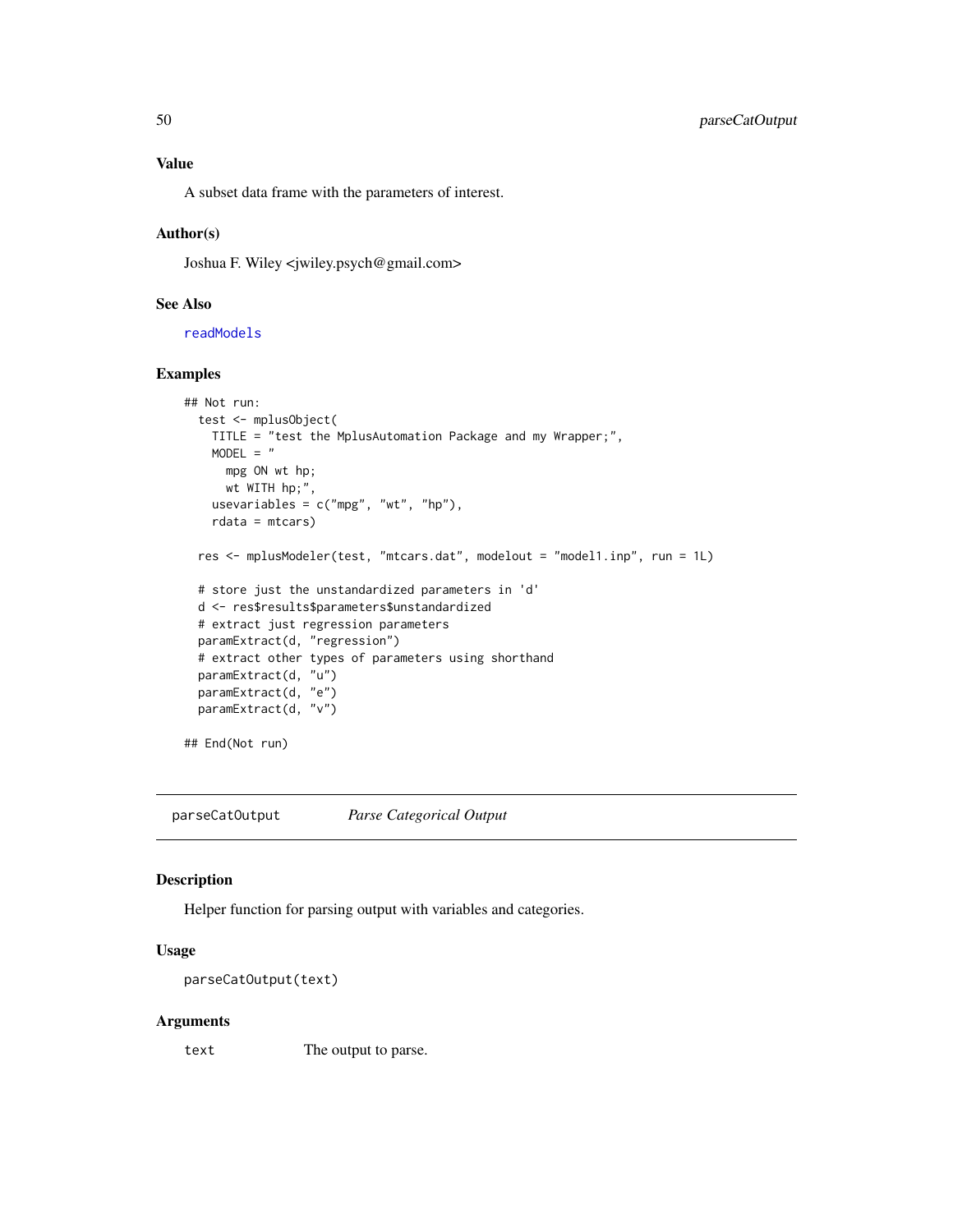### Value

A subset data frame with the parameters of interest.

### Author(s)

Joshua F. Wiley <jwiley.psych@gmail.com>

### See Also

readModels

### Examples

```
## Not run:
  test <- mplusObject(
    TITLE = "test the MplusAutomation Package and my Wrapper;",
    MODEL = "
      mpg ON wt hp;
      wt WITH hp;",
    usevariables = c("mpg", "wt", "hp"),
    rdata = mtcars)

  res <- mplusModeler(test, "mtcars.dat", modelout = "model1.inp", run = 1L)

  # store just the unstandardized parameters in 'd'
  d <- res$results$parameters$unstandardized
  # extract just regression parameters
  paramExtract(d, "regression")
  # extract other types of parameters using shorthand
  paramExtract(d, "u")
  paramExtract(d, "e")
  paramExtract(d, "v")

## End(Not run)
```

---

## parseCatOutput    *Parse Categorical Output*

### Description

Helper function for parsing output with variables and categories.

### Usage

```
parseCatOutput(text)
```

### Arguments

| | |
|---|---|
| text | The output to parse. |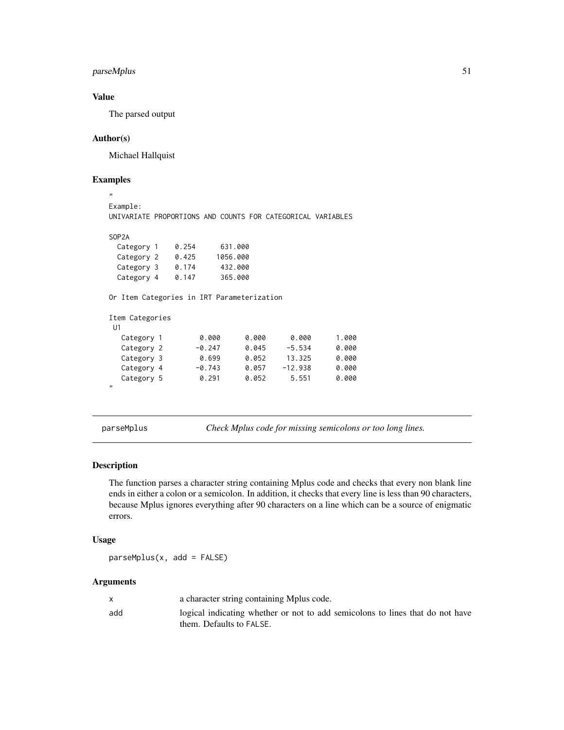### Value

The parsed output

### Author(s)

Michael Hallquist

### Examples

```
"
Example:
UNIVARIATE PROPORTIONS AND COUNTS FOR CATEGORICAL VARIABLES

SOP2A
  Category 1    0.254      631.000
  Category 2    0.425     1056.000
  Category 3    0.174      432.000
  Category 4    0.147      365.000

Or Item Categories in IRT Parameterization

Item Categories
 U1
   Category 1        0.000      0.000      0.000      1.000
   Category 2       -0.247      0.045     -5.534      0.000
   Category 3        0.699      0.052     13.325      0.000
   Category 4       -0.743      0.057    -12.938      0.000
   Category 5        0.291      0.052      5.551      0.000
"
```

---

## parseMplus — *Check Mplus code for missing semicolons or too long lines.*

### Description

The function parses a character string containing Mplus code and checks that every non blank line ends in either a colon or a semicolon. In addition, it checks that every line is less than 90 characters, because Mplus ignores everything after 90 characters on a line which can be a source of enigmatic errors.

### Usage

```
parseMplus(x, add = FALSE)
```

### Arguments

| | |
|---|---|
| x | a character string containing Mplus code. |
| add | logical indicating whether or not to add semicolons to lines that do not have them. Defaults to FALSE. |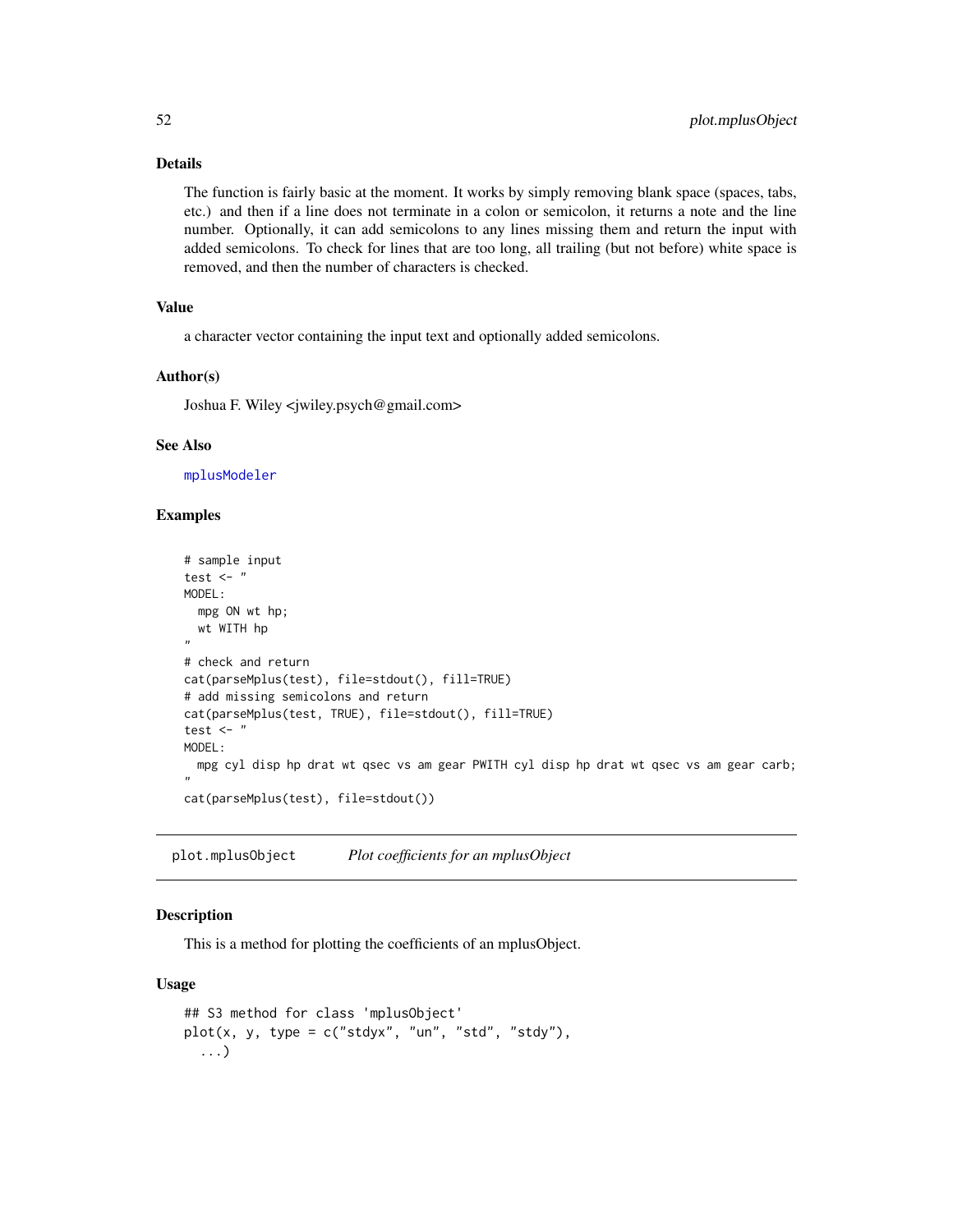### Details

The function is fairly basic at the moment. It works by simply removing blank space (spaces, tabs, etc.) and then if a line does not terminate in a colon or semicolon, it returns a note and the line number. Optionally, it can add semicolons to any lines missing them and return the input with added semicolons. To check for lines that are too long, all trailing (but not before) white space is removed, and then the number of characters is checked.

### Value

a character vector containing the input text and optionally added semicolons.

### Author(s)

Joshua F. Wiley <jwiley.psych@gmail.com>

### See Also

mplusModeler

### Examples

```
# sample input
test <- "
MODEL:
  mpg ON wt hp;
  wt WITH hp
"
# check and return
cat(parseMplus(test), file=stdout(), fill=TRUE)
# add missing semicolons and return
cat(parseMplus(test, TRUE), file=stdout(), fill=TRUE)
test <- "
MODEL:
  mpg cyl disp hp drat wt qsec vs am gear PWITH cyl disp hp drat wt qsec vs am gear carb;
"
cat(parseMplus(test), file=stdout())
```

## plot.mplusObject — *Plot coefficients for an mplusObject*

### Description

This is a method for plotting the coefficients of an mplusObject.

### Usage

```
## S3 method for class 'mplusObject'
plot(x, y, type = c("stdyx", "un", "std", "stdy"),
  ...)
```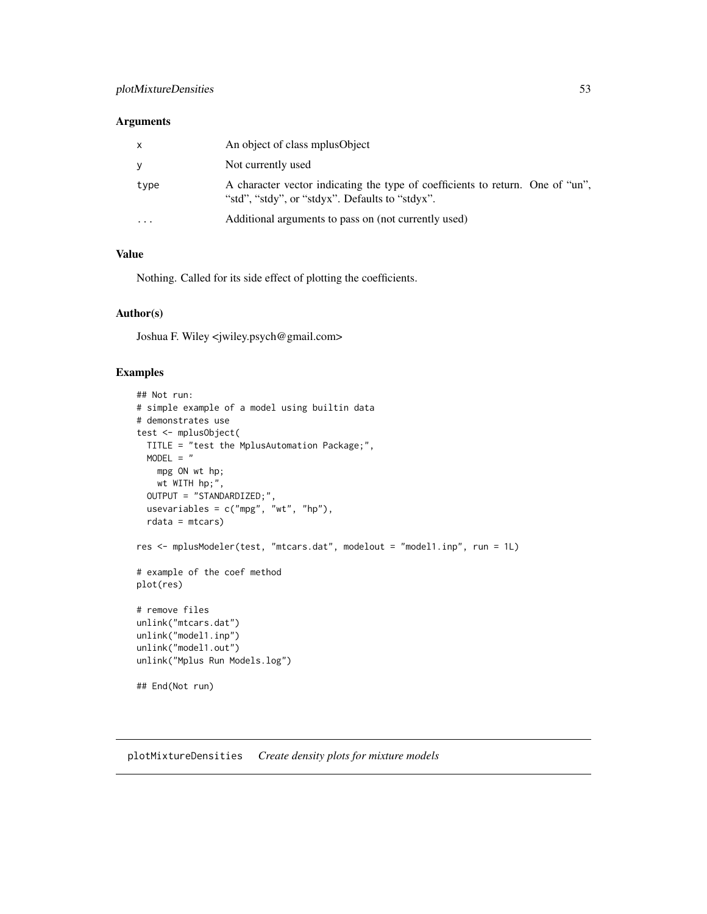### Arguments

| | |
|---|---|
| x | An object of class mplusObject |
| y | Not currently used |
| type | A character vector indicating the type of coefficients to return. One of "un", "std", "stdy", or "stdyx". Defaults to "stdyx". |
| ... | Additional arguments to pass on (not currently used) |

### Value

Nothing. Called for its side effect of plotting the coefficients.

### Author(s)

Joshua F. Wiley <jwiley.psych@gmail.com>

### Examples

```
## Not run:
# simple example of a model using builtin data
# demonstrates use
test <- mplusObject(
  TITLE = "test the MplusAutomation Package;",
  MODEL = "
    mpg ON wt hp;
    wt WITH hp;",
  OUTPUT = "STANDARDIZED;",
  usevariables = c("mpg", "wt", "hp"),
  rdata = mtcars)

res <- mplusModeler(test, "mtcars.dat", modelout = "model1.inp", run = 1L)

# example of the coef method
plot(res)

# remove files
unlink("mtcars.dat")
unlink("model1.inp")
unlink("model1.out")
unlink("Mplus Run Models.log")

## End(Not run)
```

## plotMixtureDensities *Create density plots for mixture models*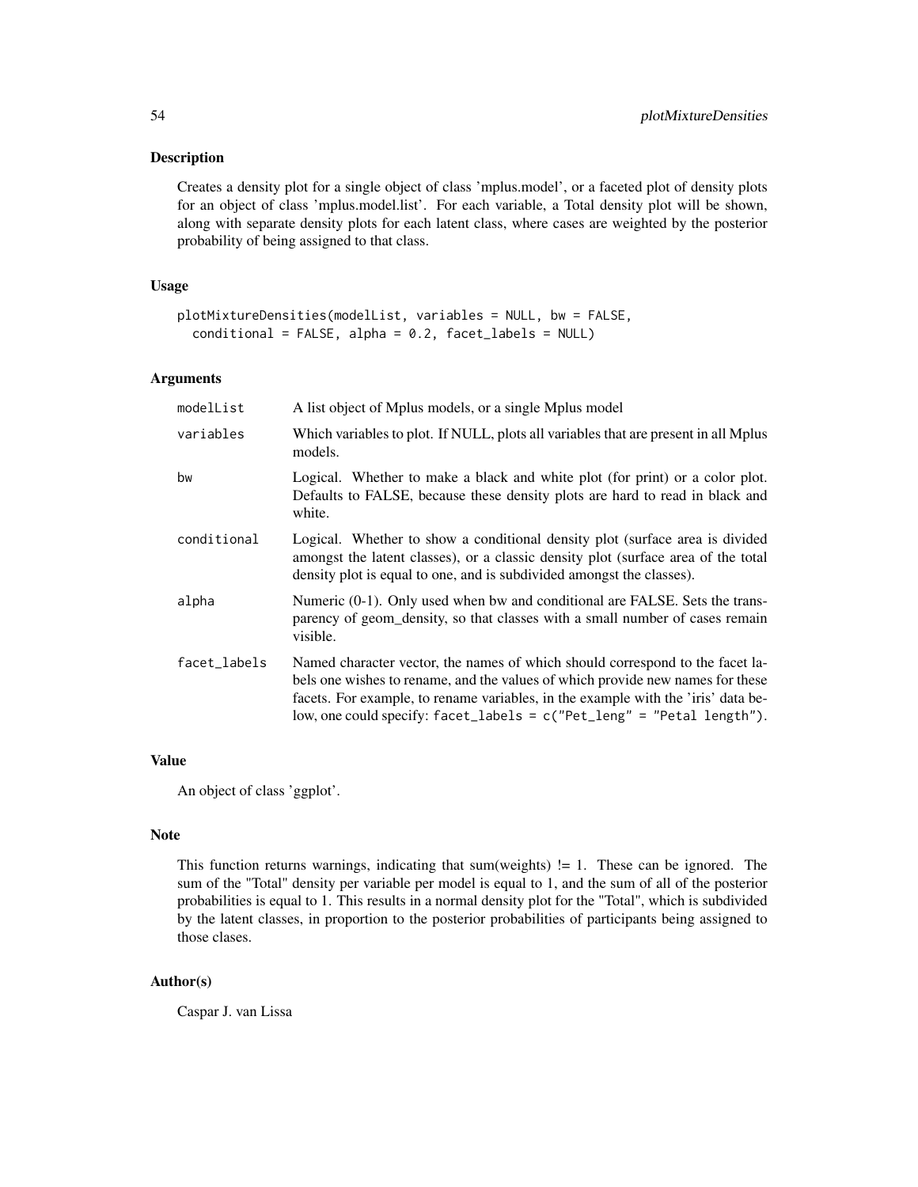## Description

Creates a density plot for a single object of class 'mplus.model', or a faceted plot of density plots for an object of class 'mplus.model.list'. For each variable, a Total density plot will be shown, along with separate density plots for each latent class, where cases are weighted by the posterior probability of being assigned to that class.

## Usage

```
plotMixtureDensities(modelList, variables = NULL, bw = FALSE,
  conditional = FALSE, alpha = 0.2, facet_labels = NULL)
```

## Arguments

| | |
|---|---|
| modelList | A list object of Mplus models, or a single Mplus model |
| variables | Which variables to plot. If NULL, plots all variables that are present in all Mplus models. |
| bw | Logical. Whether to make a black and white plot (for print) or a color plot. Defaults to FALSE, because these density plots are hard to read in black and white. |
| conditional | Logical. Whether to show a conditional density plot (surface area is divided amongst the latent classes), or a classic density plot (surface area of the total density plot is equal to one, and is subdivided amongst the classes). |
| alpha | Numeric (0-1). Only used when bw and conditional are FALSE. Sets the transparency of geom_density, so that classes with a small number of cases remain visible. |
| facet_labels | Named character vector, the names of which should correspond to the facet labels one wishes to rename, and the values of which provide new names for these facets. For example, to rename variables, in the example with the 'iris' data below, one could specify: `facet_labels = c("Pet_leng" = "Petal length")`. |

## Value

An object of class 'ggplot'.

## Note

This function returns warnings, indicating that sum(weights) != 1. These can be ignored. The sum of the "Total" density per variable per model is equal to 1, and the sum of all of the posterior probabilities is equal to 1. This results in a normal density plot for the "Total", which is subdivided by the latent classes, in proportion to the posterior probabilities of participants being assigned to those clases.

## Author(s)

Caspar J. van Lissa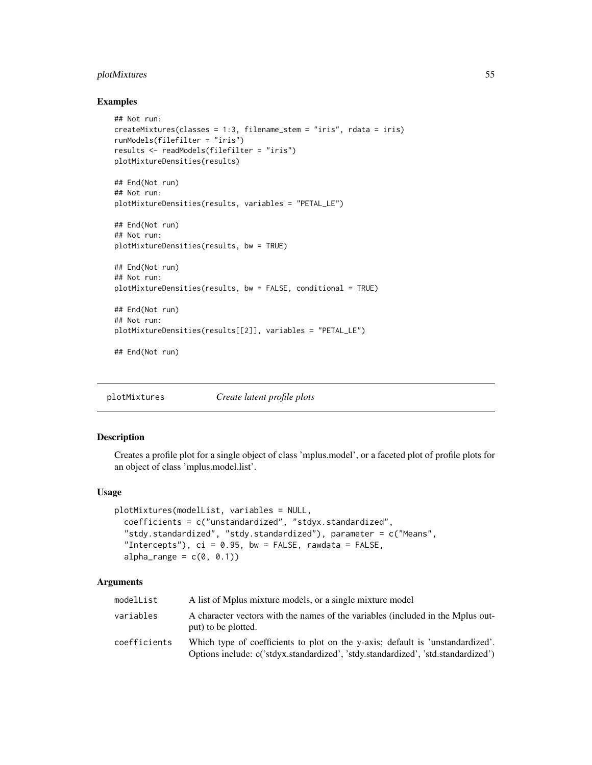## Examples

```
## Not run:
createMixtures(classes = 1:3, filename_stem = "iris", rdata = iris)
runModels(filefilter = "iris")
results <- readModels(filefilter = "iris")
plotMixtureDensities(results)

## End(Not run)
## Not run:
plotMixtureDensities(results, variables = "PETAL_LE")

## End(Not run)
## Not run:
plotMixtureDensities(results, bw = TRUE)

## End(Not run)
## Not run:
plotMixtureDensities(results, bw = FALSE, conditional = TRUE)

## End(Not run)
## Not run:
plotMixtureDensities(results[[2]], variables = "PETAL_LE")

## End(Not run)
```

---

# plotMixtures *Create latent profile plots*

## Description

Creates a profile plot for a single object of class 'mplus.model', or a faceted plot of profile plots for an object of class 'mplus.model.list'.

## Usage

```
plotMixtures(modelList, variables = NULL,
  coefficients = c("unstandardized", "stdyx.standardized",
  "stdy.standardized", "stdy.standardized"), parameter = c("Means",
  "Intercepts"), ci = 0.95, bw = FALSE, rawdata = FALSE,
  alpha_range = c(0, 0.1))
```

## Arguments

| | |
|---|---|
| modelList | A list of Mplus mixture models, or a single mixture model |
| variables | A character vectors with the names of the variables (included in the Mplus output) to be plotted. |
| coefficients | Which type of coefficients to plot on the y-axis; default is 'unstandardized'. Options include: c('stdyx.standardized', 'stdy.standardized', 'std.standardized') |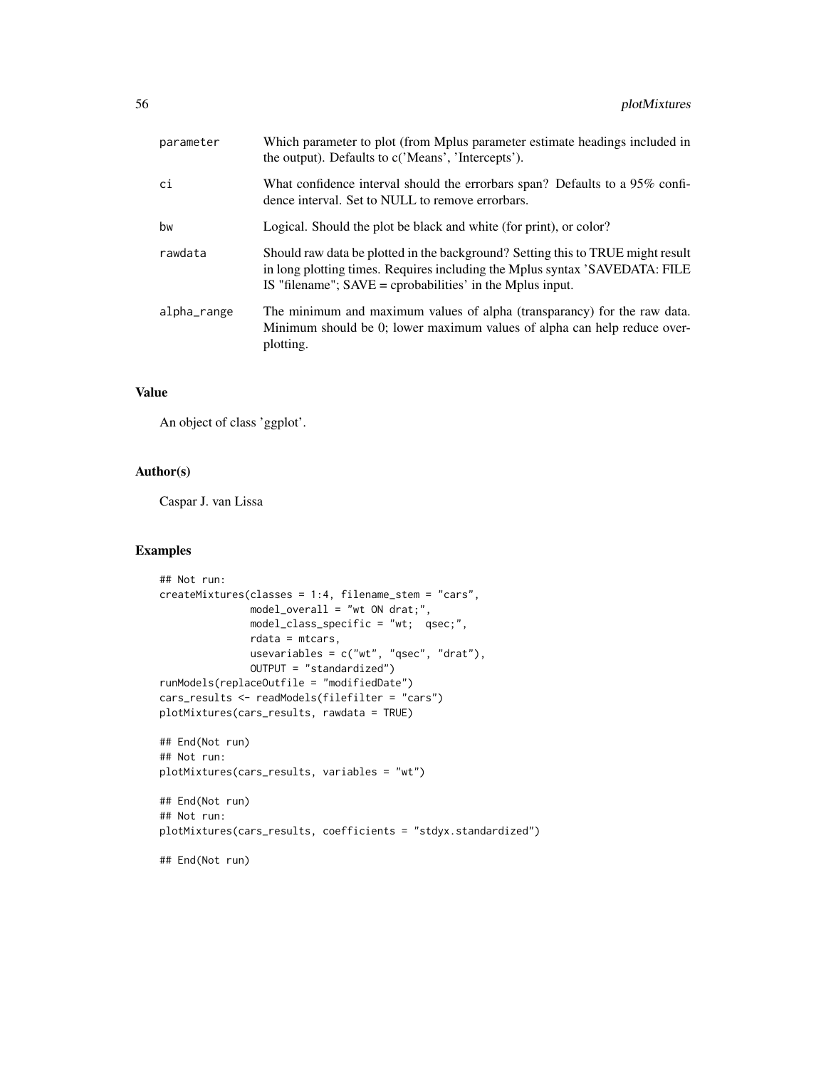| | |
|---|---|
| parameter | Which parameter to plot (from Mplus parameter estimate headings included in the output). Defaults to c('Means', 'Intercepts'). |
| ci | What confidence interval should the errorbars span? Defaults to a 95% confidence interval. Set to NULL to remove errorbars. |
| bw | Logical. Should the plot be black and white (for print), or color? |
| rawdata | Should raw data be plotted in the background? Setting this to TRUE might result in long plotting times. Requires including the Mplus syntax 'SAVEDATA: FILE IS "filename"; SAVE = cprobabilities' in the Mplus input. |
| alpha_range | The minimum and maximum values of alpha (transparancy) for the raw data. Minimum should be 0; lower maximum values of alpha can help reduce overplotting. |

## Value

An object of class 'ggplot'.

## Author(s)

Caspar J. van Lissa

## Examples

```
## Not run:
createMixtures(classes = 1:4, filename_stem = "cars",
               model_overall = "wt ON drat;",
               model_class_specific = "wt;  qsec;",
               rdata = mtcars,
               usevariables = c("wt", "qsec", "drat"),
               OUTPUT = "standardized")
runModels(replaceOutfile = "modifiedDate")
cars_results <- readModels(filefilter = "cars")
plotMixtures(cars_results, rawdata = TRUE)

## End(Not run)
## Not run:
plotMixtures(cars_results, variables = "wt")

## End(Not run)
## Not run:
plotMixtures(cars_results, coefficients = "stdyx.standardized")

## End(Not run)
```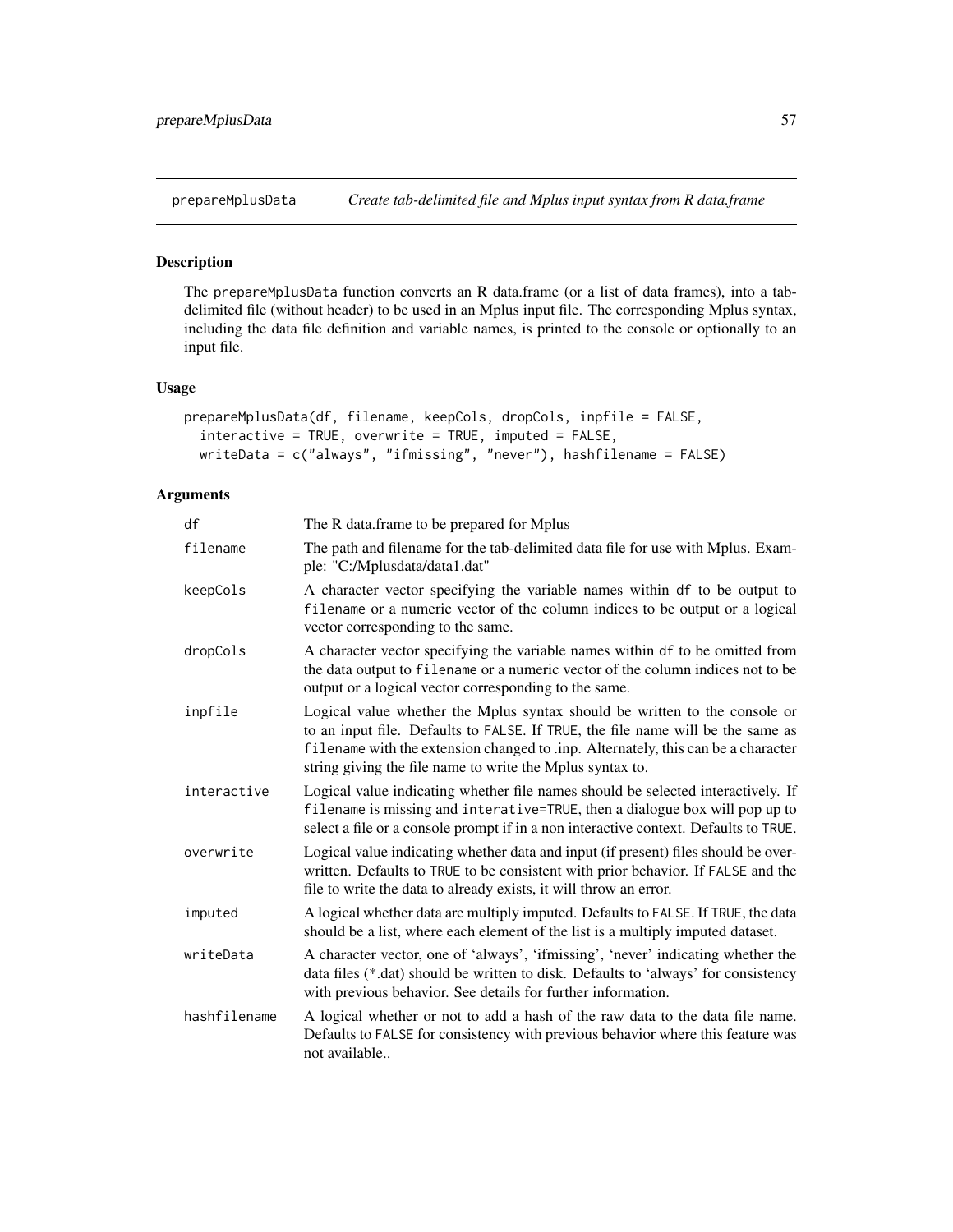## prepareMplusData — *Create tab-delimited file and Mplus input syntax from R data.frame*

### Description

The prepareMplusData function converts an R data.frame (or a list of data frames), into a tab-delimited file (without header) to be used in an Mplus input file. The corresponding Mplus syntax, including the data file definition and variable names, is printed to the console or optionally to an input file.

### Usage

```
prepareMplusData(df, filename, keepCols, dropCols, inpfile = FALSE,
  interactive = TRUE, overwrite = TRUE, imputed = FALSE,
  writeData = c("always", "ifmissing", "never"), hashfilename = FALSE)
```

### Arguments

| Argument | Description |
|---|---|
| df | The R data.frame to be prepared for Mplus |
| filename | The path and filename for the tab-delimited data file for use with Mplus. Example: "C:/Mplusdata/data1.dat" |
| keepCols | A character vector specifying the variable names within df to be output to filename or a numeric vector of the column indices to be output or a logical vector corresponding to the same. |
| dropCols | A character vector specifying the variable names within df to be omitted from the data output to filename or a numeric vector of the column indices not to be output or a logical vector corresponding to the same. |
| inpfile | Logical value whether the Mplus syntax should be written to the console or to an input file. Defaults to FALSE. If TRUE, the file name will be the same as filename with the extension changed to .inp. Alternately, this can be a character string giving the file name to write the Mplus syntax to. |
| interactive | Logical value indicating whether file names should be selected interactively. If filename is missing and interative=TRUE, then a dialogue box will pop up to select a file or a console prompt if in a non interactive context. Defaults to TRUE. |
| overwrite | Logical value indicating whether data and input (if present) files should be overwritten. Defaults to TRUE to be consistent with prior behavior. If FALSE and the file to write the data to already exists, it will throw an error. |
| imputed | A logical whether data are multiply imputed. Defaults to FALSE. If TRUE, the data should be a list, where each element of the list is a multiply imputed dataset. |
| writeData | A character vector, one of 'always', 'ifmissing', 'never' indicating whether the data files (*.dat) should be written to disk. Defaults to 'always' for consistency with previous behavior. See details for further information. |
| hashfilename | A logical whether or not to add a hash of the raw data to the data file name. Defaults to FALSE for consistency with previous behavior where this feature was not available.. |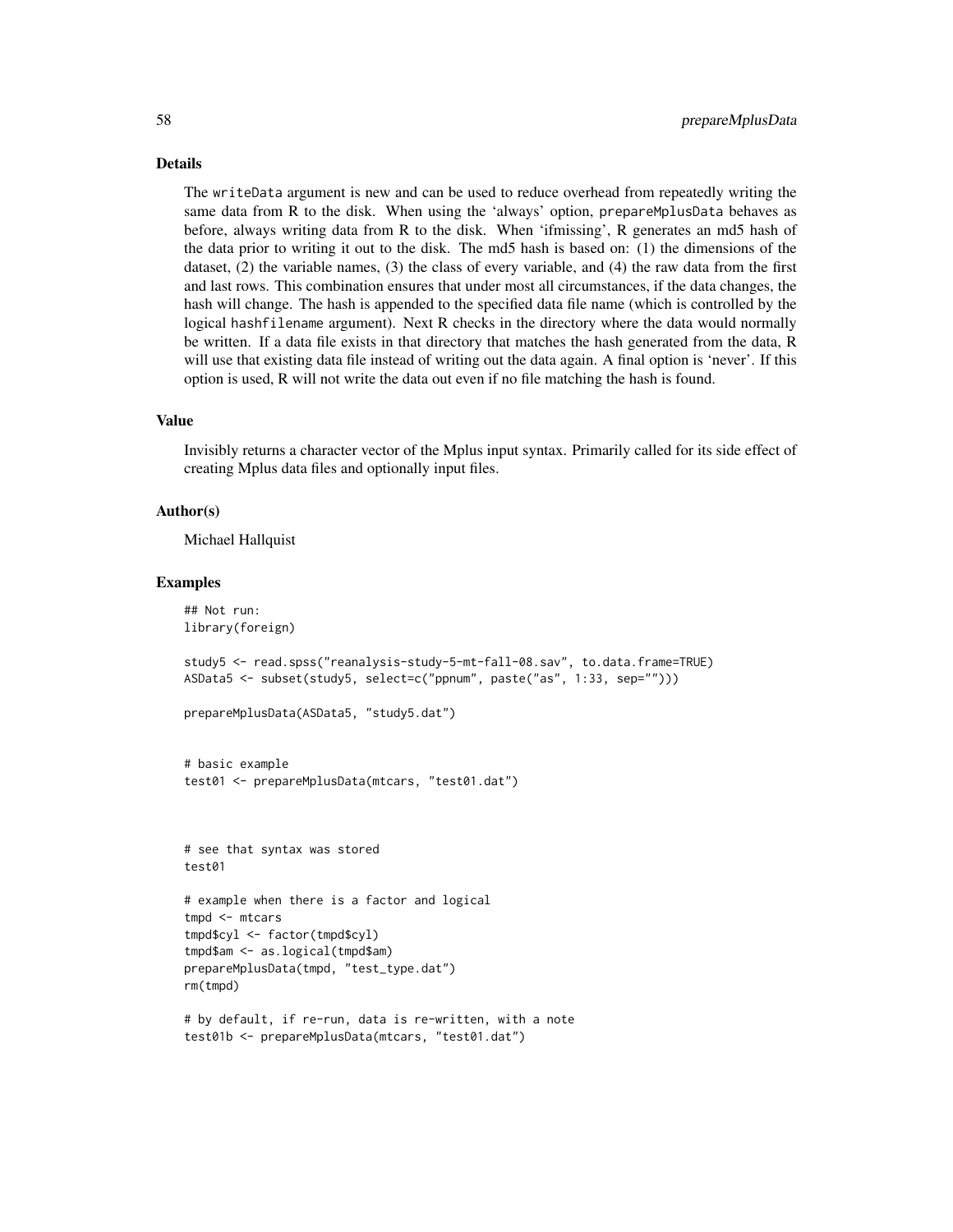## Details

The `writeData` argument is new and can be used to reduce overhead from repeatedly writing the same data from R to the disk. When using the 'always' option, `prepareMplusData` behaves as before, always writing data from R to the disk. When 'ifmissing', R generates an md5 hash of the data prior to writing it out to the disk. The md5 hash is based on: (1) the dimensions of the dataset, (2) the variable names, (3) the class of every variable, and (4) the raw data from the first and last rows. This combination ensures that under most all circumstances, if the data changes, the hash will change. The hash is appended to the specified data file name (which is controlled by the logical `hashfilename` argument). Next R checks in the directory where the data would normally be written. If a data file exists in that directory that matches the hash generated from the data, R will use that existing data file instead of writing out the data again. A final option is 'never'. If this option is used, R will not write the data out even if no file matching the hash is found.

## Value

Invisibly returns a character vector of the Mplus input syntax. Primarily called for its side effect of creating Mplus data files and optionally input files.

## Author(s)

Michael Hallquist

## Examples

```
## Not run:
library(foreign)

study5 <- read.spss("reanalysis-study-5-mt-fall-08.sav", to.data.frame=TRUE)
ASData5 <- subset(study5, select=c("ppnum", paste("as", 1:33, sep="")))

prepareMplusData(ASData5, "study5.dat")


# basic example
test01 <- prepareMplusData(mtcars, "test01.dat")



# see that syntax was stored
test01

# example when there is a factor and logical
tmpd <- mtcars
tmpd$cyl <- factor(tmpd$cyl)
tmpd$am <- as.logical(tmpd$am)
prepareMplusData(tmpd, "test_type.dat")
rm(tmpd)

# by default, if re-run, data is re-written, with a note
test01b <- prepareMplusData(mtcars, "test01.dat")
```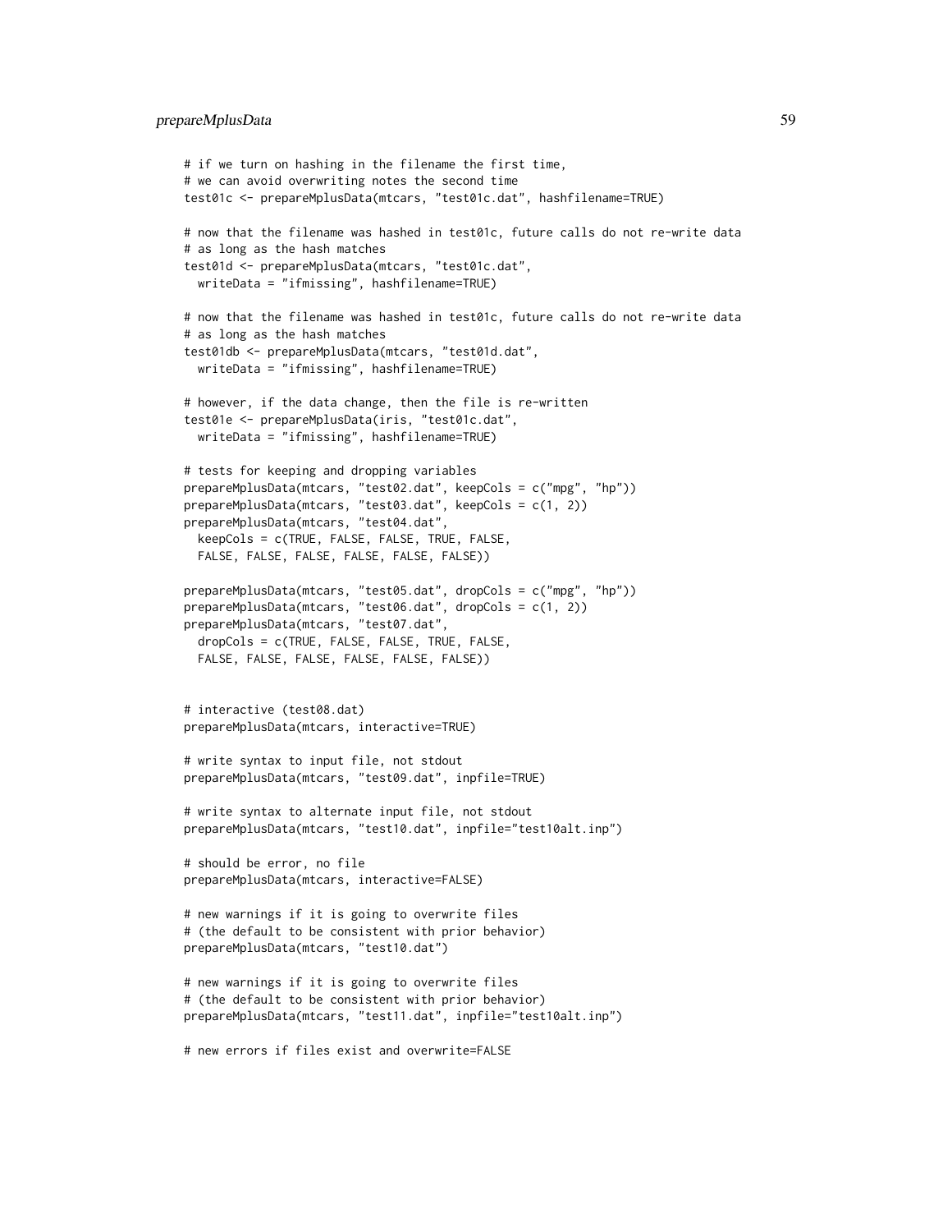```
# if we turn on hashing in the filename the first time,
# we can avoid overwriting notes the second time
test01c <- prepareMplusData(mtcars, "test01c.dat", hashfilename=TRUE)

# now that the filename was hashed in test01c, future calls do not re-write data
# as long as the hash matches
test01d <- prepareMplusData(mtcars, "test01c.dat",
  writeData = "ifmissing", hashfilename=TRUE)

# now that the filename was hashed in test01c, future calls do not re-write data
# as long as the hash matches
test01db <- prepareMplusData(mtcars, "test01d.dat",
  writeData = "ifmissing", hashfilename=TRUE)

# however, if the data change, then the file is re-written
test01e <- prepareMplusData(iris, "test01c.dat",
  writeData = "ifmissing", hashfilename=TRUE)

# tests for keeping and dropping variables
prepareMplusData(mtcars, "test02.dat", keepCols = c("mpg", "hp"))
prepareMplusData(mtcars, "test03.dat", keepCols = c(1, 2))
prepareMplusData(mtcars, "test04.dat",
  keepCols = c(TRUE, FALSE, FALSE, TRUE, FALSE,
  FALSE, FALSE, FALSE, FALSE, FALSE, FALSE))

prepareMplusData(mtcars, "test05.dat", dropCols = c("mpg", "hp"))
prepareMplusData(mtcars, "test06.dat", dropCols = c(1, 2))
prepareMplusData(mtcars, "test07.dat",
  dropCols = c(TRUE, FALSE, FALSE, TRUE, FALSE,
  FALSE, FALSE, FALSE, FALSE, FALSE, FALSE))


# interactive (test08.dat)
prepareMplusData(mtcars, interactive=TRUE)

# write syntax to input file, not stdout
prepareMplusData(mtcars, "test09.dat", inpfile=TRUE)

# write syntax to alternate input file, not stdout
prepareMplusData(mtcars, "test10.dat", inpfile="test10alt.inp")

# should be error, no file
prepareMplusData(mtcars, interactive=FALSE)

# new warnings if it is going to overwrite files
# (the default to be consistent with prior behavior)
prepareMplusData(mtcars, "test10.dat")

# new warnings if it is going to overwrite files
# (the default to be consistent with prior behavior)
prepareMplusData(mtcars, "test11.dat", inpfile="test10alt.inp")

# new errors if files exist and overwrite=FALSE
```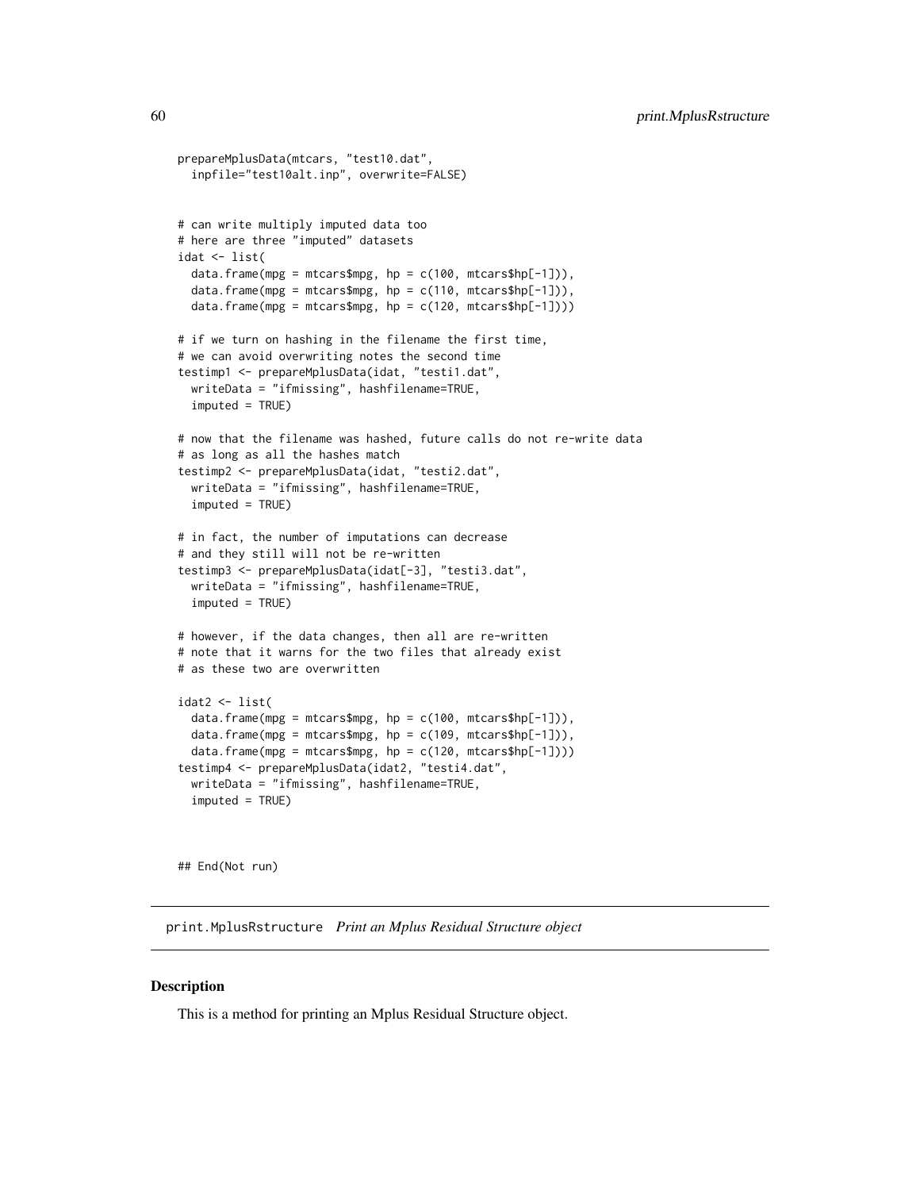```
prepareMplusData(mtcars, "test10.dat",
  inpfile="test10alt.inp", overwrite=FALSE)


# can write multiply imputed data too
# here are three "imputed" datasets
idat <- list(
  data.frame(mpg = mtcars$mpg, hp = c(100, mtcars$hp[-1])),
  data.frame(mpg = mtcars$mpg, hp = c(110, mtcars$hp[-1])),
  data.frame(mpg = mtcars$mpg, hp = c(120, mtcars$hp[-1])))

# if we turn on hashing in the filename the first time,
# we can avoid overwriting notes the second time
testimp1 <- prepareMplusData(idat, "testi1.dat",
  writeData = "ifmissing", hashfilename=TRUE,
  imputed = TRUE)

# now that the filename was hashed, future calls do not re-write data
# as long as all the hashes match
testimp2 <- prepareMplusData(idat, "testi2.dat",
  writeData = "ifmissing", hashfilename=TRUE,
  imputed = TRUE)

# in fact, the number of imputations can decrease
# and they still will not be re-written
testimp3 <- prepareMplusData(idat[-3], "testi3.dat",
  writeData = "ifmissing", hashfilename=TRUE,
  imputed = TRUE)

# however, if the data changes, then all are re-written
# note that it warns for the two files that already exist
# as these two are overwritten

idat2 <- list(
  data.frame(mpg = mtcars$mpg, hp = c(100, mtcars$hp[-1])),
  data.frame(mpg = mtcars$mpg, hp = c(109, mtcars$hp[-1])),
  data.frame(mpg = mtcars$mpg, hp = c(120, mtcars$hp[-1])))
testimp4 <- prepareMplusData(idat2, "testi4.dat",
  writeData = "ifmissing", hashfilename=TRUE,
  imputed = TRUE)


## End(Not run)
```

## print.MplusRstructure *Print an Mplus Residual Structure object*

### Description

This is a method for printing an Mplus Residual Structure object.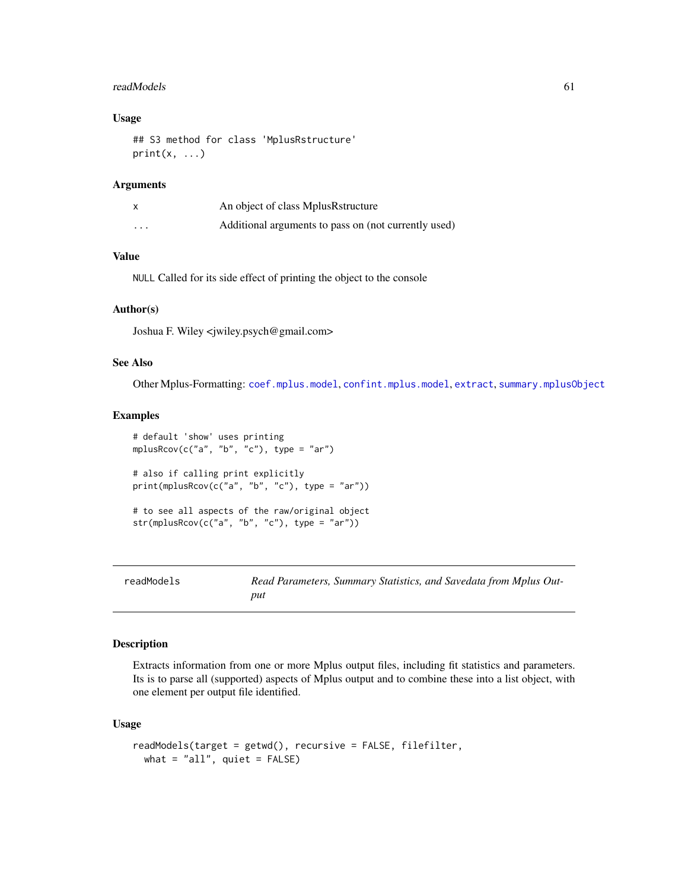### Usage

```
## S3 method for class 'MplusRstructure'
print(x, ...)
```

### Arguments

| | |
|---|---|
| x | An object of class MplusRstructure |
| ... | Additional arguments to pass on (not currently used) |

### Value

NULL Called for its side effect of printing the object to the console

### Author(s)

Joshua F. Wiley <jwiley.psych@gmail.com>

### See Also

Other Mplus-Formatting: coef.mplus.model, confint.mplus.model, extract, summary.mplusObject

### Examples

```
# default 'show' uses printing
mplusRcov(c("a", "b", "c"), type = "ar")

# also if calling print explicitly
print(mplusRcov(c("a", "b", "c"), type = "ar"))

# to see all aspects of the raw/original object
str(mplusRcov(c("a", "b", "c"), type = "ar"))
```

---

## readModels — *Read Parameters, Summary Statistics, and Savedata from Mplus Output*

### Description

Extracts information from one or more Mplus output files, including fit statistics and parameters. Its is to parse all (supported) aspects of Mplus output and to combine these into a list object, with one element per output file identified.

### Usage

```
readModels(target = getwd(), recursive = FALSE, filefilter,
  what = "all", quiet = FALSE)
```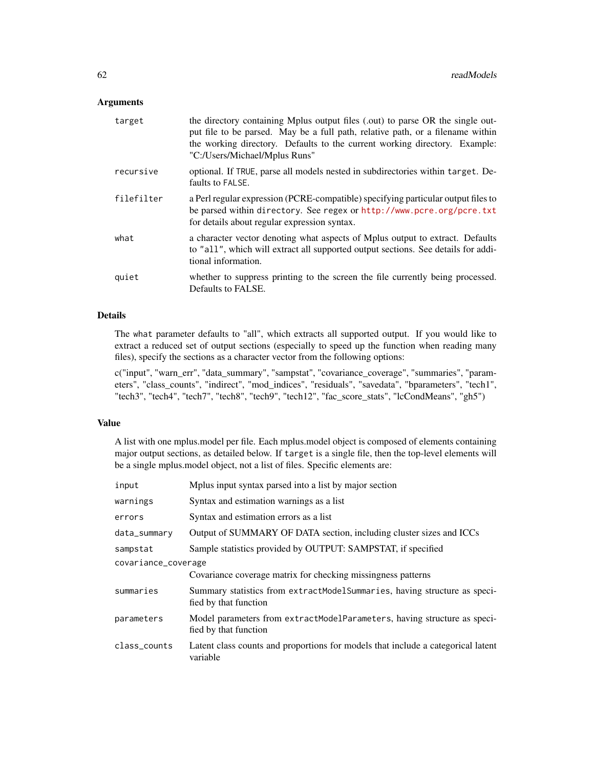### Arguments

| | |
|---|---|
| `target` | the directory containing Mplus output files (.out) to parse OR the single output file to be parsed. May be a full path, relative path, or a filename within the working directory. Defaults to the current working directory. Example: "C:/Users/Michael/Mplus Runs" |
| `recursive` | optional. If `TRUE`, parse all models nested in subdirectories within `target`. Defaults to `FALSE`. |
| `filefilter` | a Perl regular expression (PCRE-compatible) specifying particular output files to be parsed within `directory`. See `regex` or http://www.pcre.org/pcre.txt for details about regular expression syntax. |
| `what` | a character vector denoting what aspects of Mplus output to extract. Defaults to `"all"`, which will extract all supported output sections. See details for additional information. |
| `quiet` | whether to suppress printing to the screen the file currently being processed. Defaults to FALSE. |

### Details

The `what` parameter defaults to "all", which extracts all supported output. If you would like to extract a reduced set of output sections (especially to speed up the function when reading many files), specify the sections as a character vector from the following options:

c("input", "warn_err", "data_summary", "sampstat", "covariance_coverage", "summaries", "parameters", "class_counts", "indirect", "mod_indices", "residuals", "savedata", "bparameters", "tech1", "tech3", "tech4", "tech7", "tech8", "tech9", "tech12", "fac_score_stats", "lcCondMeans", "gh5")

### Value

A list with one mplus.model per file. Each mplus.model object is composed of elements containing major output sections, as detailed below. If `target` is a single file, then the top-level elements will be a single mplus.model object, not a list of files. Specific elements are:

| | |
|---|---|
| `input` | Mplus input syntax parsed into a list by major section |
| `warnings` | Syntax and estimation warnings as a list |
| `errors` | Syntax and estimation errors as a list |
| `data_summary` | Output of SUMMARY OF DATA section, including cluster sizes and ICCs |
| `sampstat` | Sample statistics provided by OUTPUT: SAMPSTAT, if specified |
| `covariance_coverage` | Covariance coverage matrix for checking missingness patterns |
| `summaries` | Summary statistics from `extractModelSummaries`, having structure as specified by that function |
| `parameters` | Model parameters from `extractModelParameters`, having structure as specified by that function |
| `class_counts` | Latent class counts and proportions for models that include a categorical latent variable |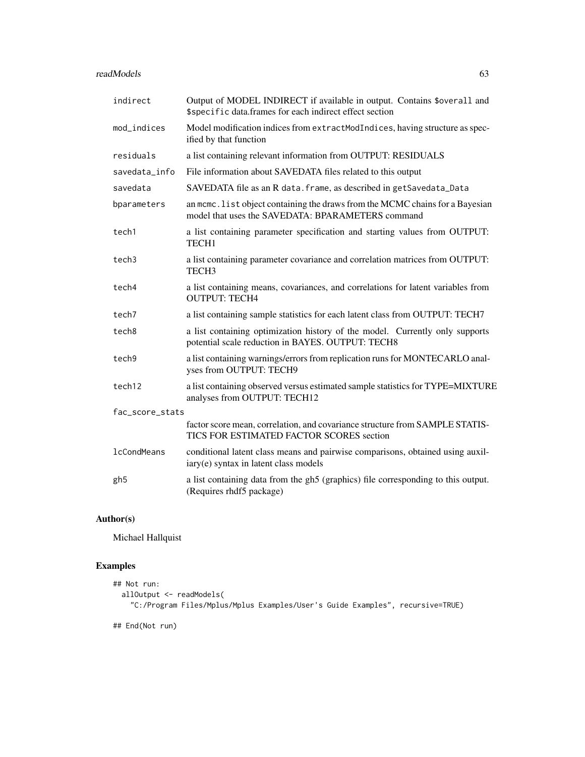| | |
|---|---|
| `indirect` | Output of MODEL INDIRECT if available in output. Contains `$overall` and `$specific` data.frames for each indirect effect section |
| `mod_indices` | Model modification indices from `extractModIndices`, having structure as specified by that function |
| `residuals` | a list containing relevant information from OUTPUT: RESIDUALS |
| `savedata_info` | File information about SAVEDATA files related to this output |
| `savedata` | SAVEDATA file as an R `data.frame`, as described in `getSavedata_Data` |
| `bparameters` | an `mcmc.list` object containing the draws from the MCMC chains for a Bayesian model that uses the SAVEDATA: BPARAMETERS command |
| `tech1` | a list containing parameter specification and starting values from OUTPUT: TECH1 |
| `tech3` | a list containing parameter covariance and correlation matrices from OUTPUT: TECH3 |
| `tech4` | a list containing means, covariances, and correlations for latent variables from OUTPUT: TECH4 |
| `tech7` | a list containing sample statistics for each latent class from OUTPUT: TECH7 |
| `tech8` | a list containing optimization history of the model. Currently only supports potential scale reduction in BAYES. OUTPUT: TECH8 |
| `tech9` | a list containing warnings/errors from replication runs for MONTECARLO analyses from OUTPUT: TECH9 |
| `tech12` | a list containing observed versus estimated sample statistics for TYPE=MIXTURE analyses from OUTPUT: TECH12 |
| `fac_score_stats` | factor score mean, correlation, and covariance structure from SAMPLE STATISTICS FOR ESTIMATED FACTOR SCORES section |
| `lcCondMeans` | conditional latent class means and pairwise comparisons, obtained using auxiliary(e) syntax in latent class models |
| `gh5` | a list containing data from the gh5 (graphics) file corresponding to this output. (Requires rhdf5 package) |

## Author(s)

Michael Hallquist

## Examples

```
## Not run:
  allOutput <- readModels(
    "C:/Program Files/Mplus/Mplus Examples/User's Guide Examples", recursive=TRUE)

## End(Not run)
```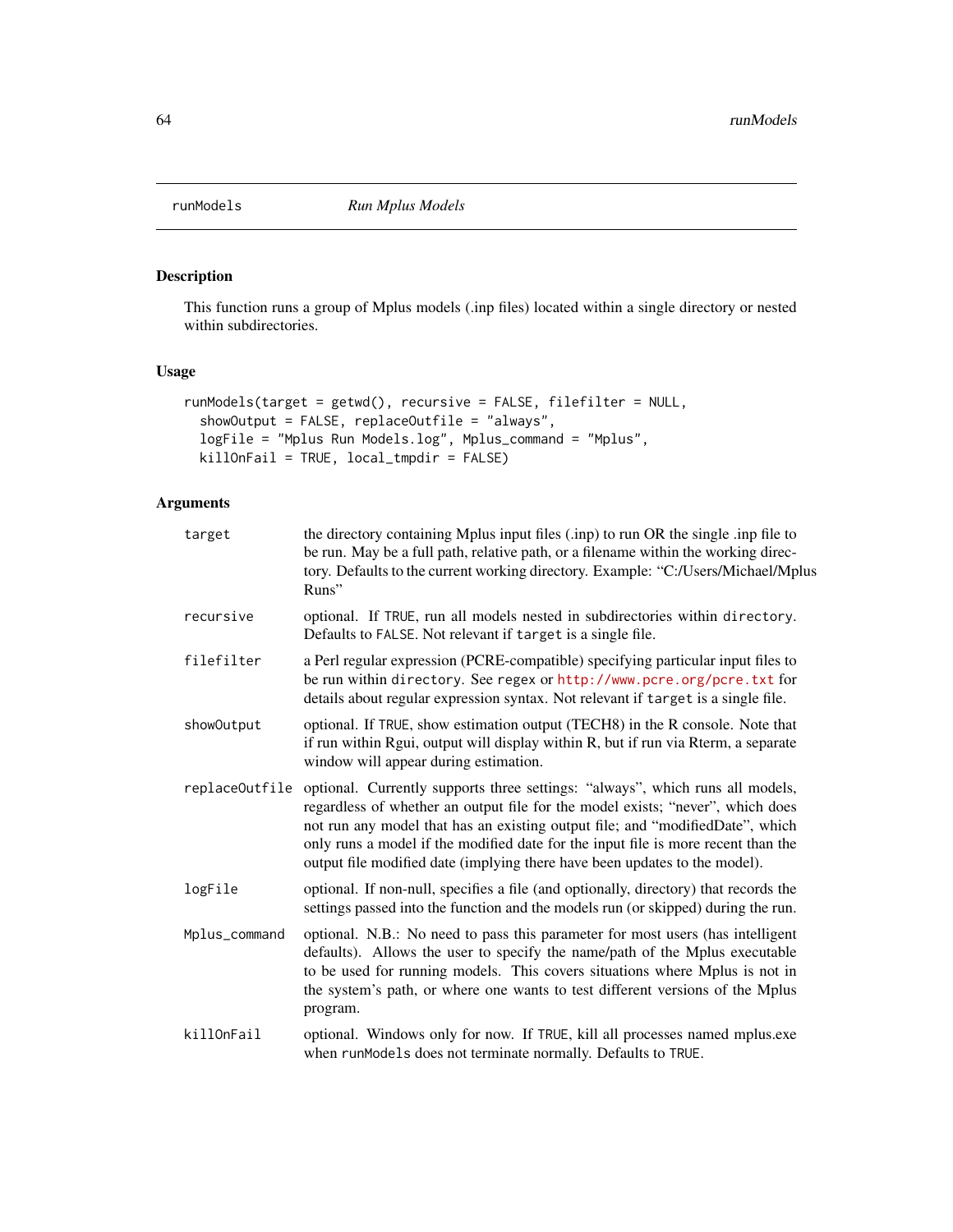runModels *Run Mplus Models*

## Description

This function runs a group of Mplus models (.inp files) located within a single directory or nested within subdirectories.

## Usage

```
runModels(target = getwd(), recursive = FALSE, filefilter = NULL,
  showOutput = FALSE, replaceOutfile = "always",
  logFile = "Mplus Run Models.log", Mplus_command = "Mplus",
  killOnFail = TRUE, local_tmpdir = FALSE)
```

## Arguments

| | |
|---|---|
| `target` | the directory containing Mplus input files (.inp) to run OR the single .inp file to be run. May be a full path, relative path, or a filename within the working directory. Defaults to the current working directory. Example: "C:/Users/Michael/Mplus Runs" |
| `recursive` | optional. If `TRUE`, run all models nested in subdirectories within `directory`. Defaults to `FALSE`. Not relevant if `target` is a single file. |
| `filefilter` | a Perl regular expression (PCRE-compatible) specifying particular input files to be run within `directory`. See `regex` or http://www.pcre.org/pcre.txt for details about regular expression syntax. Not relevant if `target` is a single file. |
| `showOutput` | optional. If `TRUE`, show estimation output (TECH8) in the R console. Note that if run within Rgui, output will display within R, but if run via Rterm, a separate window will appear during estimation. |
| `replaceOutfile` | optional. Currently supports three settings: "always", which runs all models, regardless of whether an output file for the model exists; "never", which does not run any model that has an existing output file; and "modifiedDate", which only runs a model if the modified date for the input file is more recent than the output file modified date (implying there have been updates to the model). |
| `logFile` | optional. If non-null, specifies a file (and optionally, directory) that records the settings passed into the function and the models run (or skipped) during the run. |
| `Mplus_command` | optional. N.B.: No need to pass this parameter for most users (has intelligent defaults). Allows the user to specify the name/path of the Mplus executable to be used for running models. This covers situations where Mplus is not in the system's path, or where one wants to test different versions of the Mplus program. |
| `killOnFail` | optional. Windows only for now. If `TRUE`, kill all processes named mplus.exe when `runModels` does not terminate normally. Defaults to `TRUE`. |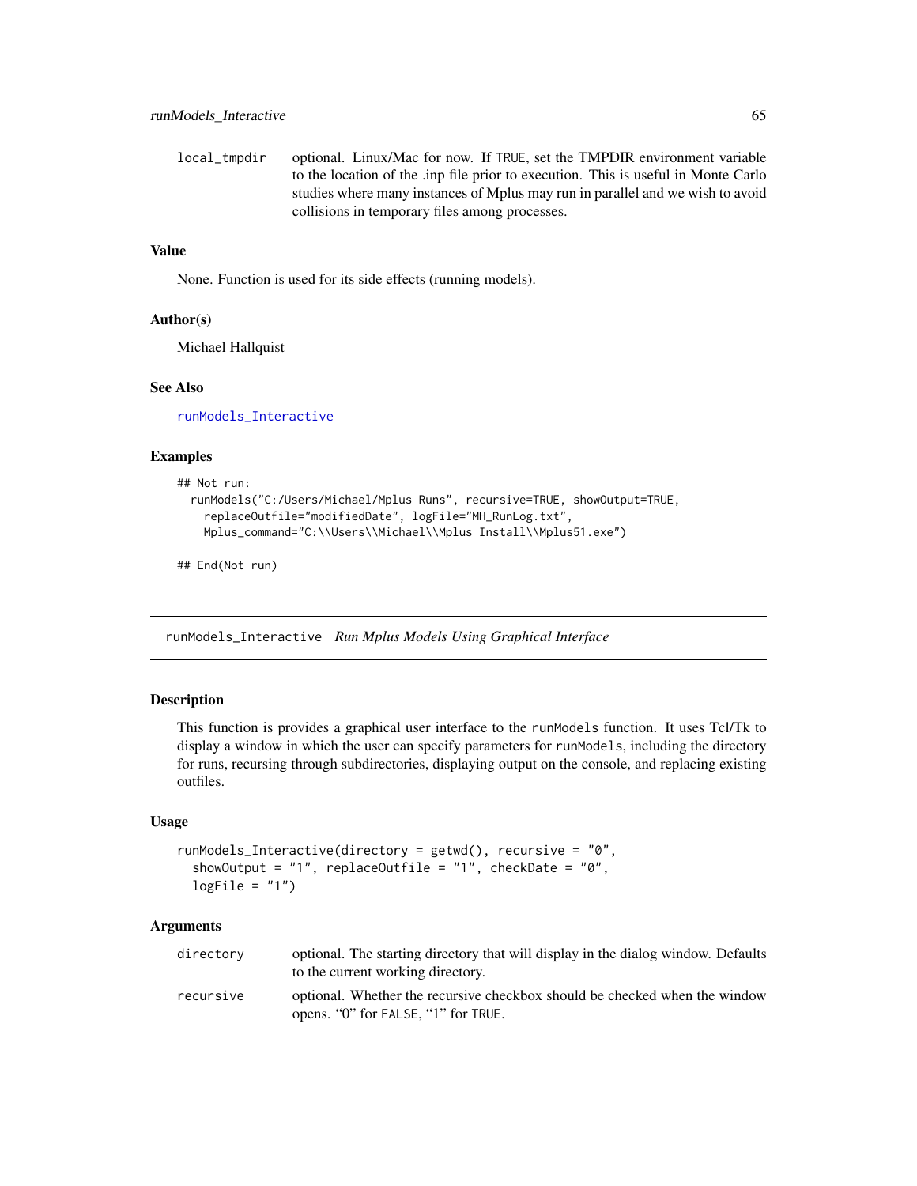| | |
|---|---|
| local_tmpdir | optional. Linux/Mac for now. If TRUE, set the TMPDIR environment variable to the location of the .inp file prior to execution. This is useful in Monte Carlo studies where many instances of Mplus may run in parallel and we wish to avoid collisions in temporary files among processes. |

### Value

None. Function is used for its side effects (running models).

### Author(s)

Michael Hallquist

### See Also

runModels_Interactive

### Examples

```
## Not run:
  runModels("C:/Users/Michael/Mplus Runs", recursive=TRUE, showOutput=TRUE,
    replaceOutfile="modifiedDate", logFile="MH_RunLog.txt",
    Mplus_command="C:\\Users\\Michael\\Mplus Install\\Mplus51.exe")

## End(Not run)
```

---

## runModels_Interactive *Run Mplus Models Using Graphical Interface*

### Description

This function is provides a graphical user interface to the runModels function. It uses Tcl/Tk to display a window in which the user can specify parameters for runModels, including the directory for runs, recursing through subdirectories, displaying output on the console, and replacing existing outfiles.

### Usage

```
runModels_Interactive(directory = getwd(), recursive = "0",
  showOutput = "1", replaceOutfile = "1", checkDate = "0",
  logFile = "1")
```

### Arguments

| | |
|---|---|
| directory | optional. The starting directory that will display in the dialog window. Defaults to the current working directory. |
| recursive | optional. Whether the recursive checkbox should be checked when the window opens. "0" for FALSE, "1" for TRUE. |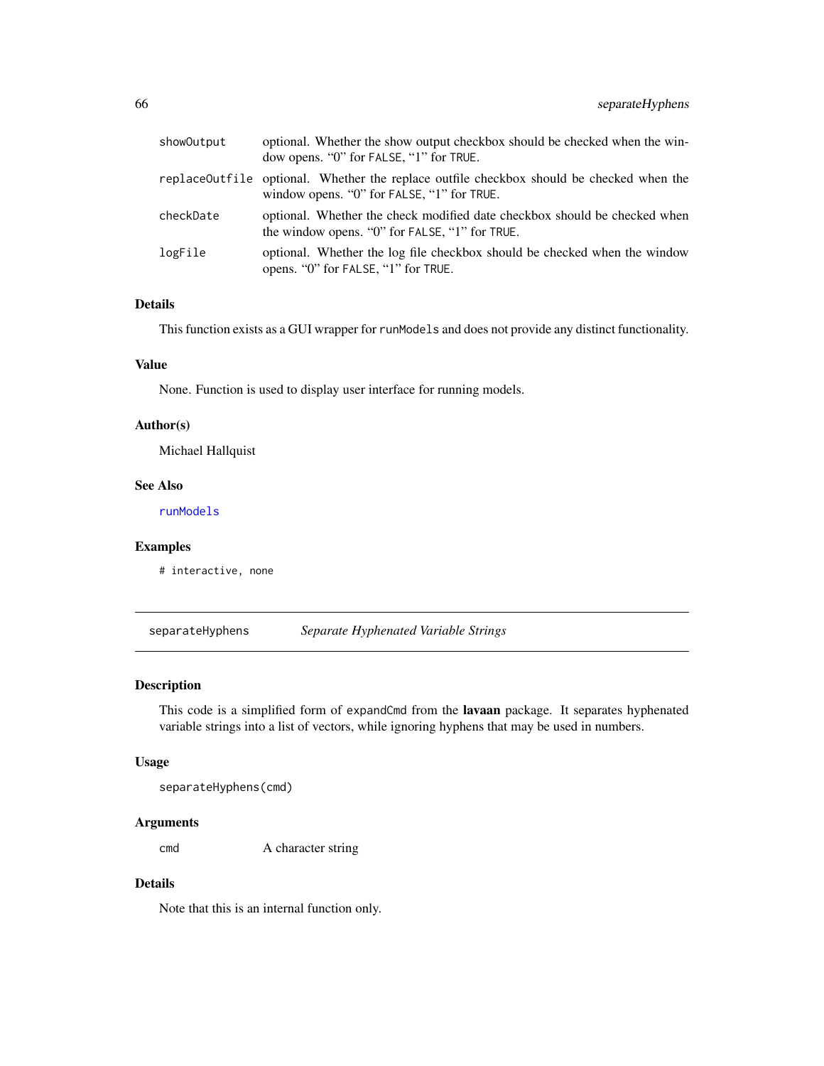| | |
|---|---|
| showOutput | optional. Whether the show output checkbox should be checked when the window opens. “0” for FALSE, “1” for TRUE. |
| replaceOutfile | optional. Whether the replace outfile checkbox should be checked when the window opens. “0” for FALSE, “1” for TRUE. |
| checkDate | optional. Whether the check modified date checkbox should be checked when the window opens. “0” for FALSE, “1” for TRUE. |
| logFile | optional. Whether the log file checkbox should be checked when the window opens. “0” for FALSE, “1” for TRUE. |

### Details

This function exists as a GUI wrapper for runModels and does not provide any distinct functionality.

### Value

None. Function is used to display user interface for running models.

### Author(s)

Michael Hallquist

### See Also

runModels

### Examples

```
# interactive, none
```

---

## separateHyphens — *Separate Hyphenated Variable Strings*

### Description

This code is a simplified form of expandCmd from the **lavaan** package. It separates hyphenated variable strings into a list of vectors, while ignoring hyphens that may be used in numbers.

### Usage

```
separateHyphens(cmd)
```

### Arguments

| | |
|---|---|
| cmd | A character string |

### Details

Note that this is an internal function only.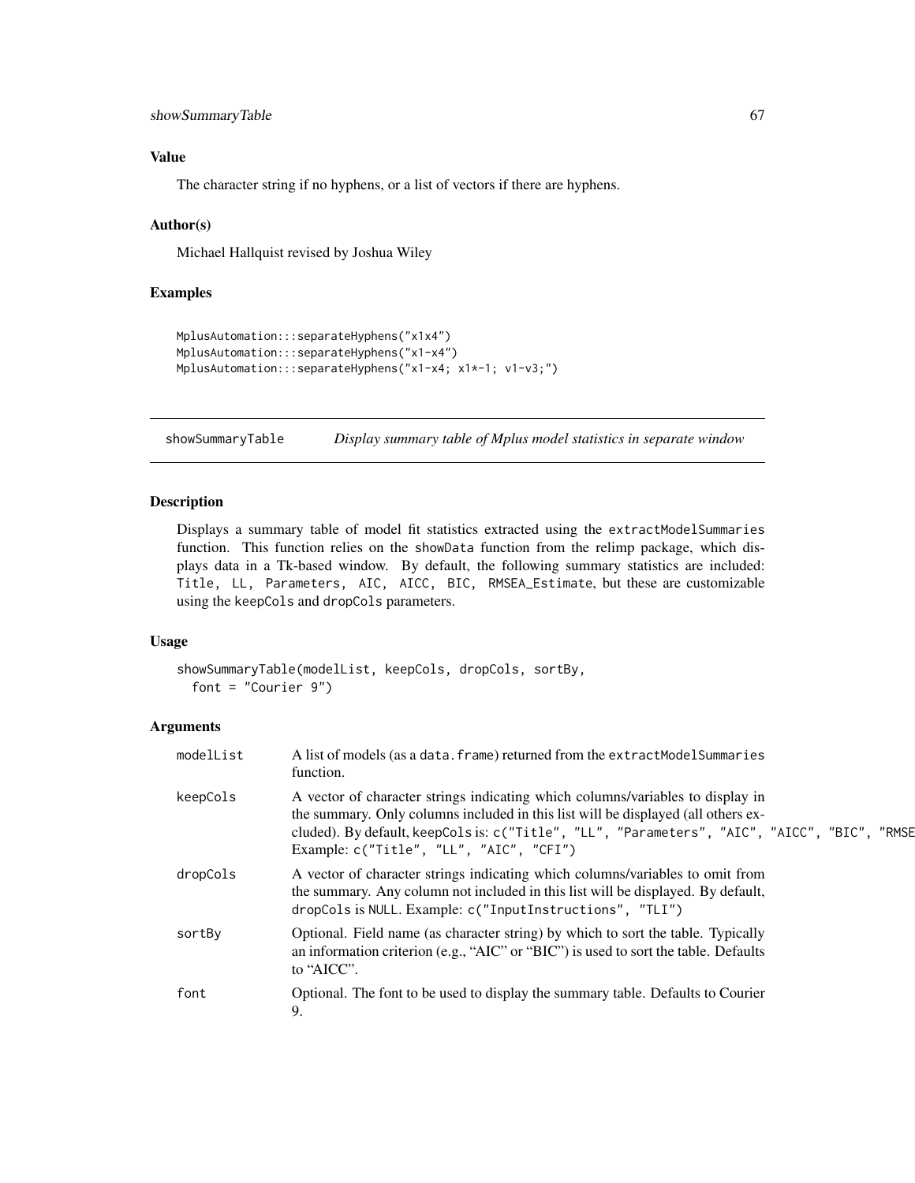## Value

The character string if no hyphens, or a list of vectors if there are hyphens.

## Author(s)

Michael Hallquist revised by Joshua Wiley

## Examples

```
MplusAutomation:::separateHyphens("x1x4")
MplusAutomation:::separateHyphens("x1-x4")
MplusAutomation:::separateHyphens("x1-x4; x1*-1; v1-v3;")
```

---

# showSummaryTable *Display summary table of Mplus model statistics in separate window*

---

## Description

Displays a summary table of model fit statistics extracted using the `extractModelSummaries` function. This function relies on the `showData` function from the relimp package, which displays data in a Tk-based window. By default, the following summary statistics are included: `Title, LL, Parameters, AIC, AICC, BIC, RMSEA_Estimate`, but these are customizable using the `keepCols` and `dropCols` parameters.

## Usage

```
showSummaryTable(modelList, keepCols, dropCols, sortBy,
  font = "Courier 9")
```

## Arguments

| | |
|---|---|
| `modelList` | A list of models (as a `data.frame`) returned from the `extractModelSummaries` function. |
| `keepCols` | A vector of character strings indicating which columns/variables to display in the summary. Only columns included in this list will be displayed (all others excluded). By default, keepCols is: `c("Title", "LL", "Parameters", "AIC", "AICC", "BIC", "RMSE` Example: `c("Title", "LL", "AIC", "CFI")` |
| `dropCols` | A vector of character strings indicating which columns/variables to omit from the summary. Any column not included in this list will be displayed. By default, `dropCols` is `NULL`. Example: `c("InputInstructions", "TLI")` |
| `sortBy` | Optional. Field name (as character string) by which to sort the table. Typically an information criterion (e.g., "AIC" or "BIC") is used to sort the table. Defaults to "AICC". |
| `font` | Optional. The font to be used to display the summary table. Defaults to Courier 9. |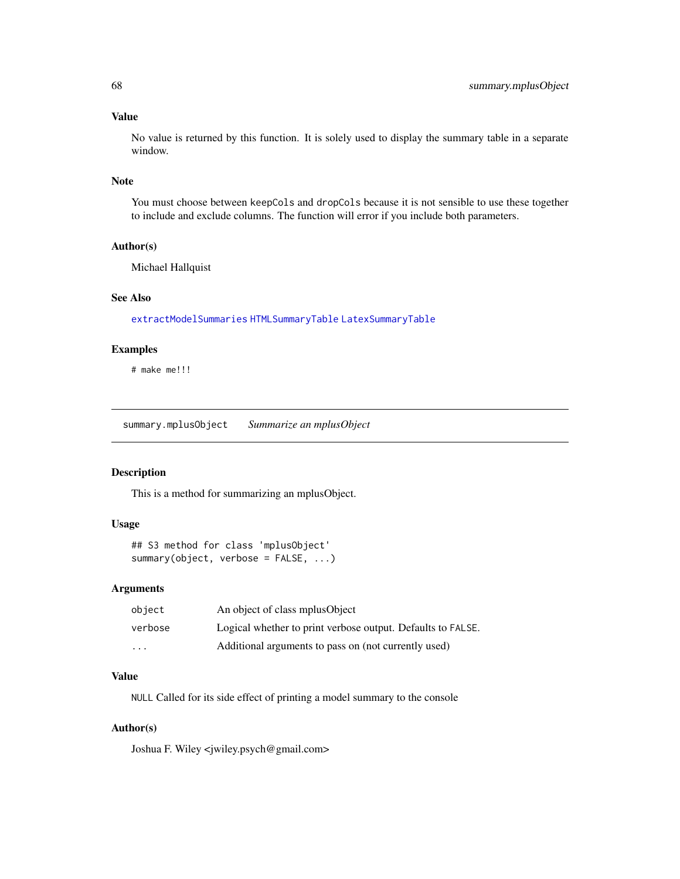### Value

No value is returned by this function. It is solely used to display the summary table in a separate window.

### Note

You must choose between `keepCols` and `dropCols` because it is not sensible to use these together to include and exclude columns. The function will error if you include both parameters.

### Author(s)

Michael Hallquist

### See Also

`extractModelSummaries` `HTMLSummaryTable` `LatexSummaryTable`

### Examples

```
# make me!!!
```

---

## summary.mplusObject    *Summarize an mplusObject*

### Description

This is a method for summarizing an mplusObject.

### Usage

```
## S3 method for class 'mplusObject'
summary(object, verbose = FALSE, ...)
```

### Arguments

| | |
|---|---|
| object | An object of class mplusObject |
| verbose | Logical whether to print verbose output. Defaults to `FALSE`. |
| ... | Additional arguments to pass on (not currently used) |

### Value

`NULL` Called for its side effect of printing a model summary to the console

### Author(s)

Joshua F. Wiley <jwiley.psych@gmail.com>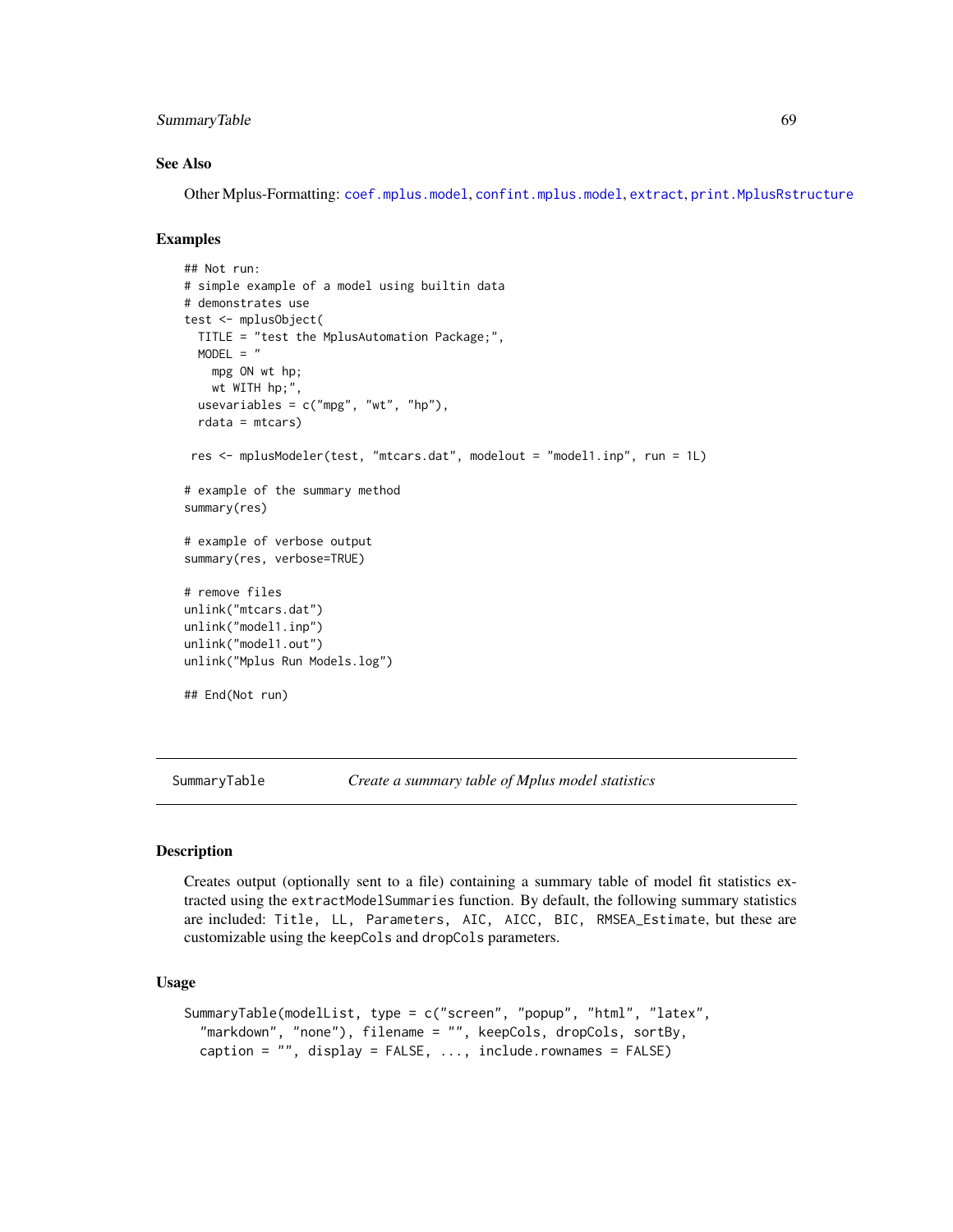### See Also

Other Mplus-Formatting: `coef.mplus.model`, `confint.mplus.model`, `extract`, `print.MplusRstructure`

### Examples

```
## Not run:
# simple example of a model using builtin data
# demonstrates use
test <- mplusObject(
  TITLE = "test the MplusAutomation Package;",
  MODEL = "
    mpg ON wt hp;
    wt WITH hp;",
  usevariables = c("mpg", "wt", "hp"),
  rdata = mtcars)

 res <- mplusModeler(test, "mtcars.dat", modelout = "model1.inp", run = 1L)

# example of the summary method
summary(res)

# example of verbose output
summary(res, verbose=TRUE)

# remove files
unlink("mtcars.dat")
unlink("model1.inp")
unlink("model1.out")
unlink("Mplus Run Models.log")

## End(Not run)
```

---

## SummaryTable — *Create a summary table of Mplus model statistics*

---

### Description

Creates output (optionally sent to a file) containing a summary table of model fit statistics extracted using the `extractModelSummaries` function. By default, the following summary statistics are included: `Title, LL, Parameters, AIC, AICC, BIC, RMSEA_Estimate`, but these are customizable using the `keepCols` and `dropCols` parameters.

### Usage

```
SummaryTable(modelList, type = c("screen", "popup", "html", "latex",
  "markdown", "none"), filename = "", keepCols, dropCols, sortBy,
  caption = "", display = FALSE, ..., include.rownames = FALSE)
```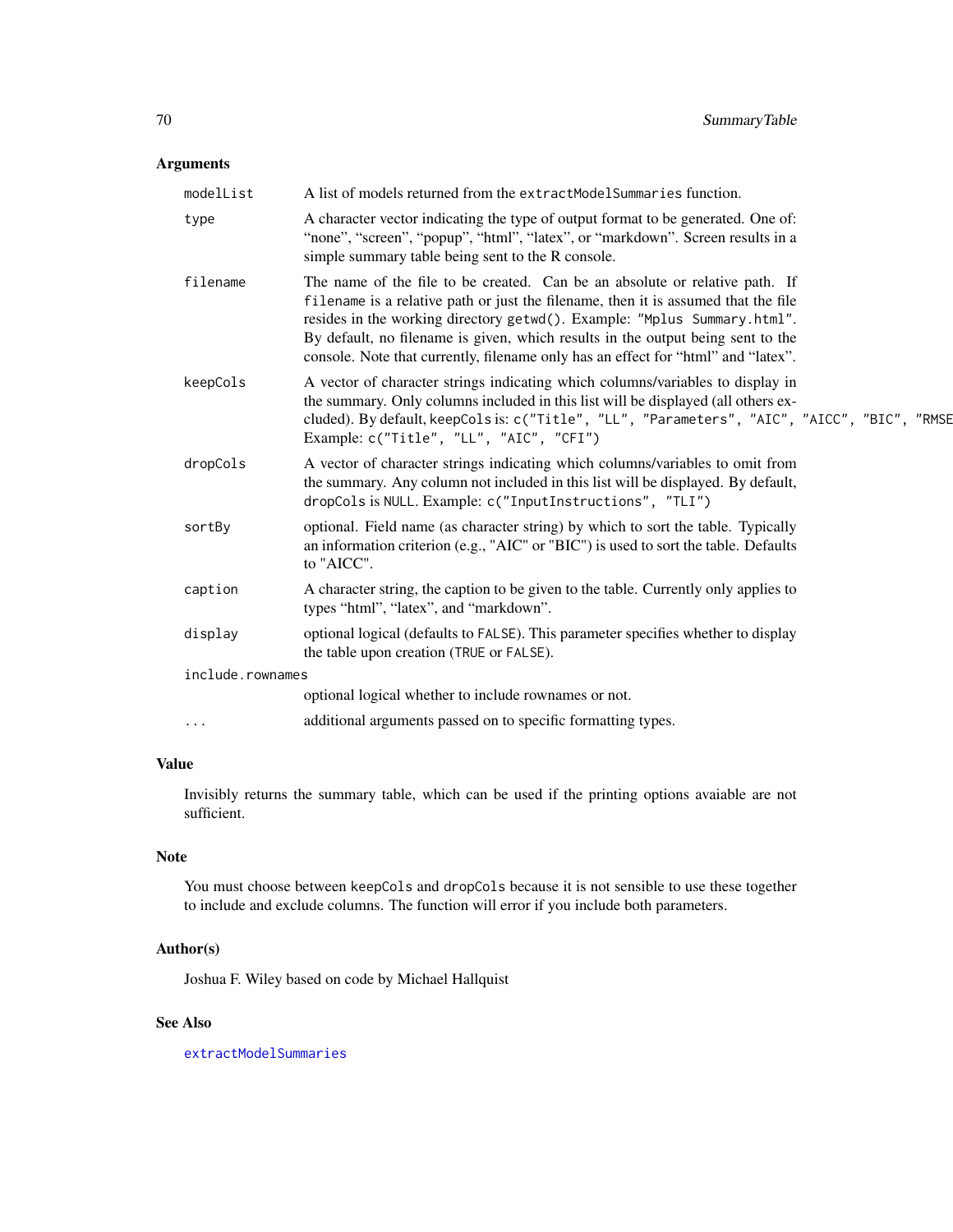## Arguments

| | |
|---|---|
| `modelList` | A list of models returned from the `extractModelSummaries` function. |
| `type` | A character vector indicating the type of output format to be generated. One of: "none", "screen", "popup", "html", "latex", or "markdown". Screen results in a simple summary table being sent to the R console. |
| `filename` | The name of the file to be created. Can be an absolute or relative path. If `filename` is a relative path or just the filename, then it is assumed that the file resides in the working directory `getwd()`. Example: `"Mplus Summary.html"`. By default, no filename is given, which results in the output being sent to the console. Note that currently, filename only has an effect for "html" and "latex". |
| `keepCols` | A vector of character strings indicating which columns/variables to display in the summary. Only columns included in this list will be displayed (all others excluded). By default, `keepCols` is: `c("Title", "LL", "Parameters", "AIC", "AICC", "BIC", "RMSE` Example: `c("Title", "LL", "AIC", "CFI")` |
| `dropCols` | A vector of character strings indicating which columns/variables to omit from the summary. Any column not included in this list will be displayed. By default, `dropCols` is `NULL`. Example: `c("InputInstructions", "TLI")` |
| `sortBy` | optional. Field name (as character string) by which to sort the table. Typically an information criterion (e.g., "AIC" or "BIC") is used to sort the table. Defaults to "AICC". |
| `caption` | A character string, the caption to be given to the table. Currently only applies to types "html", "latex", and "markdown". |
| `display` | optional logical (defaults to `FALSE`). This parameter specifies whether to display the table upon creation (`TRUE` or `FALSE`). |
| `include.rownames` | optional logical whether to include rownames or not. |
| `...` | additional arguments passed on to specific formatting types. |

## Value

Invisibly returns the summary table, which can be used if the printing options avaiable are not sufficient.

## Note

You must choose between `keepCols` and `dropCols` because it is not sensible to use these together to include and exclude columns. The function will error if you include both parameters.

## Author(s)

Joshua F. Wiley based on code by Michael Hallquist

## See Also

`extractModelSummaries`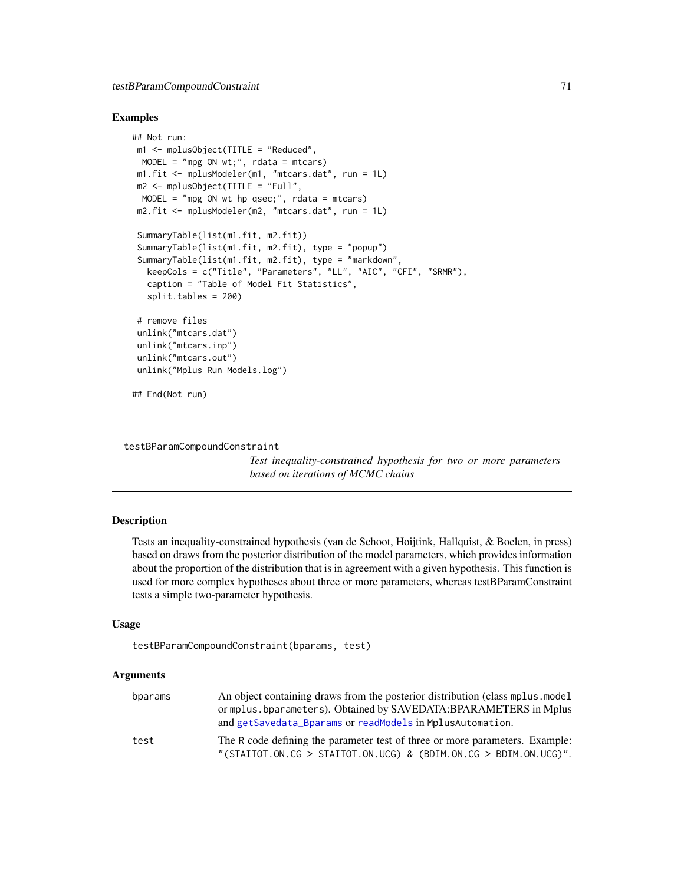## Examples

```
## Not run:
 m1 <- mplusObject(TITLE = "Reduced",
  MODEL = "mpg ON wt;", rdata = mtcars)
 m1.fit <- mplusModeler(m1, "mtcars.dat", run = 1L)
 m2 <- mplusObject(TITLE = "Full",
  MODEL = "mpg ON wt hp qsec;", rdata = mtcars)
 m2.fit <- mplusModeler(m2, "mtcars.dat", run = 1L)

 SummaryTable(list(m1.fit, m2.fit))
 SummaryTable(list(m1.fit, m2.fit), type = "popup")
 SummaryTable(list(m1.fit, m2.fit), type = "markdown",
   keepCols = c("Title", "Parameters", "LL", "AIC", "CFI", "SRMR"),
   caption = "Table of Model Fit Statistics",
   split.tables = 200)

 # remove files
 unlink("mtcars.dat")
 unlink("mtcars.inp")
 unlink("mtcars.out")
 unlink("Mplus Run Models.log")

## End(Not run)
```

---

# testBParamCompoundConstraint

*Test inequality-constrained hypothesis for two or more parameters based on iterations of MCMC chains*

---

## Description

Tests an inequality-constrained hypothesis (van de Schoot, Hoijtink, Hallquist, & Boelen, in press) based on draws from the posterior distribution of the model parameters, which provides information about the proportion of the distribution that is in agreement with a given hypothesis. This function is used for more complex hypotheses about three or more parameters, whereas testBParamConstraint tests a simple two-parameter hypothesis.

## Usage

```
testBParamCompoundConstraint(bparams, test)
```

## Arguments

| | |
|---|---|
| `bparams` | An object containing draws from the posterior distribution (class `mplus.model` or `mplus.bparameters`). Obtained by SAVEDATA:BPARAMETERS in Mplus and `getSavedata_Bparams` or `readModels` in `MplusAutomation`. |
| `test` | The R code defining the parameter test of three or more parameters. Example: `"(STAITOT.ON.CG > STAITOT.ON.UCG) & (BDIM.ON.CG > BDIM.ON.UCG)"`. |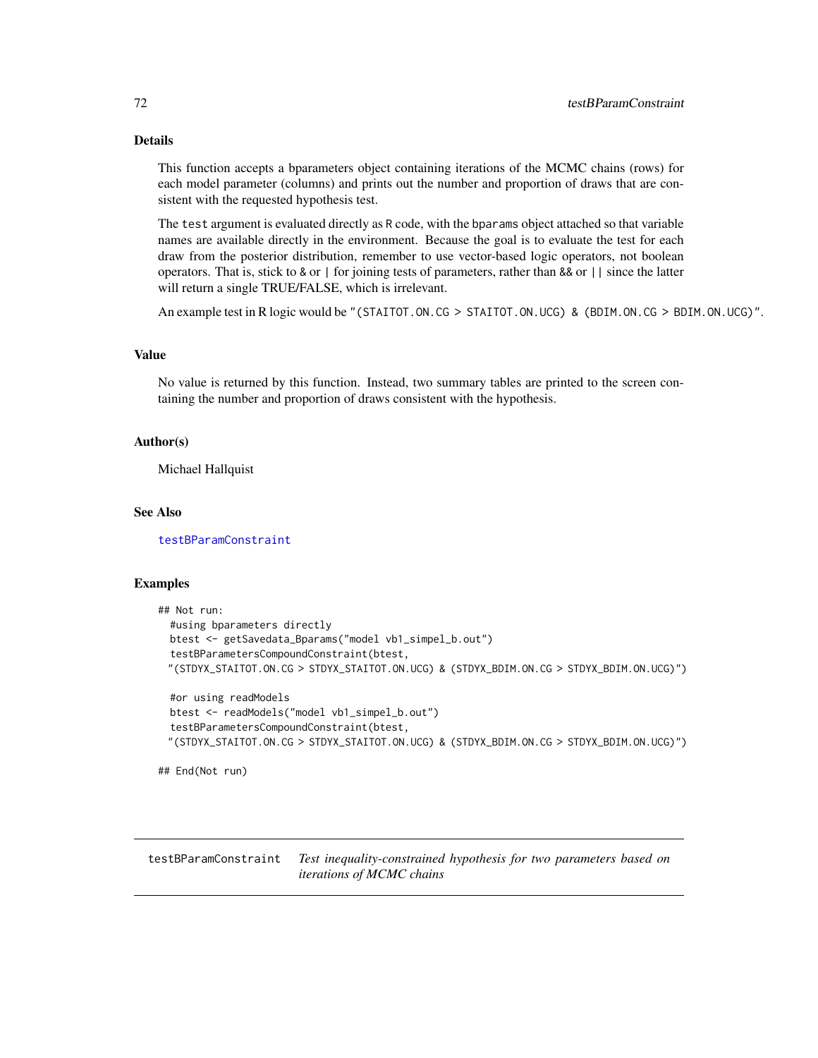## Details

This function accepts a bparameters object containing iterations of the MCMC chains (rows) for each model parameter (columns) and prints out the number and proportion of draws that are consistent with the requested hypothesis test.

The `test` argument is evaluated directly as R code, with the `bparams` object attached so that variable names are available directly in the environment. Because the goal is to evaluate the test for each draw from the posterior distribution, remember to use vector-based logic operators, not boolean operators. That is, stick to `&` or `|` for joining tests of parameters, rather than `&&` or `||` since the latter will return a single TRUE/FALSE, which is irrelevant.

An example test in R logic would be `"(STAITOT.ON.CG > STAITOT.ON.UCG) & (BDIM.ON.CG > BDIM.ON.UCG)"`.

## Value

No value is returned by this function. Instead, two summary tables are printed to the screen containing the number and proportion of draws consistent with the hypothesis.

## Author(s)

Michael Hallquist

## See Also

testBParamConstraint

## Examples

```
## Not run:
  #using bparameters directly
  btest <- getSavedata_Bparams("model vb1_simpel_b.out")
  testBParametersCompoundConstraint(btest,
 "(STDYX_STAITOT.ON.CG > STDYX_STAITOT.ON.UCG) & (STDYX_BDIM.ON.CG > STDYX_BDIM.ON.UCG)")

  #or using readModels
  btest <- readModels("model vb1_simpel_b.out")
  testBParametersCompoundConstraint(btest,
 "(STDYX_STAITOT.ON.CG > STDYX_STAITOT.ON.UCG) & (STDYX_BDIM.ON.CG > STDYX_BDIM.ON.UCG)")

## End(Not run)
```

---

# testBParamConstraint *Test inequality-constrained hypothesis for two parameters based on iterations of MCMC chains*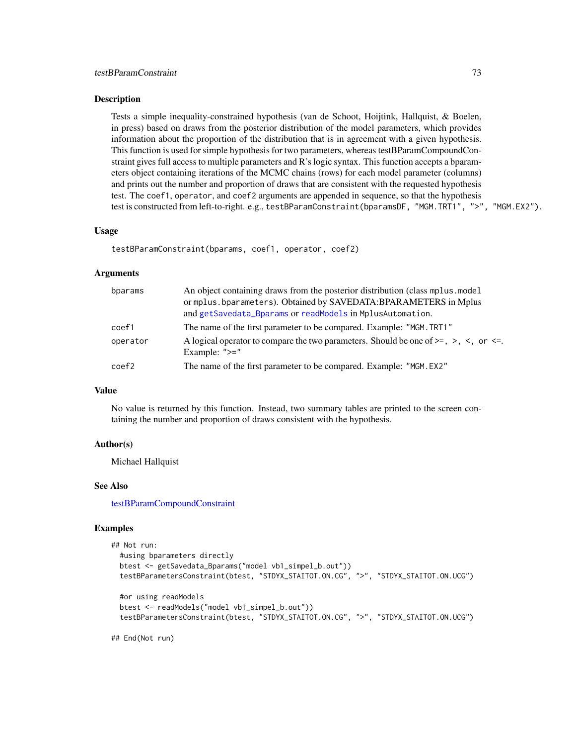## Description

Tests a simple inequality-constrained hypothesis (van de Schoot, Hoijtink, Hallquist, & Boelen, in press) based on draws from the posterior distribution of the model parameters, which provides information about the proportion of the distribution that is in agreement with a given hypothesis. This function is used for simple hypothesis for two parameters, whereas testBParamCompoundConstraint gives full access to multiple parameters and R's logic syntax. This function accepts a bparameters object containing iterations of the MCMC chains (rows) for each model parameter (columns) and prints out the number and proportion of draws that are consistent with the requested hypothesis test. The `coef1`, `operator`, and `coef2` arguments are appended in sequence, so that the hypothesis test is constructed from left-to-right. e.g., `testBParamConstraint(bparamsDF, "MGM.TRT1", ">", "MGM.EX2")`.

## Usage

```
testBParamConstraint(bparams, coef1, operator, coef2)
```

## Arguments

| | |
|---|---|
| `bparams` | An object containing draws from the posterior distribution (class `mplus.model` or `mplus.bparameters`). Obtained by SAVEDATA:BPARAMETERS in Mplus and `getSavedata_Bparams` or `readModels` in `MplusAutomation`. |
| `coef1` | The name of the first parameter to be compared. Example: `"MGM.TRT1"` |
| `operator` | A logical operator to compare the two parameters. Should be one of `>=, >, <, or <=`. Example: `">="` |
| `coef2` | The name of the first parameter to be compared. Example: `"MGM.EX2"` |

## Value

No value is returned by this function. Instead, two summary tables are printed to the screen containing the number and proportion of draws consistent with the hypothesis.

## Author(s)

Michael Hallquist

## See Also

testBParamCompoundConstraint

## Examples

```
## Not run:
  #using bparameters directly
  btest <- getSavedata_Bparams("model vb1_simpel_b.out"))
  testBParametersConstraint(btest, "STDYX_STAITOT.ON.CG", ">", "STDYX_STAITOT.ON.UCG")

  #or using readModels
  btest <- readModels("model vb1_simpel_b.out"))
  testBParametersConstraint(btest, "STDYX_STAITOT.ON.CG", ">", "STDYX_STAITOT.ON.UCG")

## End(Not run)
```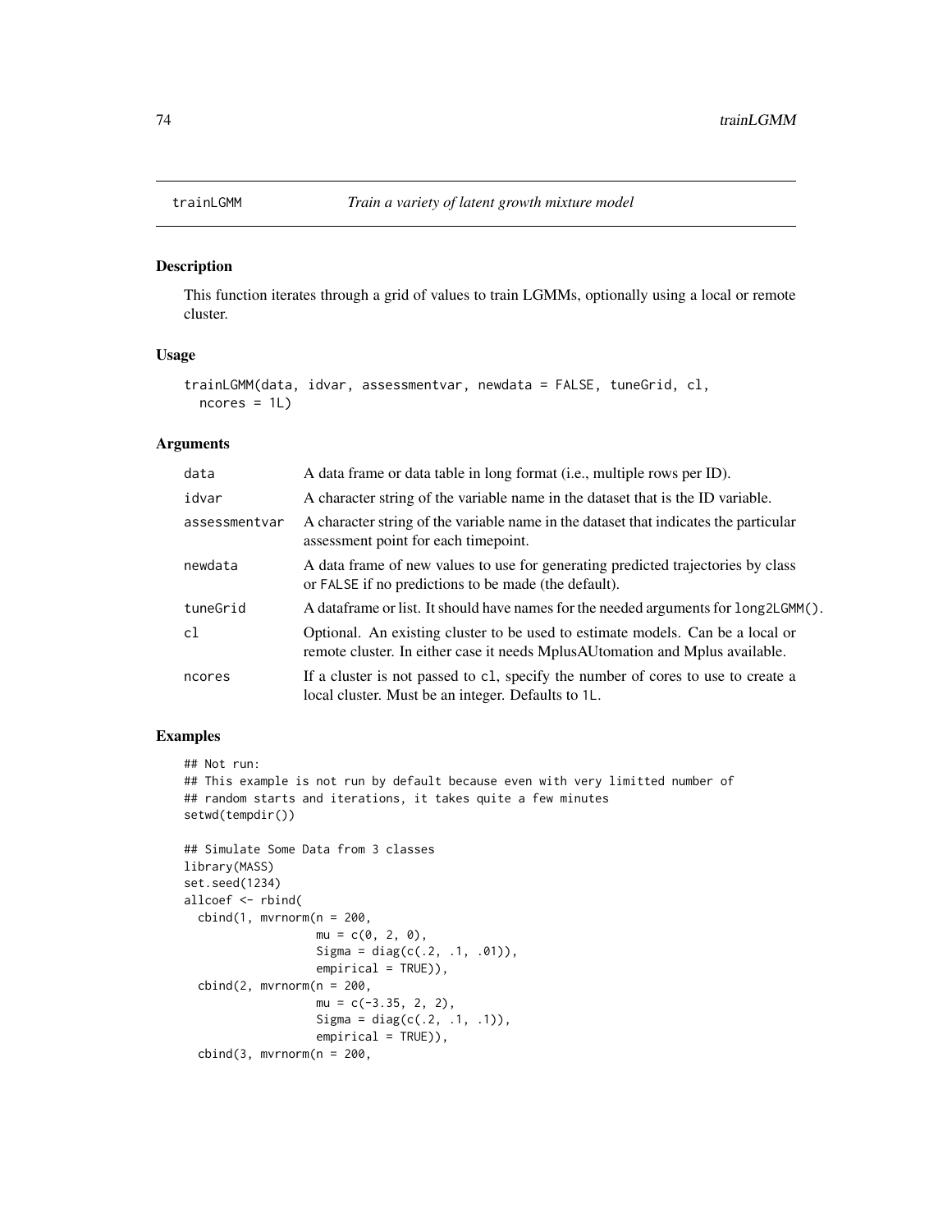# trainLGMM    *Train a variety of latent growth mixture model*

## Description

This function iterates through a grid of values to train LGMMs, optionally using a local or remote cluster.

## Usage

```
trainLGMM(data, idvar, assessmentvar, newdata = FALSE, tuneGrid, cl,
  ncores = 1L)
```

## Arguments

| | |
|---|---|
| data | A data frame or data table in long format (i.e., multiple rows per ID). |
| idvar | A character string of the variable name in the dataset that is the ID variable. |
| assessmentvar | A character string of the variable name in the dataset that indicates the particular assessment point for each timepoint. |
| newdata | A data frame of new values to use for generating predicted trajectories by class or FALSE if no predictions to be made (the default). |
| tuneGrid | A dataframe or list. It should have names for the needed arguments for long2LGMM(). |
| cl | Optional. An existing cluster to be used to estimate models. Can be a local or remote cluster. In either case it needs MplusAUtomation and Mplus available. |
| ncores | If a cluster is not passed to cl, specify the number of cores to use to create a local cluster. Must be an integer. Defaults to 1L. |

## Examples

```
## Not run:
## This example is not run by default because even with very limitted number of
## random starts and iterations, it takes quite a few minutes
setwd(tempdir())

## Simulate Some Data from 3 classes
library(MASS)
set.seed(1234)
allcoef <- rbind(
  cbind(1, mvrnorm(n = 200,
                   mu = c(0, 2, 0),
                   Sigma = diag(c(.2, .1, .01)),
                   empirical = TRUE)),
  cbind(2, mvrnorm(n = 200,
                   mu = c(-3.35, 2, 2),
                   Sigma = diag(c(.2, .1, .1)),
                   empirical = TRUE)),
  cbind(3, mvrnorm(n = 200,
```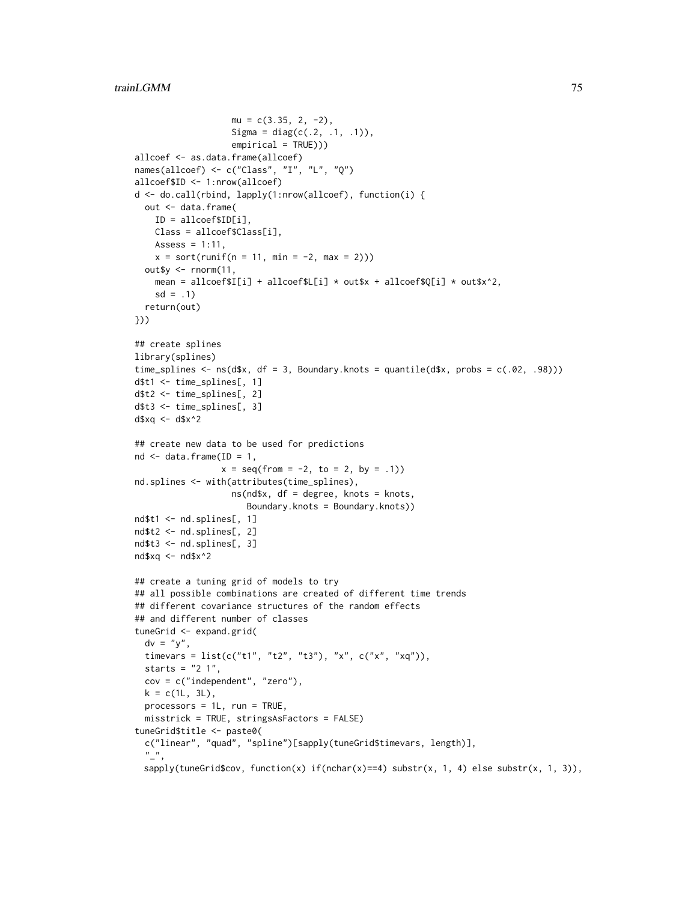```r
                   mu = c(3.35, 2, -2),
                   Sigma = diag(c(.2, .1, .1)),
                   empirical = TRUE)))
allcoef <- as.data.frame(allcoef)
names(allcoef) <- c("Class", "I", "L", "Q")
allcoef$ID <- 1:nrow(allcoef)
d <- do.call(rbind, lapply(1:nrow(allcoef), function(i) {
  out <- data.frame(
    ID = allcoef$ID[i],
    Class = allcoef$Class[i],
    Assess = 1:11,
    x = sort(runif(n = 11, min = -2, max = 2)))
  out$y <- rnorm(11,
    mean = allcoef$I[i] + allcoef$L[i] * out$x + allcoef$Q[i] * out$x^2,
    sd = .1)
  return(out)
}))

## create splines
library(splines)
time_splines <- ns(d$x, df = 3, Boundary.knots = quantile(d$x, probs = c(.02, .98)))
d$t1 <- time_splines[, 1]
d$t2 <- time_splines[, 2]
d$t3 <- time_splines[, 3]
d$xq <- d$x^2

## create new data to be used for predictions
nd <- data.frame(ID = 1,
                 x = seq(from = -2, to = 2, by = .1))
nd.splines <- with(attributes(time_splines),
                   ns(nd$x, df = degree, knots = knots,
                      Boundary.knots = Boundary.knots))
nd$t1 <- nd.splines[, 1]
nd$t2 <- nd.splines[, 2]
nd$t3 <- nd.splines[, 3]
nd$xq <- nd$x^2

## create a tuning grid of models to try
## all possible combinations are created of different time trends
## different covariance structures of the random effects
## and different number of classes
tuneGrid <- expand.grid(
  dv = "y",
  timevars = list(c("t1", "t2", "t3"), "x", c("x", "xq")),
  starts = "2 1",
  cov = c("independent", "zero"),
  k = c(1L, 3L),
  processors = 1L, run = TRUE,
  misstrick = TRUE, stringsAsFactors = FALSE)
tuneGrid$title <- paste0(
  c("linear", "quad", "spline")[sapply(tuneGrid$timevars, length)],
  "_",
  sapply(tuneGrid$cov, function(x) if(nchar(x)==4) substr(x, 1, 4) else substr(x, 1, 3)),
```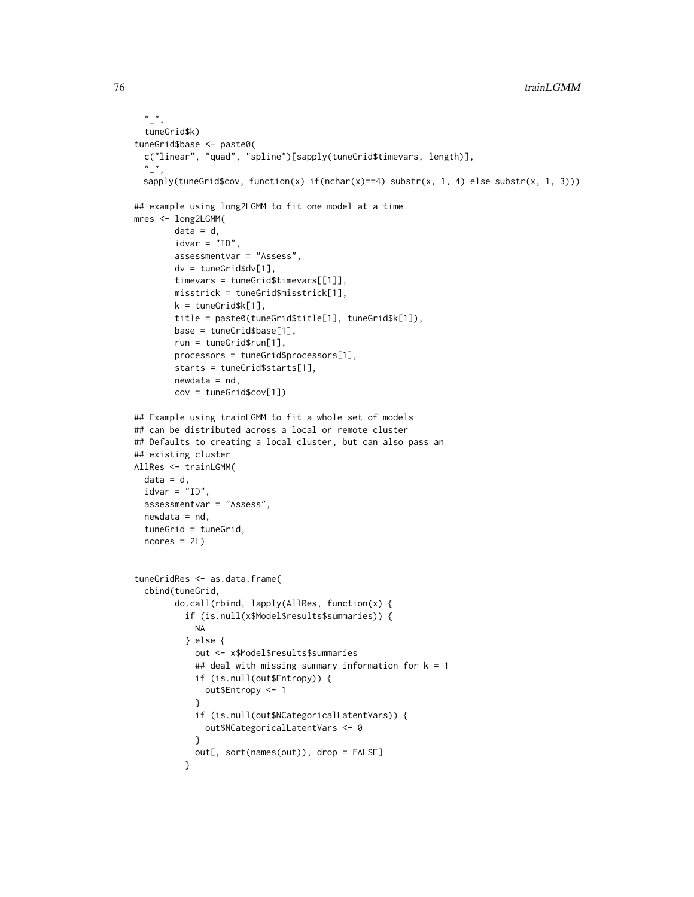```
  "_",
  tuneGrid$k)
tuneGrid$base <- paste0(
  c("linear", "quad", "spline")[sapply(tuneGrid$timevars, length)],
  "_",
  sapply(tuneGrid$cov, function(x) if(nchar(x)==4) substr(x, 1, 4) else substr(x, 1, 3)))

## example using long2LGMM to fit one model at a time
mres <- long2LGMM(
        data = d,
        idvar = "ID",
        assessmentvar = "Assess",
        dv = tuneGrid$dv[1],
        timevars = tuneGrid$timevars[[1]],
        misstrick = tuneGrid$misstrick[1],
        k = tuneGrid$k[1],
        title = paste0(tuneGrid$title[1], tuneGrid$k[1]),
        base = tuneGrid$base[1],
        run = tuneGrid$run[1],
        processors = tuneGrid$processors[1],
        starts = tuneGrid$starts[1],
        newdata = nd,
        cov = tuneGrid$cov[1])

## Example using trainLGMM to fit a whole set of models
## can be distributed across a local or remote cluster
## Defaults to creating a local cluster, but can also pass an
## existing cluster
AllRes <- trainLGMM(
  data = d,
  idvar = "ID",
  assessmentvar = "Assess",
  newdata = nd,
  tuneGrid = tuneGrid,
  ncores = 2L)


tuneGridRes <- as.data.frame(
  cbind(tuneGrid,
        do.call(rbind, lapply(AllRes, function(x) {
          if (is.null(x$Model$results$summaries)) {
            NA
          } else {
            out <- x$Model$results$summaries
            ## deal with missing summary information for k = 1
            if (is.null(out$Entropy)) {
              out$Entropy <- 1
            }
            if (is.null(out$NCategoricalLatentVars)) {
              out$NCategoricalLatentVars <- 0
            }
            out[, sort(names(out)), drop = FALSE]
          }
```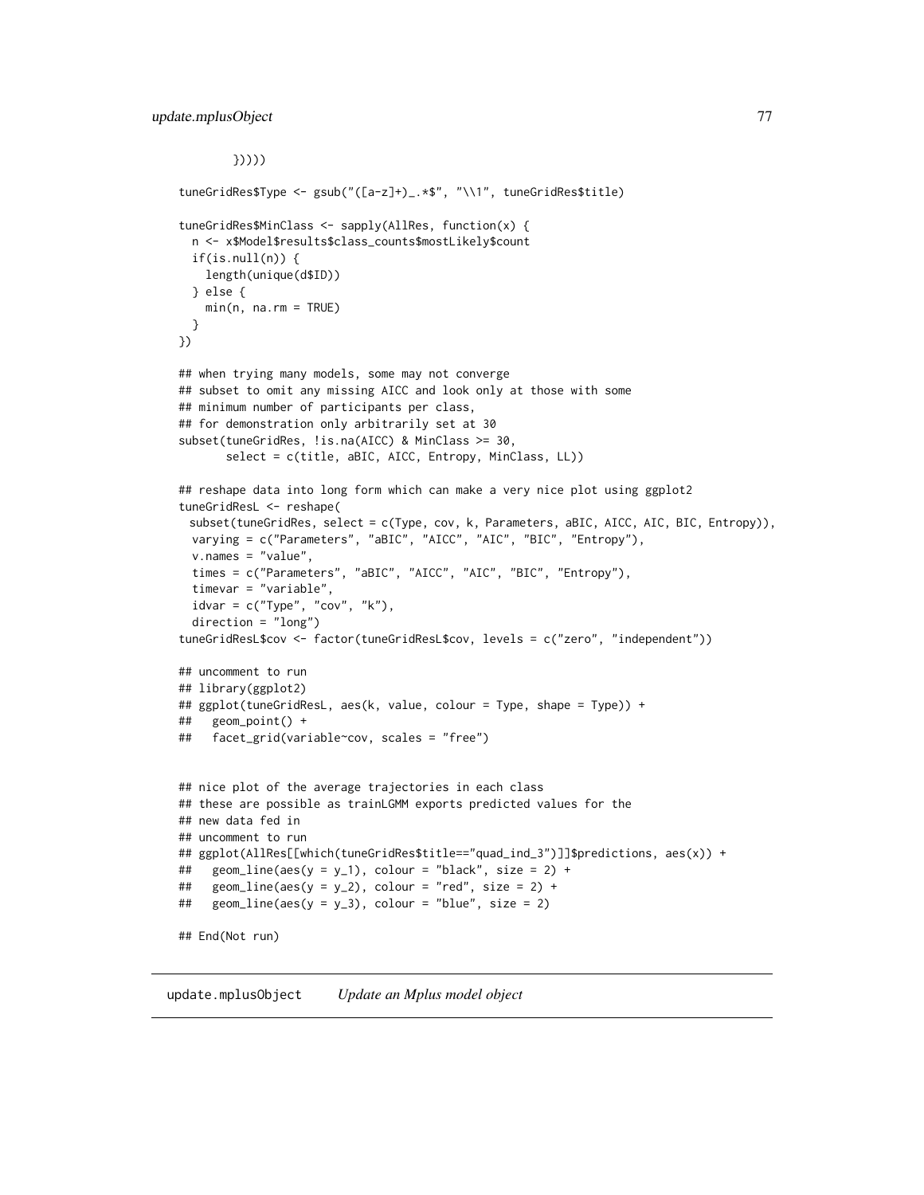```
        }))))

tuneGridRes$Type <- gsub("([a-z]+)_.*$", "\\1", tuneGridRes$title)

tuneGridRes$MinClass <- sapply(AllRes, function(x) {
  n <- x$Model$results$class_counts$mostLikely$count
  if(is.null(n)) {
    length(unique(d$ID))
  } else {
    min(n, na.rm = TRUE)
  }
})

## when trying many models, some may not converge
## subset to omit any missing AICC and look only at those with some
## minimum number of participants per class,
## for demonstration only arbitrarily set at 30
subset(tuneGridRes, !is.na(AICC) & MinClass >= 30,
       select = c(title, aBIC, AICC, Entropy, MinClass, LL))

## reshape data into long form which can make a very nice plot using ggplot2
tuneGridResL <- reshape(
  subset(tuneGridRes, select = c(Type, cov, k, Parameters, aBIC, AICC, AIC, BIC, Entropy)),
  varying = c("Parameters", "aBIC", "AICC", "AIC", "BIC", "Entropy"),
  v.names = "value",
  times = c("Parameters", "aBIC", "AICC", "AIC", "BIC", "Entropy"),
  timevar = "variable",
  idvar = c("Type", "cov", "k"),
  direction = "long")
tuneGridResL$cov <- factor(tuneGridResL$cov, levels = c("zero", "independent"))

## uncomment to run
## library(ggplot2)
## ggplot(tuneGridResL, aes(k, value, colour = Type, shape = Type)) +
##   geom_point() +
##   facet_grid(variable~cov, scales = "free")


## nice plot of the average trajectories in each class
## these are possible as trainLGMM exports predicted values for the
## new data fed in
## uncomment to run
## ggplot(AllRes[[which(tuneGridRes$title=="quad_ind_3")]]$predictions, aes(x)) +
##   geom_line(aes(y = y_1), colour = "black", size = 2) +
##   geom_line(aes(y = y_2), colour = "red", size = 2) +
##   geom_line(aes(y = y_3), colour = "blue", size = 2)

## End(Not run)
```

## update.mplusObject *Update an Mplus model object*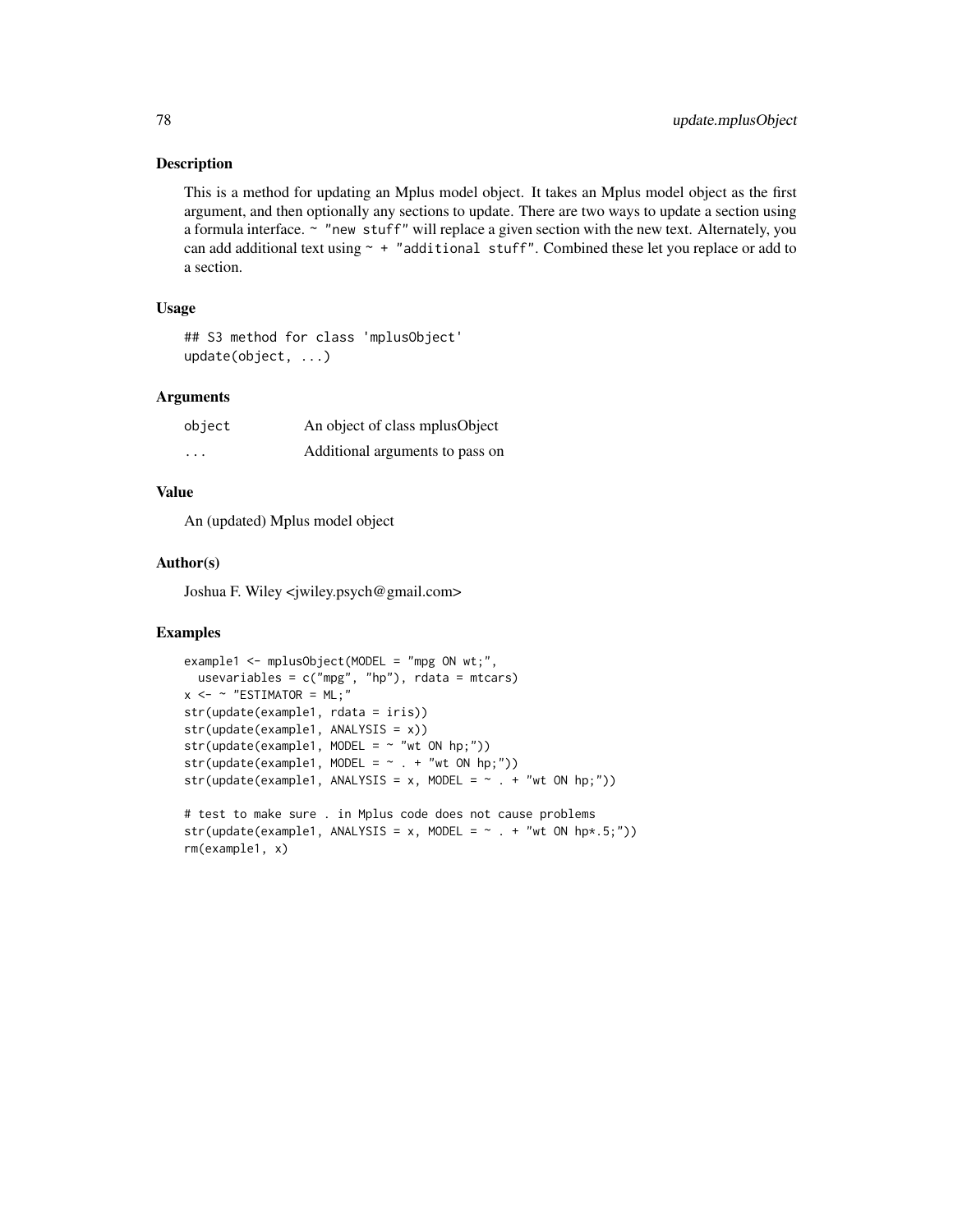## Description

This is a method for updating an Mplus model object. It takes an Mplus model object as the first argument, and then optionally any sections to update. There are two ways to update a section using a formula interface. `~ "new stuff"` will replace a given section with the new text. Alternately, you can add additional text using `~ + "additional stuff"`. Combined these let you replace or add to a section.

## Usage

```
## S3 method for class 'mplusObject'
update(object, ...)
```

## Arguments

| | |
|---|---|
| `object` | An object of class mplusObject |
| `...` | Additional arguments to pass on |

## Value

An (updated) Mplus model object

## Author(s)

Joshua F. Wiley <jwiley.psych@gmail.com>

## Examples

```
example1 <- mplusObject(MODEL = "mpg ON wt;",
  usevariables = c("mpg", "hp"), rdata = mtcars)
x <- ~ "ESTIMATOR = ML;"
str(update(example1, rdata = iris))
str(update(example1, ANALYSIS = x))
str(update(example1, MODEL = ~ "wt ON hp;"))
str(update(example1, MODEL = ~ . + "wt ON hp;"))
str(update(example1, ANALYSIS = x, MODEL = ~ . + "wt ON hp;"))

# test to make sure . in Mplus code does not cause problems
str(update(example1, ANALYSIS = x, MODEL = ~ . + "wt ON hp*.5;"))
rm(example1, x)
```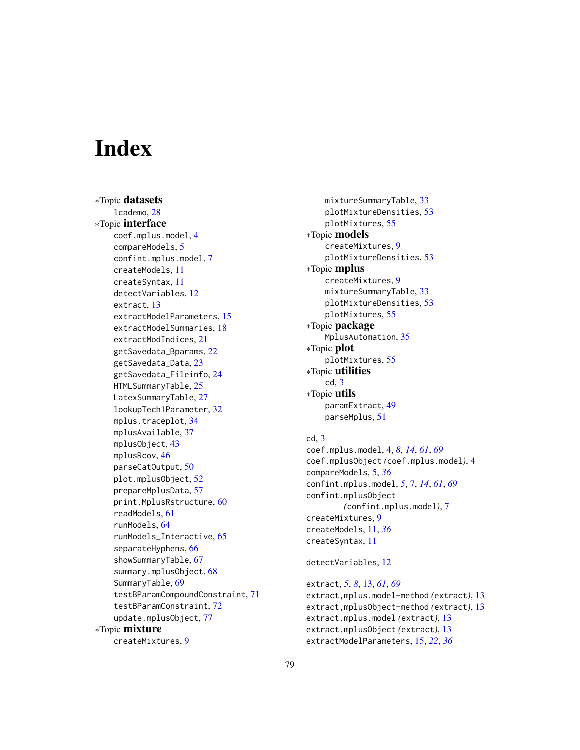# Index

*Topic **datasets**
- lcademo, 28

*Topic **interface**
- coef.mplus.model, 4
- compareModels, 5
- confint.mplus.model, 7
- createModels, 11
- createSyntax, 11
- detectVariables, 12
- extract, 13
- extractModelParameters, 15
- extractModelSummaries, 18
- extractModIndices, 21
- getSavedata_Bparams, 22
- getSavedata_Data, 23
- getSavedata_Fileinfo, 24
- HTMLSummaryTable, 25
- LatexSummaryTable, 27
- lookupTech1Parameter, 32
- mplus.traceplot, 34
- mplusAvailable, 37
- mplusObject, 43
- mplusRcov, 46
- parseCatOutput, 50
- plot.mplusObject, 52
- prepareMplusData, 57
- print.MplusRstructure, 60
- readModels, 61
- runModels, 64
- runModels_Interactive, 65
- separateHyphens, 66
- showSummaryTable, 67
- summary.mplusObject, 68
- SummaryTable, 69
- testBParamCompoundConstraint, 71
- testBParamConstraint, 72
- update.mplusObject, 77

*Topic **mixture**
- createMixtures, 9
- mixtureSummaryTable, 33
- plotMixtureDensities, 53
- plotMixtures, 55

*Topic **models**
- createMixtures, 9
- plotMixtureDensities, 53

*Topic **mplus**
- createMixtures, 9
- mixtureSummaryTable, 33
- plotMixtureDensities, 53
- plotMixtures, 55

*Topic **package**
- MplusAutomation, 35

*Topic **plot**
- plotMixtures, 55

*Topic **utilities**
- cd, 3

*Topic **utils**
- paramExtract, 49
- parseMplus, 51

cd, 3
coef.mplus.model, 4, *8*, *14*, *61*, *69*
coef.mplusObject *(coef.mplus.model)*, 4
compareModels, 5, *36*
confint.mplus.model, *5*, 7, *14*, *61*, *69*
confint.mplusObject *(confint.mplus.model)*, 7
createMixtures, 9
createModels, 11, *36*
createSyntax, 11

detectVariables, 12

extract, *5*, *8*, 13, *61*, *69*
extract,mplus.model-method *(extract)*, 13
extract,mplusObject-method *(extract)*, 13
extract.mplus.model *(extract)*, 13
extract.mplusObject *(extract)*, 13
extractModelParameters, 15, *22*, *36*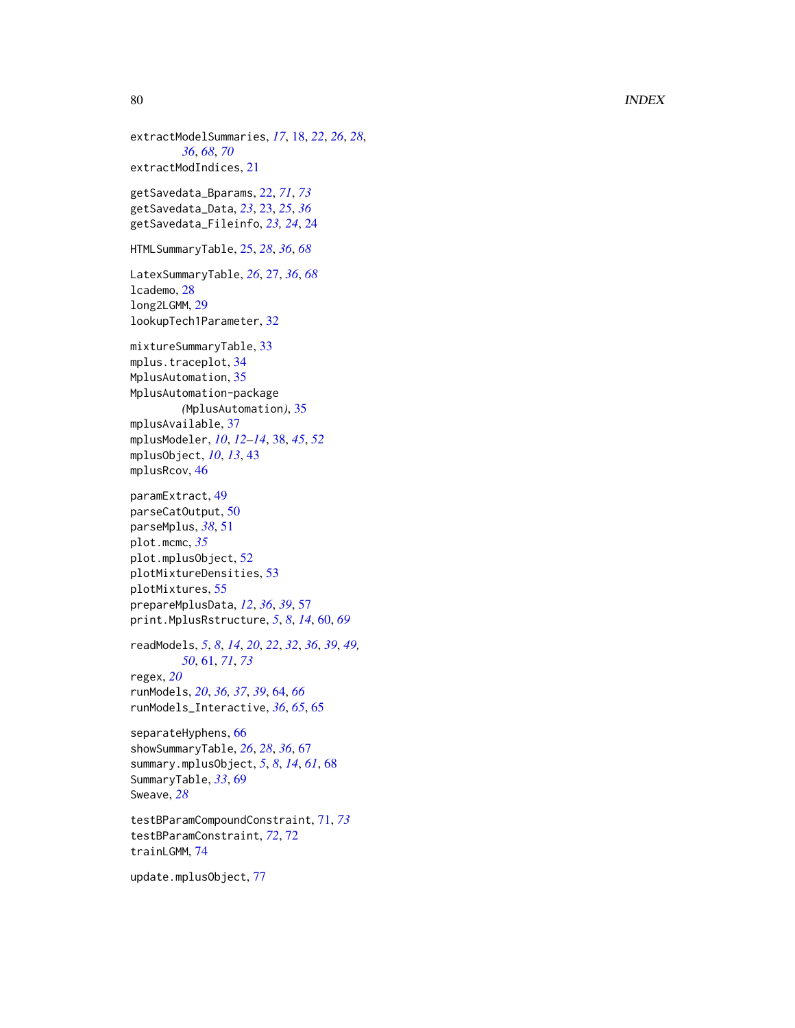extractModelSummaries, *17*, 18, *22*, *26*, *28*, *36*, *68*, *70*
extractModIndices, 21

getSavedata_Bparams, 22, *71*, *73*
getSavedata_Data, *23*, 23, *25*, *36*
getSavedata_Fileinfo, *23, 24*, 24

HTMLSummaryTable, 25, *28*, *36*, *68*

LatexSummaryTable, *26*, 27, *36*, *68*
lcademo, 28
long2LGMM, 29
lookupTech1Parameter, 32

mixtureSummaryTable, 33
mplus.traceplot, 34
MplusAutomation, 35
MplusAutomation-package (MplusAutomation), 35
mplusAvailable, 37
mplusModeler, *10*, *12–14*, 38, *45*, *52*
mplusObject, *10*, *13*, 43
mplusRcov, 46

paramExtract, 49
parseCatOutput, 50
parseMplus, *38*, 51
plot.mcmc, *35*
plot.mplusObject, 52
plotMixtureDensities, 53
plotMixtures, 55
prepareMplusData, *12*, *36*, *39*, 57
print.MplusRstructure, *5*, *8*, *14*, 60, *69*

readModels, *5*, *8*, *14*, *20*, *22*, *32*, *36*, *39*, *49*, *50*, 61, *71*, *73*
regex, *20*
runModels, *20*, *36, 37*, *39*, 64, *66*
runModels_Interactive, *36*, *65*, 65

separateHyphens, 66
showSummaryTable, *26*, *28*, *36*, 67
summary.mplusObject, *5*, *8*, *14*, *61*, 68
SummaryTable, *33*, 69
Sweave, *28*

testBParamCompoundConstraint, 71, *73*
testBParamConstraint, *72*, 72
trainLGMM, 74

update.mplusObject, 77